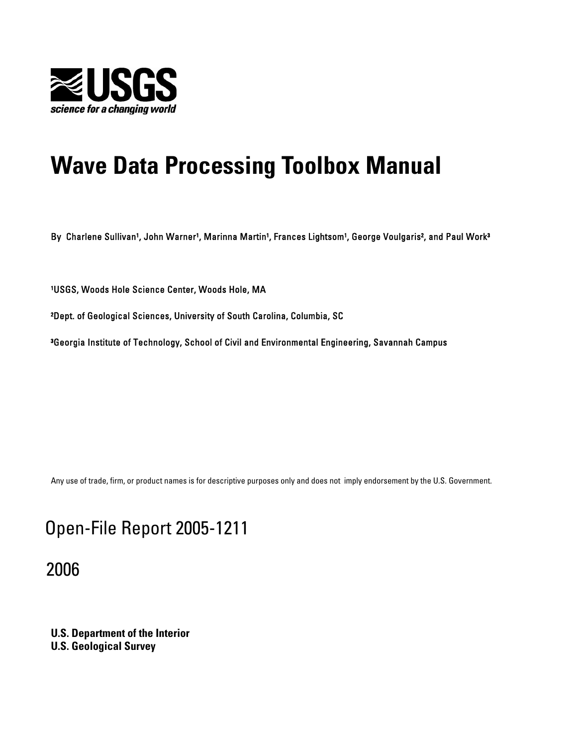USGS

*science for a changing world*

# Wave Data Processing Toolbox Manual

By Charlene Sullivan[1], John Warner[1], Marinna Martin[1], Frances Lightsom[1], George Voulgaris[2], and Paul Work[3]

[1]USGS, Woods Hole Science Center, Woods Hole, MA

[2]Dept. of Geological Sciences, University of South Carolina, Columbia, SC

[3]Georgia Institute of Technology, School of Civil and Environmental Engineering, Savannah Campus

Any use of trade, firm, or product names is for descriptive purposes only and does not imply endorsement by the U.S. Government.

Open-File Report 2005-1211

2006

**U.S. Department of the Interior**
**U.S. Geological Survey**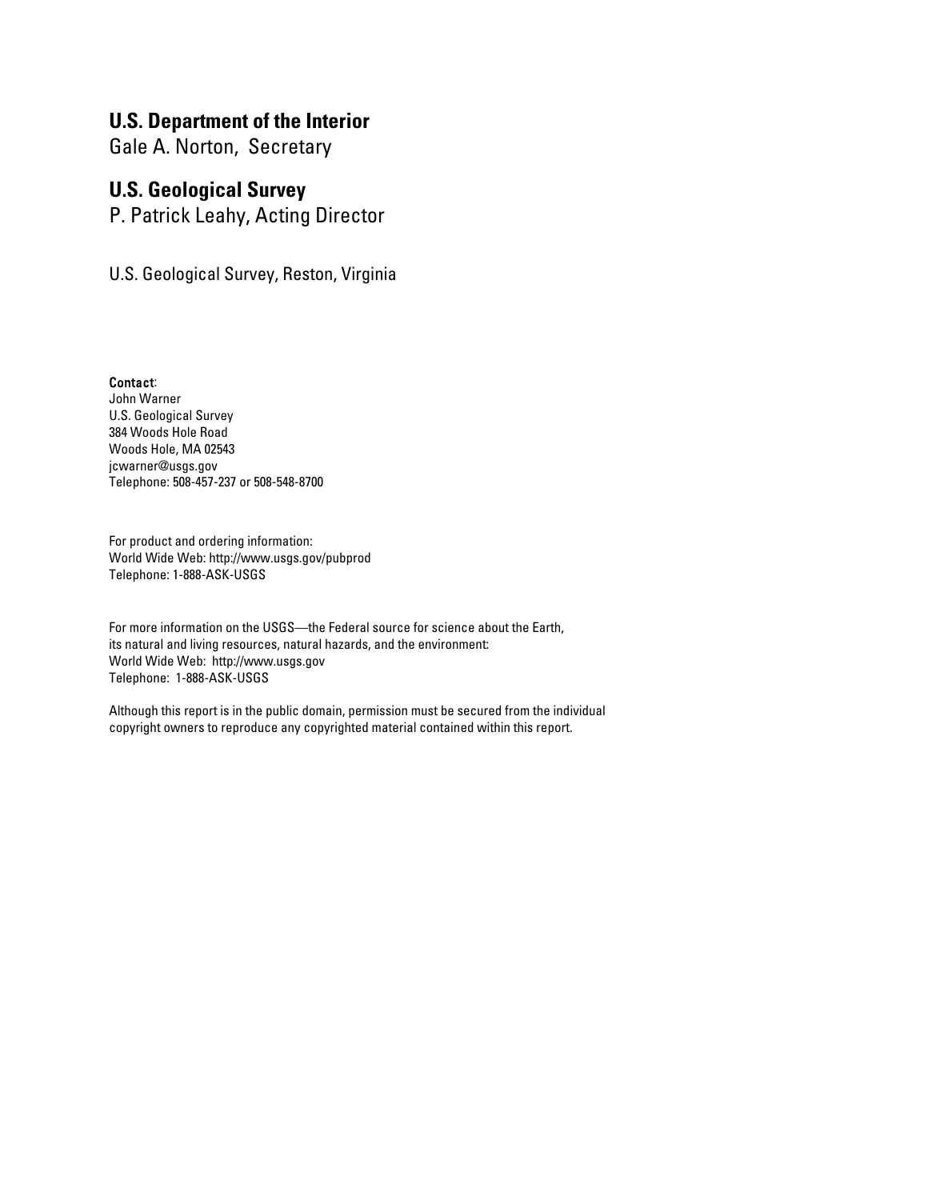**U.S. Department of the Interior**
Gale A. Norton, Secretary

**U.S. Geological Survey**
P. Patrick Leahy, Acting Director

U.S. Geological Survey, Reston, Virginia

Contact:
John Warner
U.S. Geological Survey
384 Woods Hole Road
Woods Hole, MA 02543
jcwarner@usgs.gov
Telephone: 508-457-237 or 508-548-8700

For product and ordering information:
World Wide Web: http://www.usgs.gov/pubprod
Telephone: 1-888-ASK-USGS

For more information on the USGS—the Federal source for science about the Earth,
its natural and living resources, natural hazards, and the environment:
World Wide Web: http://www.usgs.gov
Telephone: 1-888-ASK-USGS

Although this report is in the public domain, permission must be secured from the individual copyright owners to reproduce any copyrighted material contained within this report.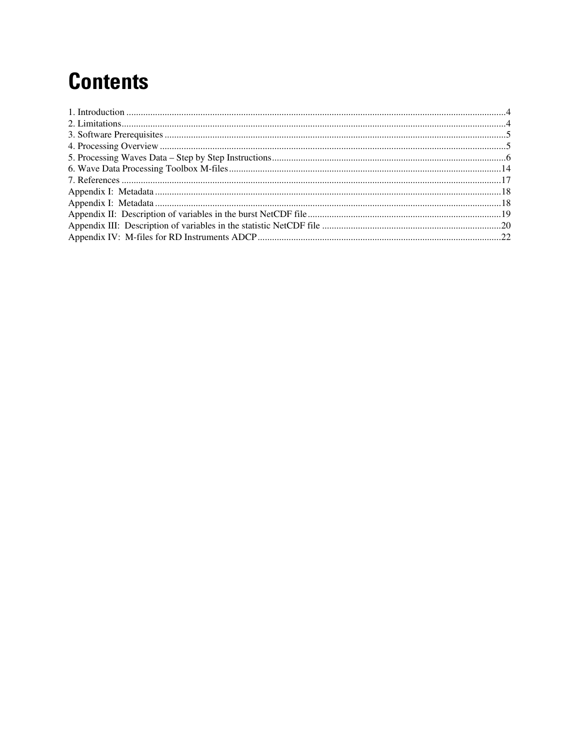# Contents

1. Introduction ....................................................................................................................................................4
2. Limitations......................................................................................................................................................4
3. Software Prerequisites ....................................................................................................................................5
4. Processing Overview ......................................................................................................................................5
5. Processing Waves Data – Step by Step Instructions.......................................................................................6
6. Wave Data Processing Toolbox M-files........................................................................................................14
7. References ....................................................................................................................................................17

Appendix I: Metadata .......................................................................................................................................18

Appendix I: Metadata .......................................................................................................................................18

Appendix II: Description of variables in the burst NetCDF file.......................................................................19

Appendix III: Description of variables in the statistic NetCDF file ................................................................20

Appendix IV: M-files for RD Instruments ADCP............................................................................................22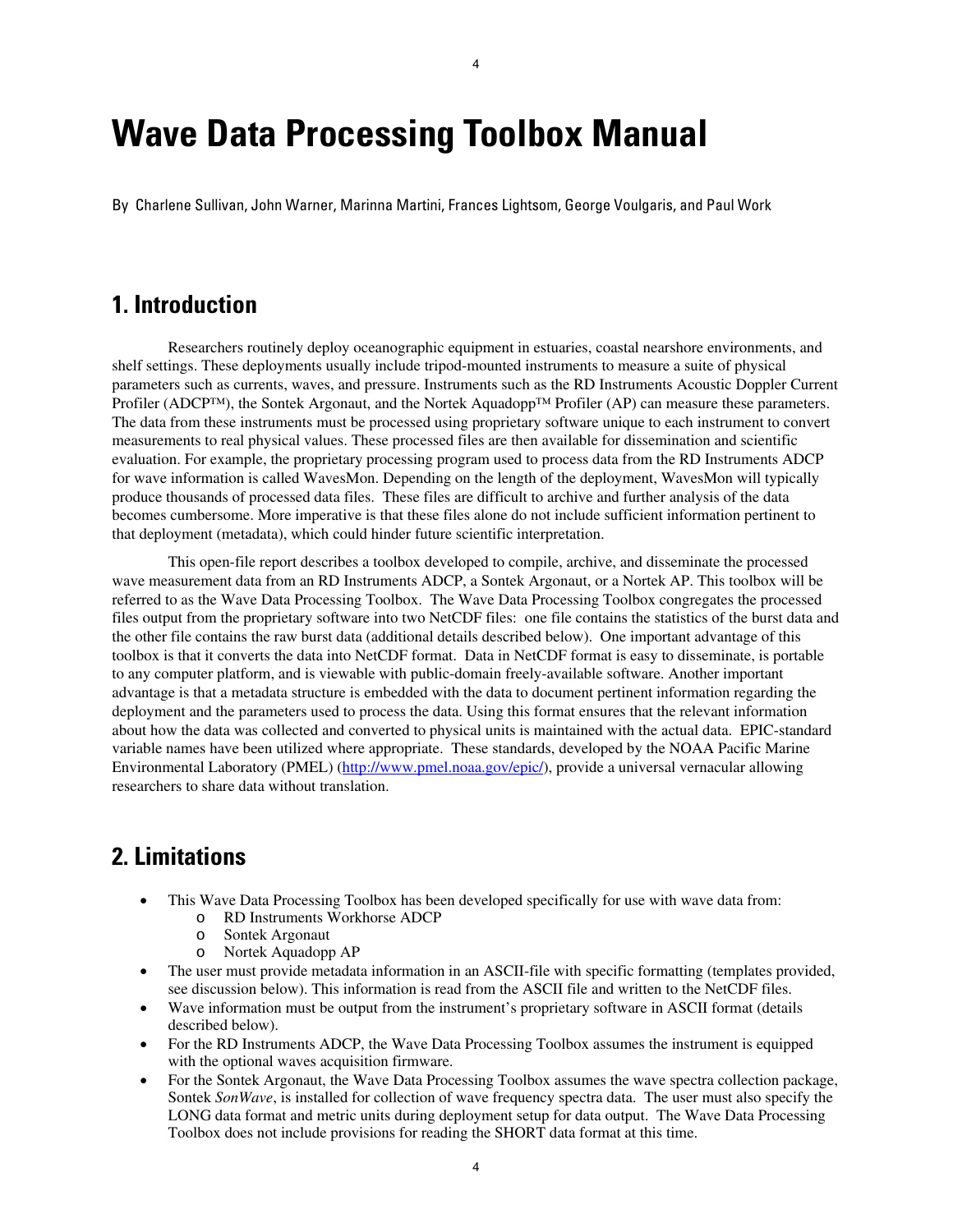# Wave Data Processing Toolbox Manual

By Charlene Sullivan, John Warner, Marinna Martini, Frances Lightsom, George Voulgaris, and Paul Work

## 1. Introduction

Researchers routinely deploy oceanographic equipment in estuaries, coastal nearshore environments, and shelf settings. These deployments usually include tripod-mounted instruments to measure a suite of physical parameters such as currents, waves, and pressure. Instruments such as the RD Instruments Acoustic Doppler Current Profiler (ADCP™), the Sontek Argonaut, and the Nortek Aquadopp™ Profiler (AP) can measure these parameters. The data from these instruments must be processed using proprietary software unique to each instrument to convert measurements to real physical values. These processed files are then available for dissemination and scientific evaluation. For example, the proprietary processing program used to process data from the RD Instruments ADCP for wave information is called WavesMon. Depending on the length of the deployment, WavesMon will typically produce thousands of processed data files. These files are difficult to archive and further analysis of the data becomes cumbersome. More imperative is that these files alone do not include sufficient information pertinent to that deployment (metadata), which could hinder future scientific interpretation.

This open-file report describes a toolbox developed to compile, archive, and disseminate the processed wave measurement data from an RD Instruments ADCP, a Sontek Argonaut, or a Nortek AP. This toolbox will be referred to as the Wave Data Processing Toolbox. The Wave Data Processing Toolbox congregates the processed files output from the proprietary software into two NetCDF files: one file contains the statistics of the burst data and the other file contains the raw burst data (additional details described below). One important advantage of this toolbox is that it converts the data into NetCDF format. Data in NetCDF format is easy to disseminate, is portable to any computer platform, and is viewable with public-domain freely-available software. Another important advantage is that a metadata structure is embedded with the data to document pertinent information regarding the deployment and the parameters used to process the data. Using this format ensures that the relevant information about how the data was collected and converted to physical units is maintained with the actual data. EPIC-standard variable names have been utilized where appropriate. These standards, developed by the NOAA Pacific Marine Environmental Laboratory (PMEL) (http://www.pmel.noaa.gov/epic/), provide a universal vernacular allowing researchers to share data without translation.

## 2. Limitations

- This Wave Data Processing Toolbox has been developed specifically for use with wave data from:
  - RD Instruments Workhorse ADCP
  - Sontek Argonaut
  - Nortek Aquadopp AP
- The user must provide metadata information in an ASCII-file with specific formatting (templates provided, see discussion below). This information is read from the ASCII file and written to the NetCDF files.
- Wave information must be output from the instrument's proprietary software in ASCII format (details described below).
- For the RD Instruments ADCP, the Wave Data Processing Toolbox assumes the instrument is equipped with the optional waves acquisition firmware.
- For the Sontek Argonaut, the Wave Data Processing Toolbox assumes the wave spectra collection package, Sontek *SonWave*, is installed for collection of wave frequency spectra data. The user must also specify the LONG data format and metric units during deployment setup for data output. The Wave Data Processing Toolbox does not include provisions for reading the SHORT data format at this time.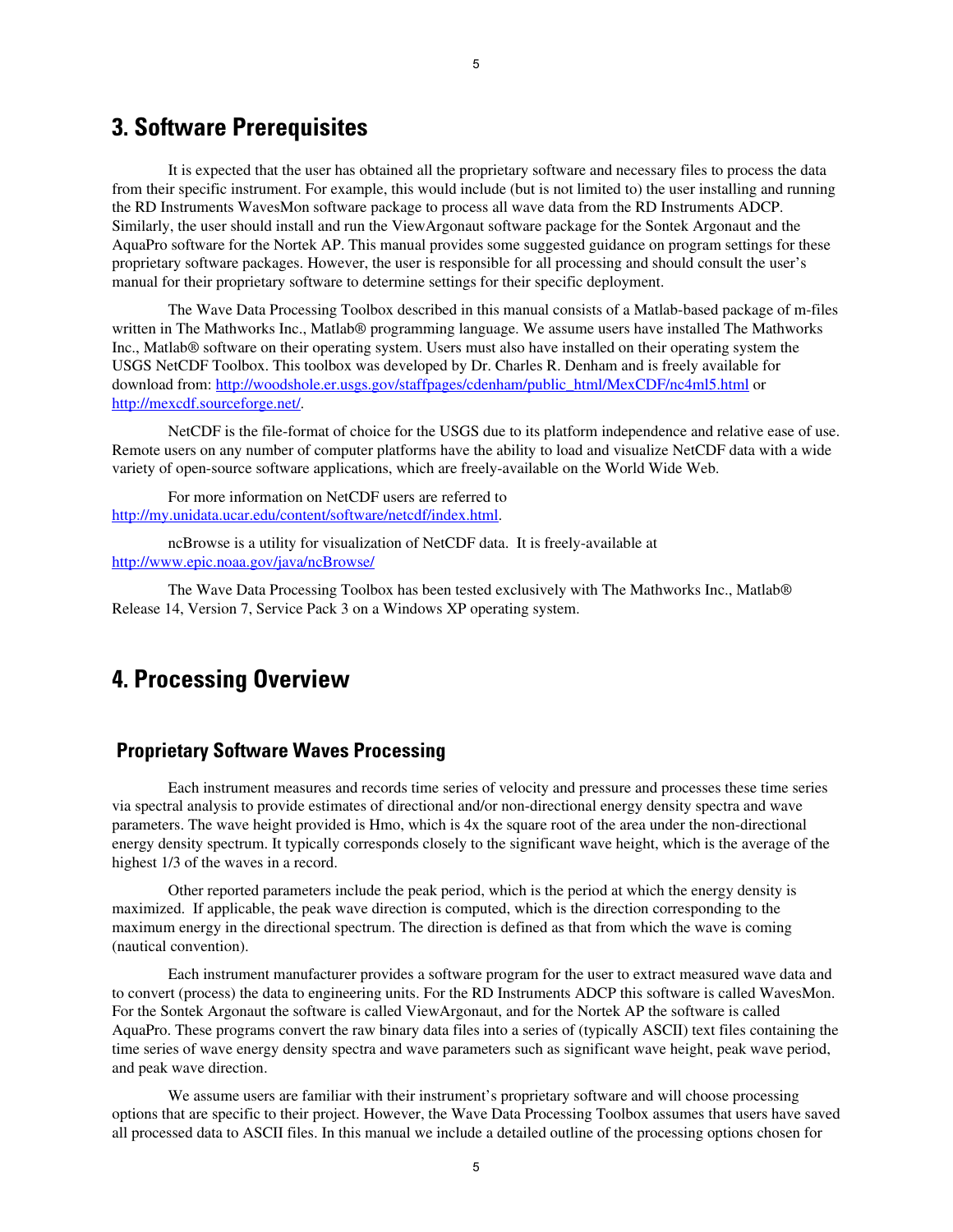# 3. Software Prerequisites

It is expected that the user has obtained all the proprietary software and necessary files to process the data from their specific instrument. For example, this would include (but is not limited to) the user installing and running the RD Instruments WavesMon software package to process all wave data from the RD Instruments ADCP. Similarly, the user should install and run the ViewArgonaut software package for the Sontek Argonaut and the AquaPro software for the Nortek AP. This manual provides some suggested guidance on program settings for these proprietary software packages. However, the user is responsible for all processing and should consult the user's manual for their proprietary software to determine settings for their specific deployment.

The Wave Data Processing Toolbox described in this manual consists of a Matlab-based package of m-files written in The Mathworks Inc., Matlab® programming language. We assume users have installed The Mathworks Inc., Matlab® software on their operating system. Users must also have installed on their operating system the USGS NetCDF Toolbox. This toolbox was developed by Dr. Charles R. Denham and is freely available for download from: http://woodshole.er.usgs.gov/staffpages/cdenham/public_html/MexCDF/nc4ml5.html or http://mexcdf.sourceforge.net/.

NetCDF is the file-format of choice for the USGS due to its platform independence and relative ease of use. Remote users on any number of computer platforms have the ability to load and visualize NetCDF data with a wide variety of open-source software applications, which are freely-available on the World Wide Web.

For more information on NetCDF users are referred to http://my.unidata.ucar.edu/content/software/netcdf/index.html.

ncBrowse is a utility for visualization of NetCDF data. It is freely-available at http://www.epic.noaa.gov/java/ncBrowse/

The Wave Data Processing Toolbox has been tested exclusively with The Mathworks Inc., Matlab® Release 14, Version 7, Service Pack 3 on a Windows XP operating system.

# 4. Processing Overview

## Proprietary Software Waves Processing

Each instrument measures and records time series of velocity and pressure and processes these time series via spectral analysis to provide estimates of directional and/or non-directional energy density spectra and wave parameters. The wave height provided is Hmo, which is 4x the square root of the area under the non-directional energy density spectrum. It typically corresponds closely to the significant wave height, which is the average of the highest 1/3 of the waves in a record.

Other reported parameters include the peak period, which is the period at which the energy density is maximized. If applicable, the peak wave direction is computed, which is the direction corresponding to the maximum energy in the directional spectrum. The direction is defined as that from which the wave is coming (nautical convention).

Each instrument manufacturer provides a software program for the user to extract measured wave data and to convert (process) the data to engineering units. For the RD Instruments ADCP this software is called WavesMon. For the Sontek Argonaut the software is called ViewArgonaut, and for the Nortek AP the software is called AquaPro. These programs convert the raw binary data files into a series of (typically ASCII) text files containing the time series of wave energy density spectra and wave parameters such as significant wave height, peak wave period, and peak wave direction.

We assume users are familiar with their instrument's proprietary software and will choose processing options that are specific to their project. However, the Wave Data Processing Toolbox assumes that users have saved all processed data to ASCII files. In this manual we include a detailed outline of the processing options chosen for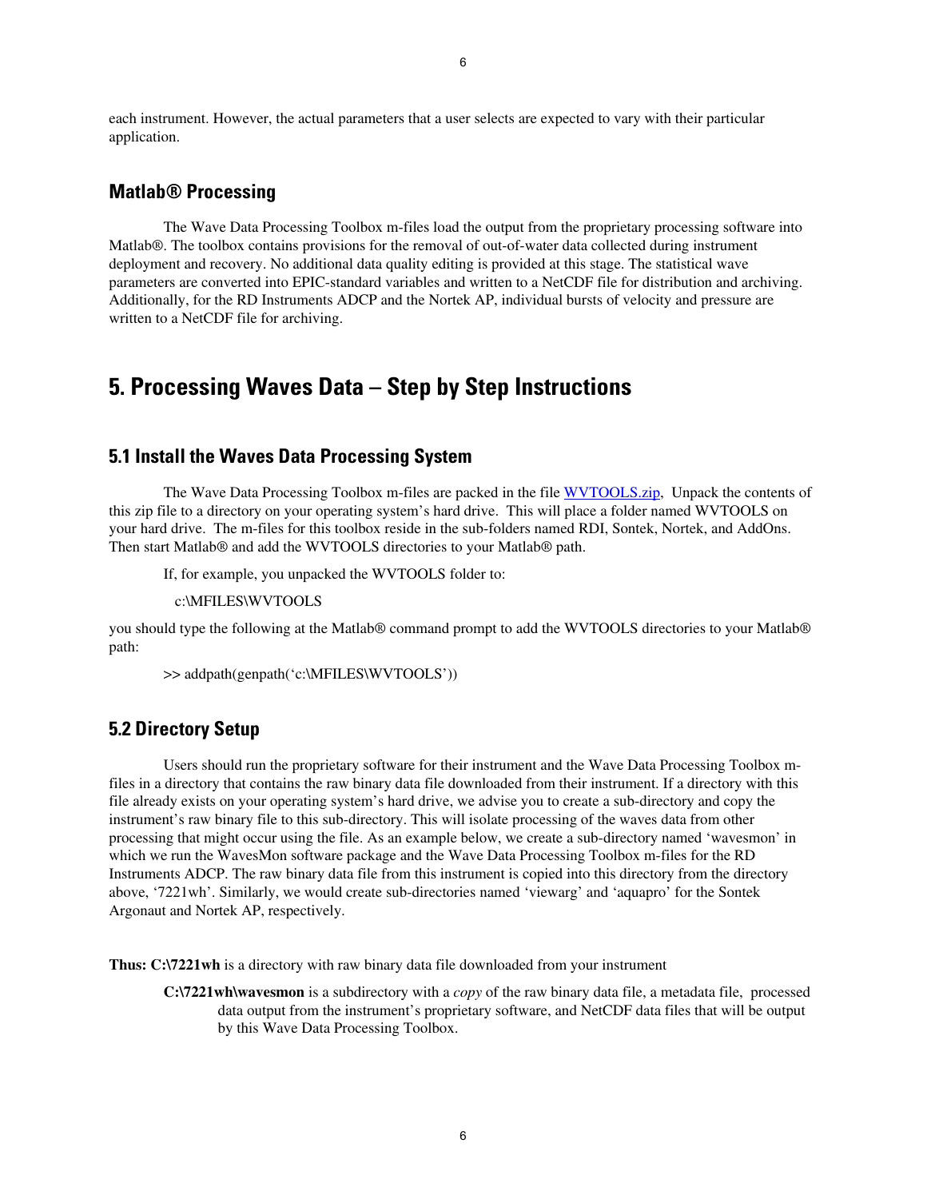each instrument. However, the actual parameters that a user selects are expected to vary with their particular application.

### Matlab® Processing

The Wave Data Processing Toolbox m-files load the output from the proprietary processing software into Matlab®. The toolbox contains provisions for the removal of out-of-water data collected during instrument deployment and recovery. No additional data quality editing is provided at this stage. The statistical wave parameters are converted into EPIC-standard variables and written to a NetCDF file for distribution and archiving. Additionally, for the RD Instruments ADCP and the Nortek AP, individual bursts of velocity and pressure are written to a NetCDF file for archiving.

## 5. Processing Waves Data – Step by Step Instructions

### 5.1 Install the Waves Data Processing System

The Wave Data Processing Toolbox m-files are packed in the file WVTOOLS.zip, Unpack the contents of this zip file to a directory on your operating system's hard drive. This will place a folder named WVTOOLS on your hard drive. The m-files for this toolbox reside in the sub-folders named RDI, Sontek, Nortek, and AddOns. Then start Matlab® and add the WVTOOLS directories to your Matlab® path.

If, for example, you unpacked the WVTOOLS folder to:

c:\MFILES\WVTOOLS

you should type the following at the Matlab® command prompt to add the WVTOOLS directories to your Matlab® path:

```
>> addpath(genpath('c:\MFILES\WVTOOLS'))
```

### 5.2 Directory Setup

Users should run the proprietary software for their instrument and the Wave Data Processing Toolbox m-files in a directory that contains the raw binary data file downloaded from their instrument. If a directory with this file already exists on your operating system's hard drive, we advise you to create a sub-directory and copy the instrument's raw binary file to this sub-directory. This will isolate processing of the waves data from other processing that might occur using the file. As an example below, we create a sub-directory named 'wavesmon' in which we run the WavesMon software package and the Wave Data Processing Toolbox m-files for the RD Instruments ADCP. The raw binary data file from this instrument is copied into this directory from the directory above, '7221wh'. Similarly, we would create sub-directories named 'viewarg' and 'aquapro' for the Sontek Argonaut and Nortek AP, respectively.

**Thus: C:\7221wh** is a directory with raw binary data file downloaded from your instrument

**C:\7221wh\wavesmon** is a subdirectory with a *copy* of the raw binary data file, a metadata file, processed data output from the instrument's proprietary software, and NetCDF data files that will be output by this Wave Data Processing Toolbox.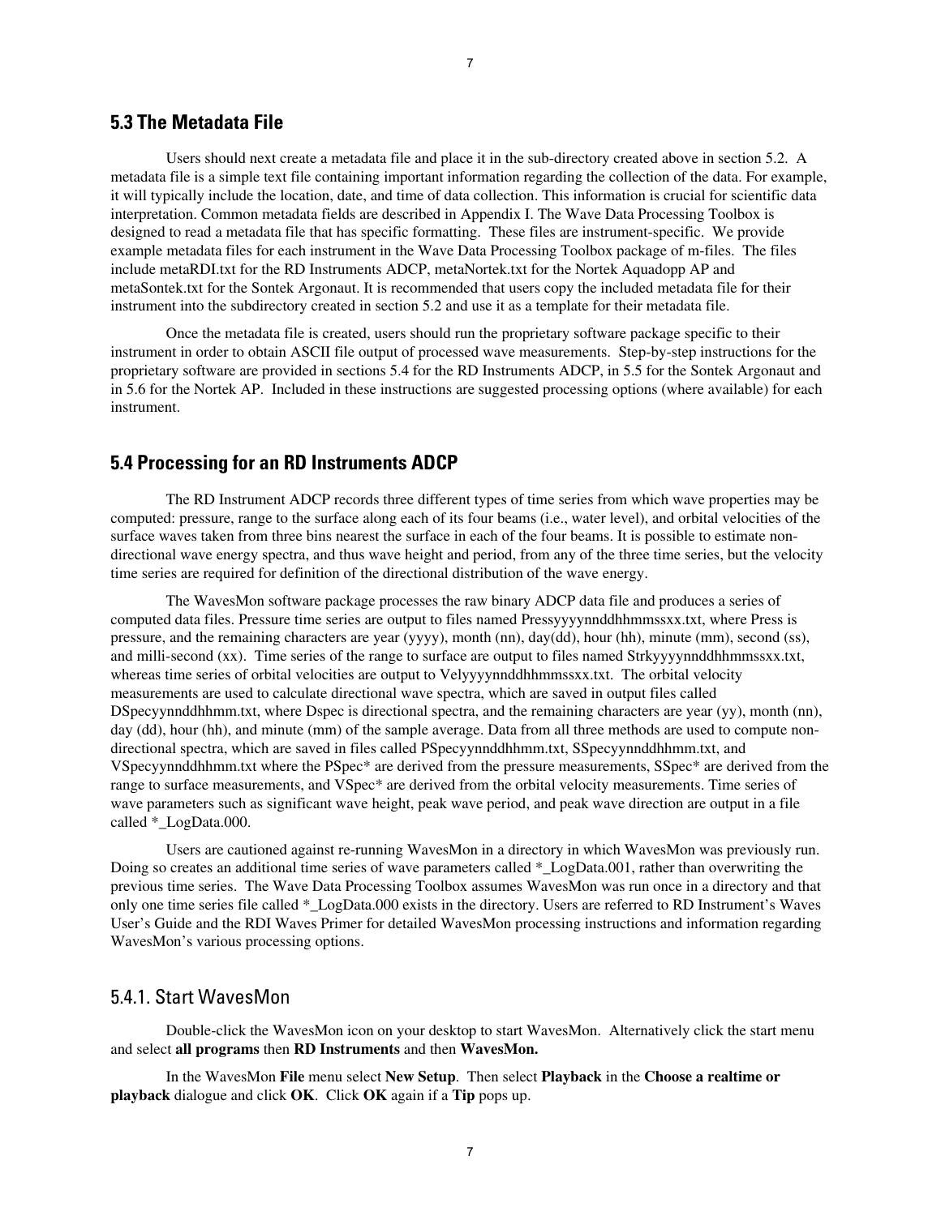## 5.3 The Metadata File

Users should next create a metadata file and place it in the sub-directory created above in section 5.2. A metadata file is a simple text file containing important information regarding the collection of the data. For example, it will typically include the location, date, and time of data collection. This information is crucial for scientific data interpretation. Common metadata fields are described in Appendix I. The Wave Data Processing Toolbox is designed to read a metadata file that has specific formatting. These files are instrument-specific. We provide example metadata files for each instrument in the Wave Data Processing Toolbox package of m-files. The files include metaRDI.txt for the RD Instruments ADCP, metaNortek.txt for the Nortek Aquadopp AP and metaSontek.txt for the Sontek Argonaut. It is recommended that users copy the included metadata file for their instrument into the subdirectory created in section 5.2 and use it as a template for their metadata file.

Once the metadata file is created, users should run the proprietary software package specific to their instrument in order to obtain ASCII file output of processed wave measurements. Step-by-step instructions for the proprietary software are provided in sections 5.4 for the RD Instruments ADCP, in 5.5 for the Sontek Argonaut and in 5.6 for the Nortek AP. Included in these instructions are suggested processing options (where available) for each instrument.

## 5.4 Processing for an RD Instruments ADCP

The RD Instrument ADCP records three different types of time series from which wave properties may be computed: pressure, range to the surface along each of its four beams (i.e., water level), and orbital velocities of the surface waves taken from three bins nearest the surface in each of the four beams. It is possible to estimate non-directional wave energy spectra, and thus wave height and period, from any of the three time series, but the velocity time series are required for definition of the directional distribution of the wave energy.

The WavesMon software package processes the raw binary ADCP data file and produces a series of computed data files. Pressure time series are output to files named Pressyyyynnddhhmmssxx.txt, where Press is pressure, and the remaining characters are year (yyyy), month (nn), day(dd), hour (hh), minute (mm), second (ss), and milli-second (xx). Time series of the range to surface are output to files named Strkyyyynnddhhmmssxx.txt, whereas time series of orbital velocities are output to Velyyyynnddhhmmssxx.txt. The orbital velocity measurements are used to calculate directional wave spectra, which are saved in output files called DSpecyynnddhhmm.txt, where Dspec is directional spectra, and the remaining characters are year (yy), month (nn), day (dd), hour (hh), and minute (mm) of the sample average. Data from all three methods are used to compute non-directional spectra, which are saved in files called PSpecyynnddhhmm.txt, SSpecyynnddhhmm.txt, and VSpecyynnddhhmm.txt where the PSpec* are derived from the pressure measurements, SSpec* are derived from the range to surface measurements, and VSpec* are derived from the orbital velocity measurements. Time series of wave parameters such as significant wave height, peak wave period, and peak wave direction are output in a file called *_LogData.000.

Users are cautioned against re-running WavesMon in a directory in which WavesMon was previously run. Doing so creates an additional time series of wave parameters called *_LogData.001, rather than overwriting the previous time series. The Wave Data Processing Toolbox assumes WavesMon was run once in a directory and that only one time series file called *_LogData.000 exists in the directory. Users are referred to RD Instrument's Waves User's Guide and the RDI Waves Primer for detailed WavesMon processing instructions and information regarding WavesMon's various processing options.

### 5.4.1. Start WavesMon

Double-click the WavesMon icon on your desktop to start WavesMon. Alternatively click the start menu and select **all programs** then **RD Instruments** and then **WavesMon.**

In the WavesMon **File** menu select **New Setup**. Then select **Playback** in the **Choose a realtime or playback** dialogue and click **OK**. Click **OK** again if a **Tip** pops up.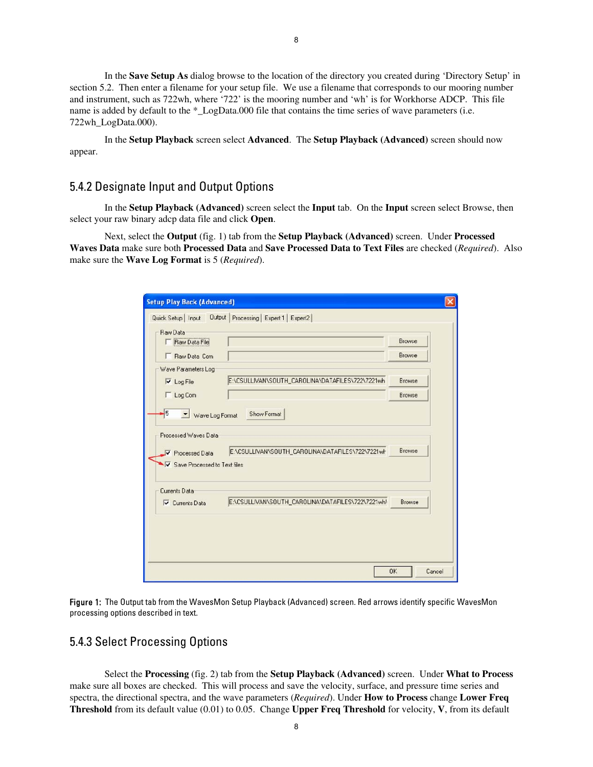In the **Save Setup As** dialog browse to the location of the directory you created during 'Directory Setup' in section 5.2. Then enter a filename for your setup file. We use a filename that corresponds to our mooring number and instrument, such as 722wh, where '722' is the mooring number and 'wh' is for Workhorse ADCP. This file name is added by default to the *_LogData.000 file that contains the time series of wave parameters (i.e. 722wh_LogData.000).

In the **Setup Playback** screen select **Advanced**. The **Setup Playback (Advanced)** screen should now appear.

### 5.4.2 Designate Input and Output Options

In the **Setup Playback (Advanced)** screen select the **Input** tab. On the **Input** screen select Browse, then select your raw binary adcp data file and click **Open**.

Next, select the **Output** (fig. 1) tab from the **Setup Playback (Advanced)** screen. Under **Processed Waves Data** make sure both **Processed Data** and **Save Processed Data to Text Files** are checked (*Required*). Also make sure the **Wave Log Format** is 5 (*Required*).

**Figure 1:** The Output tab from the WavesMon Setup Playback (Advanced) screen. Red arrows identify specific WavesMon processing options described in text.

### 5.4.3 Select Processing Options

Select the **Processing** (fig. 2) tab from the **Setup Playback (Advanced)** screen. Under **What to Process** make sure all boxes are checked. This will process and save the velocity, surface, and pressure time series and spectra, the directional spectra, and the wave parameters (*Required*). Under **How to Process** change **Lower Freq Threshold** from its default value (0.01) to 0.05. Change **Upper Freq Threshold** for velocity, **V**, from its default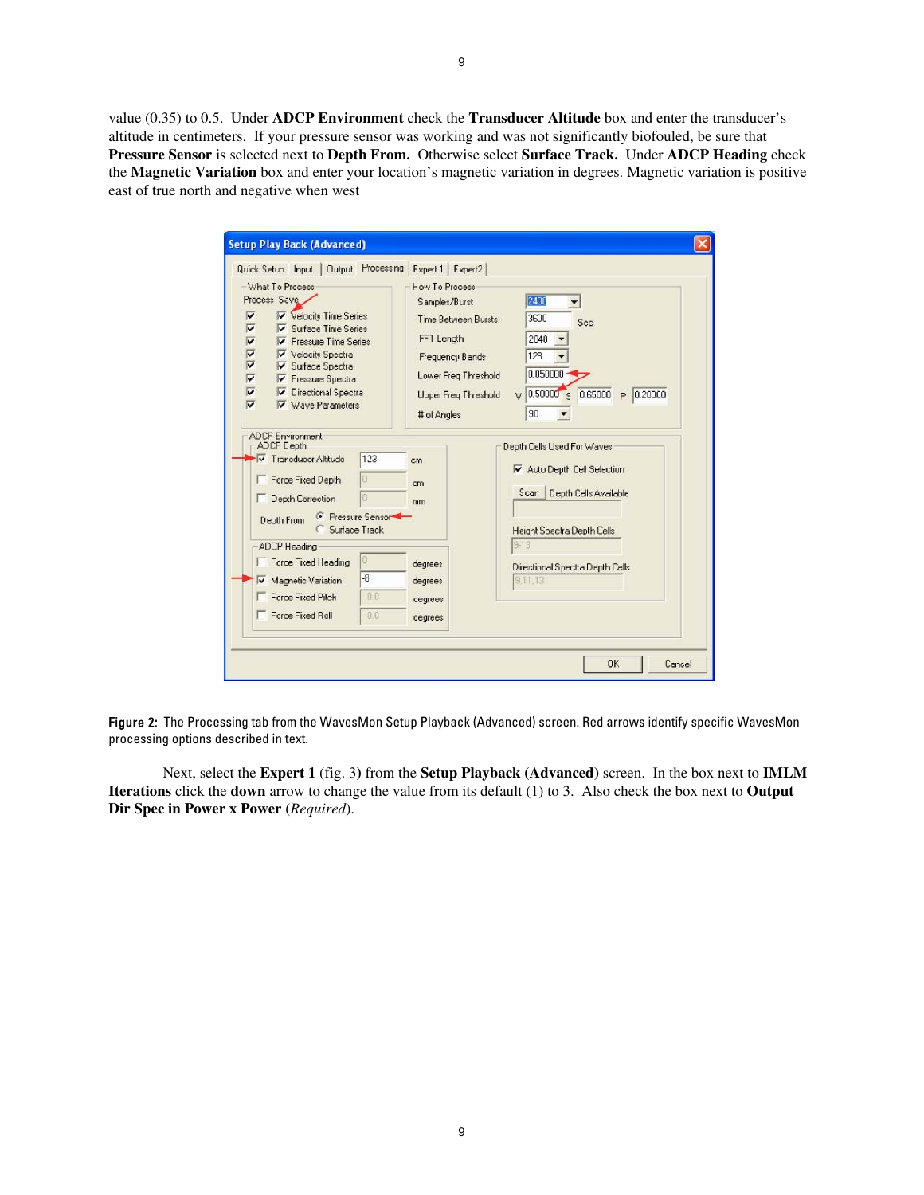value (0.35) to 0.5. Under **ADCP Environment** check the **Transducer Altitude** box and enter the transducer's altitude in centimeters. If your pressure sensor was working and was not significantly biofouled, be sure that **Pressure Sensor** is selected next to **Depth From.** Otherwise select **Surface Track.** Under **ADCP Heading** check the **Magnetic Variation** box and enter your location's magnetic variation in degrees. Magnetic variation is positive east of true north and negative when west

Figure 2: The Processing tab from the WavesMon Setup Playback (Advanced) screen. Red arrows identify specific WavesMon processing options described in text.

Next, select the **Expert 1** (fig. 3) from the **Setup Playback (Advanced)** screen. In the box next to **IMLM Iterations** click the **down** arrow to change the value from its default (1) to 3. Also check the box next to **Output Dir Spec in Power x Power** (*Required*).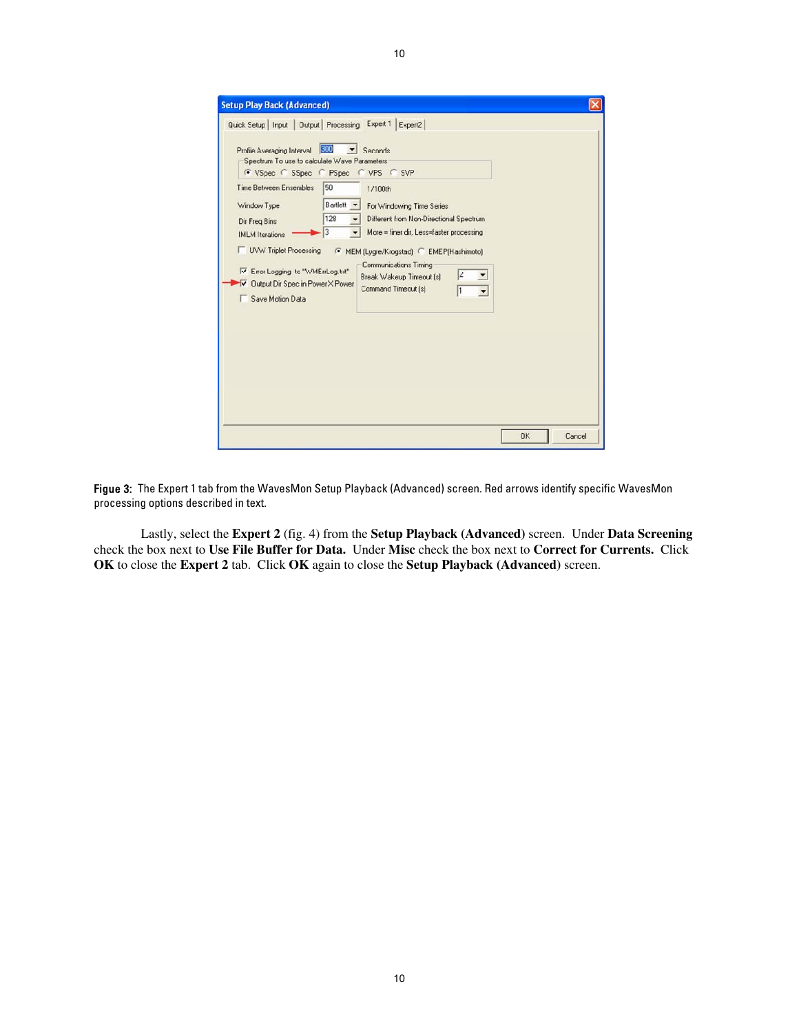Figue 3: The Expert 1 tab from the WavesMon Setup Playback (Advanced) screen. Red arrows identify specific WavesMon processing options described in text.

Lastly, select the **Expert 2** (fig. 4) from the **Setup Playback (Advanced)** screen. Under **Data Screening** check the box next to **Use File Buffer for Data.** Under **Misc** check the box next to **Correct for Currents.** Click **OK** to close the **Expert 2** tab. Click **OK** again to close the **Setup Playback (Advanced)** screen.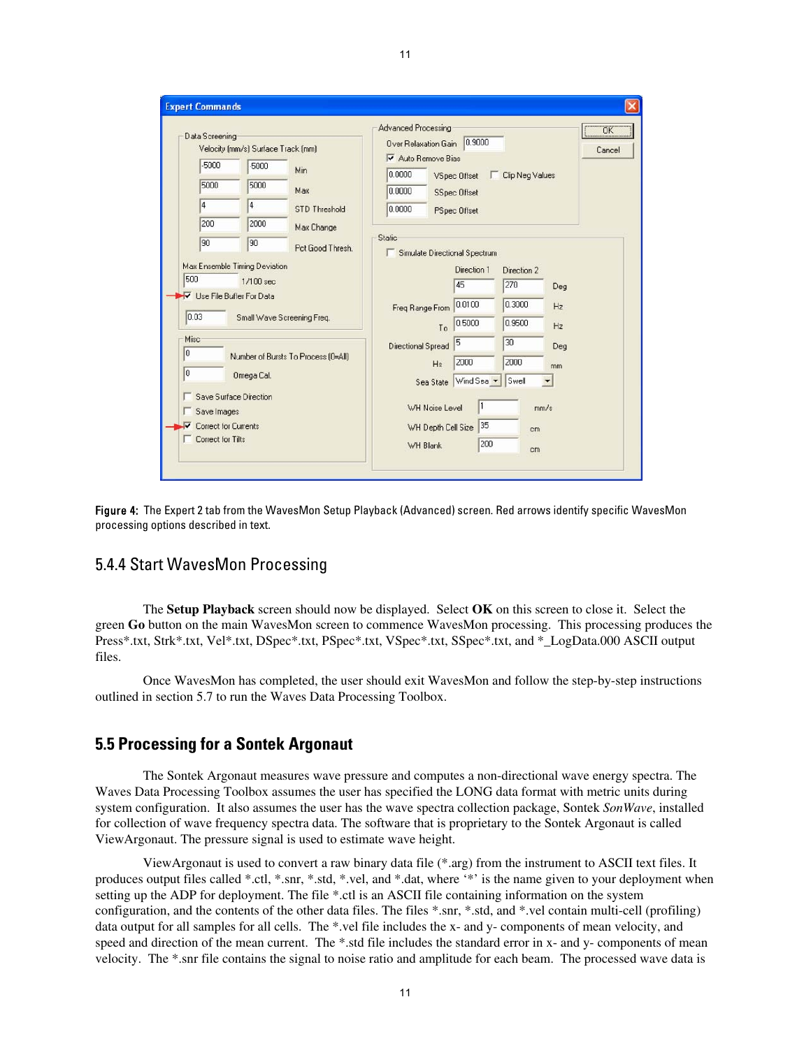**Figure 4:** The Expert 2 tab from the WavesMon Setup Playback (Advanced) screen. Red arrows identify specific WavesMon processing options described in text.

### 5.4.4 Start WavesMon Processing

The **Setup Playback** screen should now be displayed. Select **OK** on this screen to close it. Select the green **Go** button on the main WavesMon screen to commence WavesMon processing. This processing produces the Press*.txt, Strk*.txt, Vel*.txt, DSpec*.txt, PSpec*.txt, VSpec*.txt, SSpec*.txt, and *_LogData.000 ASCII output files.

Once WavesMon has completed, the user should exit WavesMon and follow the step-by-step instructions outlined in section 5.7 to run the Waves Data Processing Toolbox.

## 5.5 Processing for a Sontek Argonaut

The Sontek Argonaut measures wave pressure and computes a non-directional wave energy spectra. The Waves Data Processing Toolbox assumes the user has specified the LONG data format with metric units during system configuration. It also assumes the user has the wave spectra collection package, Sontek *SonWave*, installed for collection of wave frequency spectra data. The software that is proprietary to the Sontek Argonaut is called ViewArgonaut. The pressure signal is used to estimate wave height.

ViewArgonaut is used to convert a raw binary data file (*.arg) from the instrument to ASCII text files. It produces output files called *.ctl, *.snr, *.std, *.vel, and *.dat, where '*' is the name given to your deployment when setting up the ADP for deployment. The file *.ctl is an ASCII file containing information on the system configuration, and the contents of the other data files. The files *.snr, *.std, and *.vel contain multi-cell (profiling) data output for all samples for all cells. The *.vel file includes the x- and y- components of mean velocity, and speed and direction of the mean current. The *.std file includes the standard error in x- and y- components of mean velocity. The *.snr file contains the signal to noise ratio and amplitude for each beam. The processed wave data is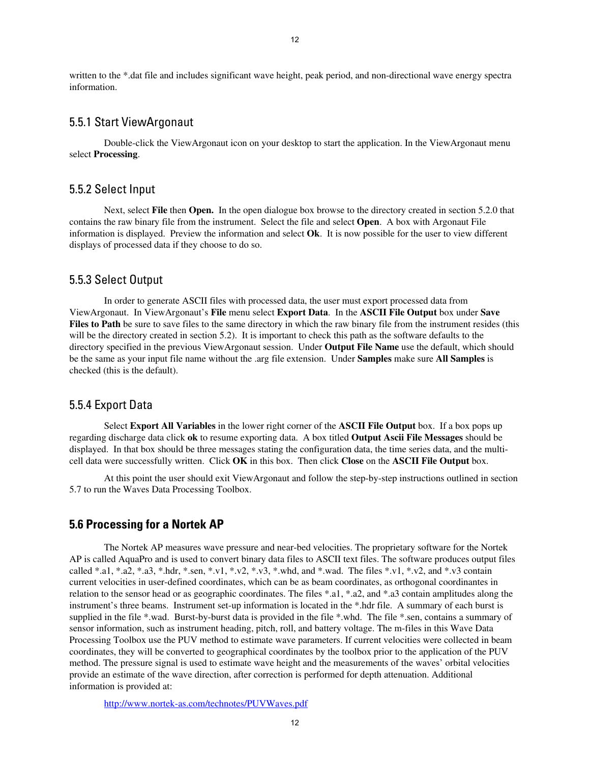written to the *.dat file and includes significant wave height, peak period, and non-directional wave energy spectra information.

### 5.5.1 Start ViewArgonaut

Double-click the ViewArgonaut icon on your desktop to start the application. In the ViewArgonaut menu select **Processing**.

### 5.5.2 Select Input

Next, select **File** then **Open.** In the open dialogue box browse to the directory created in section 5.2.0 that contains the raw binary file from the instrument. Select the file and select **Open**. A box with Argonaut File information is displayed. Preview the information and select **Ok**. It is now possible for the user to view different displays of processed data if they choose to do so.

### 5.5.3 Select Output

In order to generate ASCII files with processed data, the user must export processed data from ViewArgonaut. In ViewArgonaut's **File** menu select **Export Data**. In the **ASCII File Output** box under **Save Files to Path** be sure to save files to the same directory in which the raw binary file from the instrument resides (this will be the directory created in section 5.2). It is important to check this path as the software defaults to the directory specified in the previous ViewArgonaut session. Under **Output File Name** use the default, which should be the same as your input file name without the .arg file extension. Under **Samples** make sure **All Samples** is checked (this is the default).

### 5.5.4 Export Data

Select **Export All Variables** in the lower right corner of the **ASCII File Output** box. If a box pops up regarding discharge data click **ok** to resume exporting data. A box titled **Output Ascii File Messages** should be displayed. In that box should be three messages stating the configuration data, the time series data, and the multi-cell data were successfully written. Click **OK** in this box. Then click **Close** on the **ASCII File Output** box.

At this point the user should exit ViewArgonaut and follow the step-by-step instructions outlined in section 5.7 to run the Waves Data Processing Toolbox.

## 5.6 Processing for a Nortek AP

The Nortek AP measures wave pressure and near-bed velocities. The proprietary software for the Nortek AP is called AquaPro and is used to convert binary data files to ASCII text files. The software produces output files called *.a1, *.a2, *.a3, *.hdr, *.sen, *.v1, *.v2, *.v3, *.whd, and *.wad. The files *.v1, *.v2, and *.v3 contain current velocities in user-defined coordinates, which can be as beam coordinates, as orthogonal coordinantes in relation to the sensor head or as geographic coordinates. The files *.a1, *.a2, and *.a3 contain amplitudes along the instrument's three beams. Instrument set-up information is located in the *.hdr file. A summary of each burst is supplied in the file *.wad. Burst-by-burst data is provided in the file *.whd. The file *.sen, contains a summary of sensor information, such as instrument heading, pitch, roll, and battery voltage. The m-files in this Wave Data Processing Toolbox use the PUV method to estimate wave parameters. If current velocities were collected in beam coordinates, they will be converted to geographical coordinates by the toolbox prior to the application of the PUV method. The pressure signal is used to estimate wave height and the measurements of the waves' orbital velocities provide an estimate of the wave direction, after correction is performed for depth attenuation. Additional information is provided at:

http://www.nortek-as.com/technotes/PUVWaves.pdf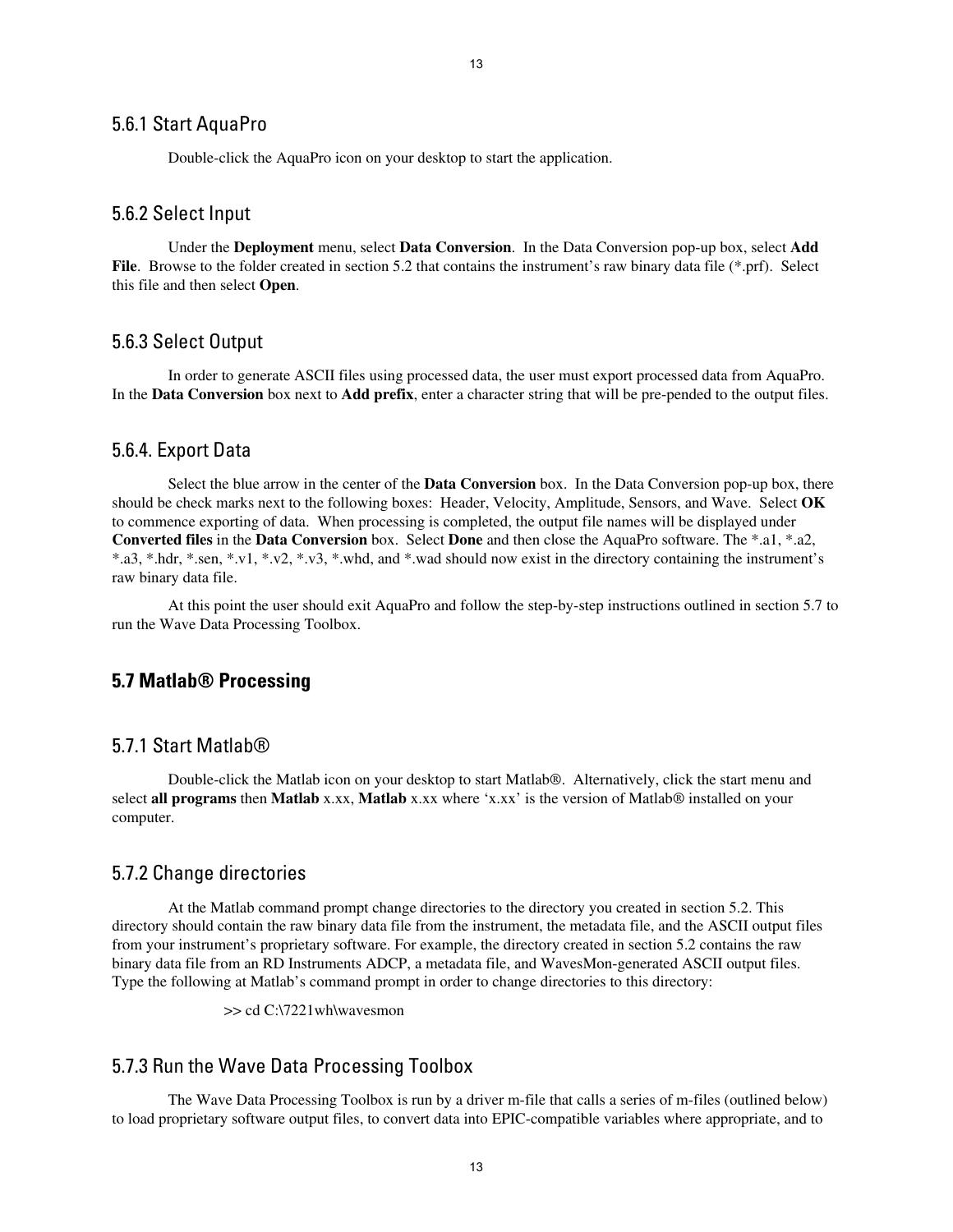### 5.6.1 Start AquaPro

Double-click the AquaPro icon on your desktop to start the application.

### 5.6.2 Select Input

Under the **Deployment** menu, select **Data Conversion**. In the Data Conversion pop-up box, select **Add File**. Browse to the folder created in section 5.2 that contains the instrument's raw binary data file (*.prf). Select this file and then select **Open**.

### 5.6.3 Select Output

In order to generate ASCII files using processed data, the user must export processed data from AquaPro. In the **Data Conversion** box next to **Add prefix**, enter a character string that will be pre-pended to the output files.

### 5.6.4. Export Data

Select the blue arrow in the center of the **Data Conversion** box. In the Data Conversion pop-up box, there should be check marks next to the following boxes: Header, Velocity, Amplitude, Sensors, and Wave. Select **OK** to commence exporting of data. When processing is completed, the output file names will be displayed under **Converted files** in the **Data Conversion** box. Select **Done** and then close the AquaPro software. The *.a1, *.a2, *.a3, *.hdr, *.sen, *.v1, *.v2, *.v3, *.whd, and *.wad should now exist in the directory containing the instrument's raw binary data file.

At this point the user should exit AquaPro and follow the step-by-step instructions outlined in section 5.7 to run the Wave Data Processing Toolbox.

## 5.7 Matlab® Processing

### 5.7.1 Start Matlab®

Double-click the Matlab icon on your desktop to start Matlab®. Alternatively, click the start menu and select **all programs** then **Matlab** x.xx, **Matlab** x.xx where 'x.xx' is the version of Matlab® installed on your computer.

### 5.7.2 Change directories

At the Matlab command prompt change directories to the directory you created in section 5.2. This directory should contain the raw binary data file from the instrument, the metadata file, and the ASCII output files from your instrument's proprietary software. For example, the directory created in section 5.2 contains the raw binary data file from an RD Instruments ADCP, a metadata file, and WavesMon-generated ASCII output files. Type the following at Matlab's command prompt in order to change directories to this directory:

```
>> cd C:\7221wh\wavesmon
```

### 5.7.3 Run the Wave Data Processing Toolbox

The Wave Data Processing Toolbox is run by a driver m-file that calls a series of m-files (outlined below) to load proprietary software output files, to convert data into EPIC-compatible variables where appropriate, and to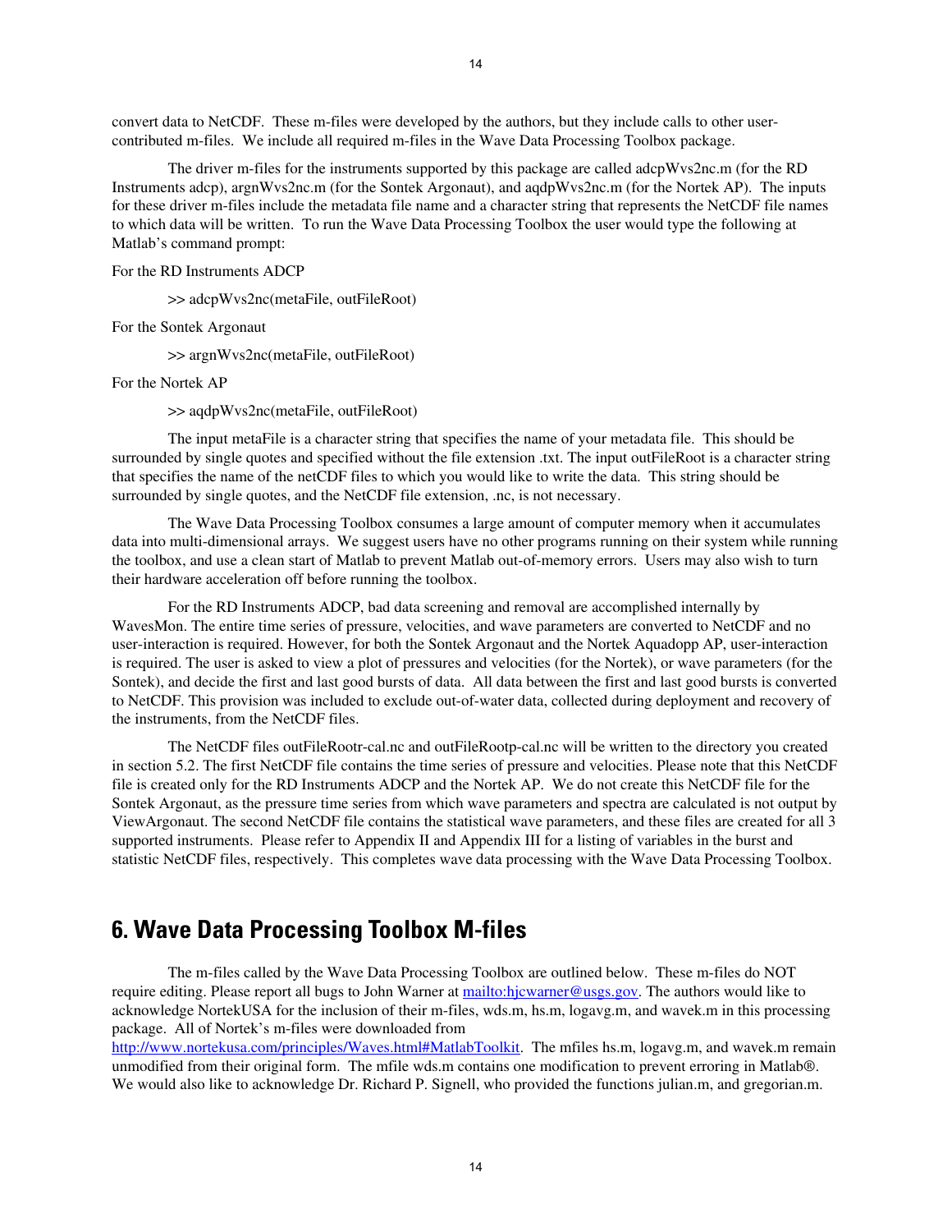convert data to NetCDF. These m-files were developed by the authors, but they include calls to other user-contributed m-files. We include all required m-files in the Wave Data Processing Toolbox package.

The driver m-files for the instruments supported by this package are called adcpWvs2nc.m (for the RD Instruments adcp), argnWvs2nc.m (for the Sontek Argonaut), and aqdpWvs2nc.m (for the Nortek AP). The inputs for these driver m-files include the metadata file name and a character string that represents the NetCDF file names to which data will be written. To run the Wave Data Processing Toolbox the user would type the following at Matlab's command prompt:

For the RD Instruments ADCP

```
>> adcpWvs2nc(metaFile, outFileRoot)
```

For the Sontek Argonaut

```
>> argnWvs2nc(metaFile, outFileRoot)
```

For the Nortek AP

```
>> aqdpWvs2nc(metaFile, outFileRoot)
```

The input metaFile is a character string that specifies the name of your metadata file. This should be surrounded by single quotes and specified without the file extension .txt. The input outFileRoot is a character string that specifies the name of the netCDF files to which you would like to write the data. This string should be surrounded by single quotes, and the NetCDF file extension, .nc, is not necessary.

The Wave Data Processing Toolbox consumes a large amount of computer memory when it accumulates data into multi-dimensional arrays. We suggest users have no other programs running on their system while running the toolbox, and use a clean start of Matlab to prevent Matlab out-of-memory errors. Users may also wish to turn their hardware acceleration off before running the toolbox.

For the RD Instruments ADCP, bad data screening and removal are accomplished internally by WavesMon. The entire time series of pressure, velocities, and wave parameters are converted to NetCDF and no user-interaction is required. However, for both the Sontek Argonaut and the Nortek Aquadopp AP, user-interaction is required. The user is asked to view a plot of pressures and velocities (for the Nortek), or wave parameters (for the Sontek), and decide the first and last good bursts of data. All data between the first and last good bursts is converted to NetCDF. This provision was included to exclude out-of-water data, collected during deployment and recovery of the instruments, from the NetCDF files.

The NetCDF files outFileRootr-cal.nc and outFileRootp-cal.nc will be written to the directory you created in section 5.2. The first NetCDF file contains the time series of pressure and velocities. Please note that this NetCDF file is created only for the RD Instruments ADCP and the Nortek AP. We do not create this NetCDF file for the Sontek Argonaut, as the pressure time series from which wave parameters and spectra are calculated is not output by ViewArgonaut. The second NetCDF file contains the statistical wave parameters, and these files are created for all 3 supported instruments. Please refer to Appendix II and Appendix III for a listing of variables in the burst and statistic NetCDF files, respectively. This completes wave data processing with the Wave Data Processing Toolbox.

# 6. Wave Data Processing Toolbox M-files

The m-files called by the Wave Data Processing Toolbox are outlined below. These m-files do NOT require editing. Please report all bugs to John Warner at mailto:hjcwarner@usgs.gov. The authors would like to acknowledge NortekUSA for the inclusion of their m-files, wds.m, hs.m, logavg.m, and wavek.m in this processing package. All of Nortek's m-files were downloaded from http://www.nortekusa.com/principles/Waves.html#MatlabToolkit. The mfiles hs.m, logavg.m, and wavek.m remain unmodified from their original form. The mfile wds.m contains one modification to prevent erroring in Matlab®. We would also like to acknowledge Dr. Richard P. Signell, who provided the functions julian.m, and gregorian.m.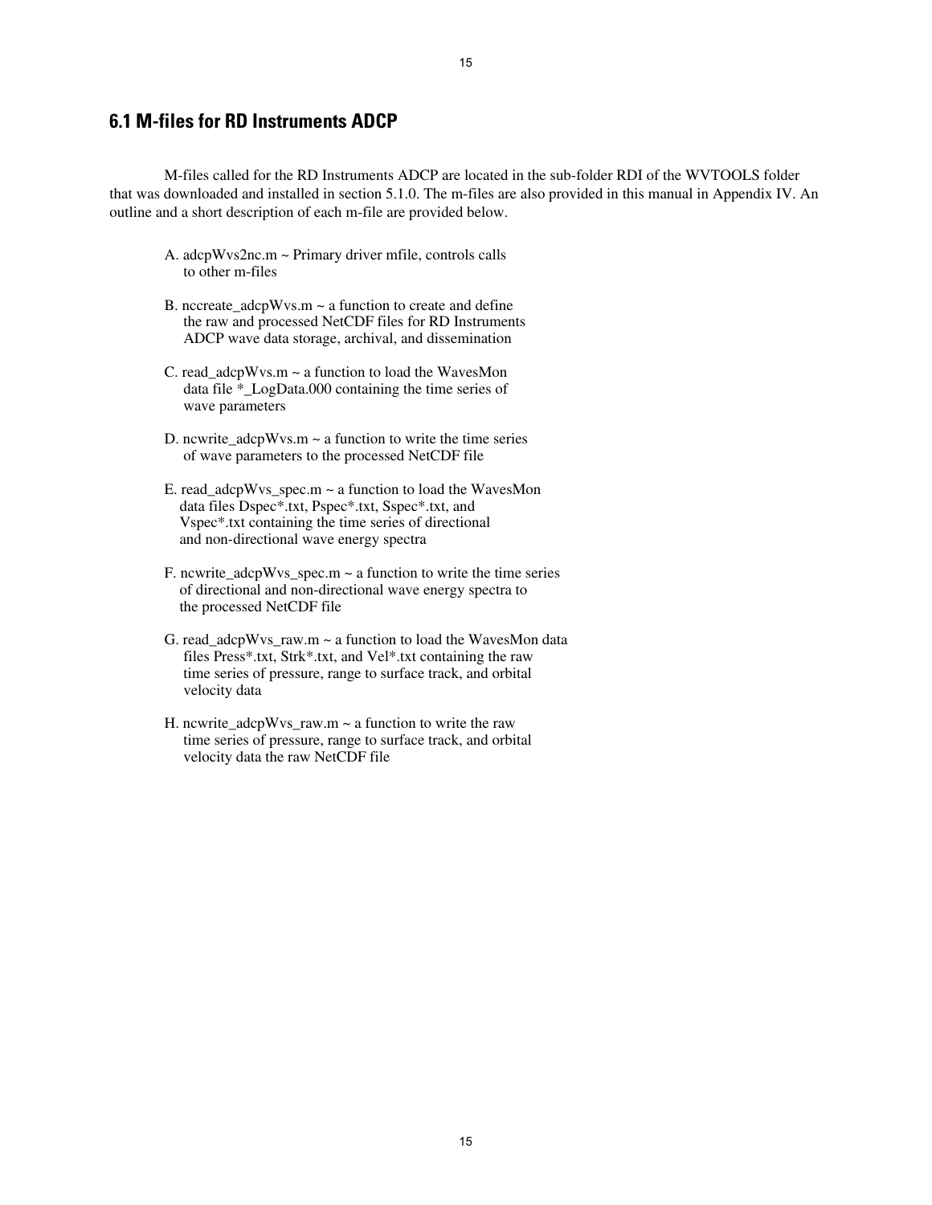## 6.1 M-files for RD Instruments ADCP

M-files called for the RD Instruments ADCP are located in the sub-folder RDI of the WVTOOLS folder that was downloaded and installed in section 5.1.0. The m-files are also provided in this manual in Appendix IV. An outline and a short description of each m-file are provided below.

A. adcpWvs2nc.m ~ Primary driver mfile, controls calls to other m-files

B. nccreate_adcpWvs.m ~ a function to create and define the raw and processed NetCDF files for RD Instruments ADCP wave data storage, archival, and dissemination

C. read_adcpWvs.m ~ a function to load the WavesMon data file *_LogData.000 containing the time series of wave parameters

D. ncwrite_adcpWvs.m ~ a function to write the time series of wave parameters to the processed NetCDF file

E. read_adcpWvs_spec.m ~ a function to load the WavesMon data files Dspec*.txt, Pspec*.txt, Sspec*.txt, and Vspec*.txt containing the time series of directional and non-directional wave energy spectra

F. ncwrite_adcpWvs_spec.m ~ a function to write the time series of directional and non-directional wave energy spectra to the processed NetCDF file

G. read_adcpWvs_raw.m ~ a function to load the WavesMon data files Press*.txt, Strk*.txt, and Vel*.txt containing the raw time series of pressure, range to surface track, and orbital velocity data

H. ncwrite_adcpWvs_raw.m ~ a function to write the raw time series of pressure, range to surface track, and orbital velocity data the raw NetCDF file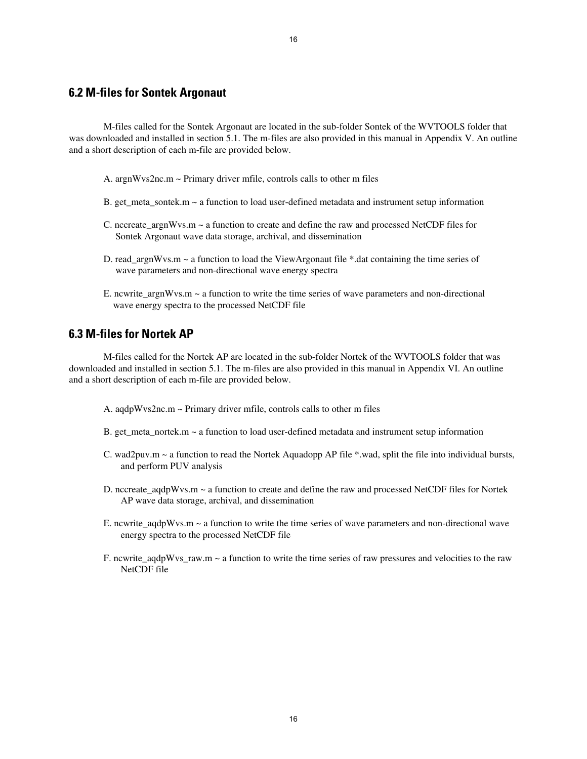## 6.2 M-files for Sontek Argonaut

M-files called for the Sontek Argonaut are located in the sub-folder Sontek of the WVTOOLS folder that was downloaded and installed in section 5.1. The m-files are also provided in this manual in Appendix V. An outline and a short description of each m-file are provided below.

A. argnWvs2nc.m ~ Primary driver mfile, controls calls to other m files

B. get_meta_sontek.m ~ a function to load user-defined metadata and instrument setup information

C. nccreate_argnWvs.m ~ a function to create and define the raw and processed NetCDF files for Sontek Argonaut wave data storage, archival, and dissemination

D. read_argnWvs.m ~ a function to load the ViewArgonaut file *.dat containing the time series of wave parameters and non-directional wave energy spectra

E. ncwrite_argnWvs.m ~ a function to write the time series of wave parameters and non-directional wave energy spectra to the processed NetCDF file

## 6.3 M-files for Nortek AP

M-files called for the Nortek AP are located in the sub-folder Nortek of the WVTOOLS folder that was downloaded and installed in section 5.1. The m-files are also provided in this manual in Appendix VI. An outline and a short description of each m-file are provided below.

A. aqdpWvs2nc.m ~ Primary driver mfile, controls calls to other m files

B. get_meta_nortek.m ~ a function to load user-defined metadata and instrument setup information

C. wad2puv.m ~ a function to read the Nortek Aquadopp AP file *.wad, split the file into individual bursts, and perform PUV analysis

D. nccreate_aqdpWvs.m ~ a function to create and define the raw and processed NetCDF files for Nortek AP wave data storage, archival, and dissemination

E. ncwrite_aqdpWvs.m ~ a function to write the time series of wave parameters and non-directional wave energy spectra to the processed NetCDF file

F. ncwrite_aqdpWvs_raw.m ~ a function to write the time series of raw pressures and velocities to the raw NetCDF file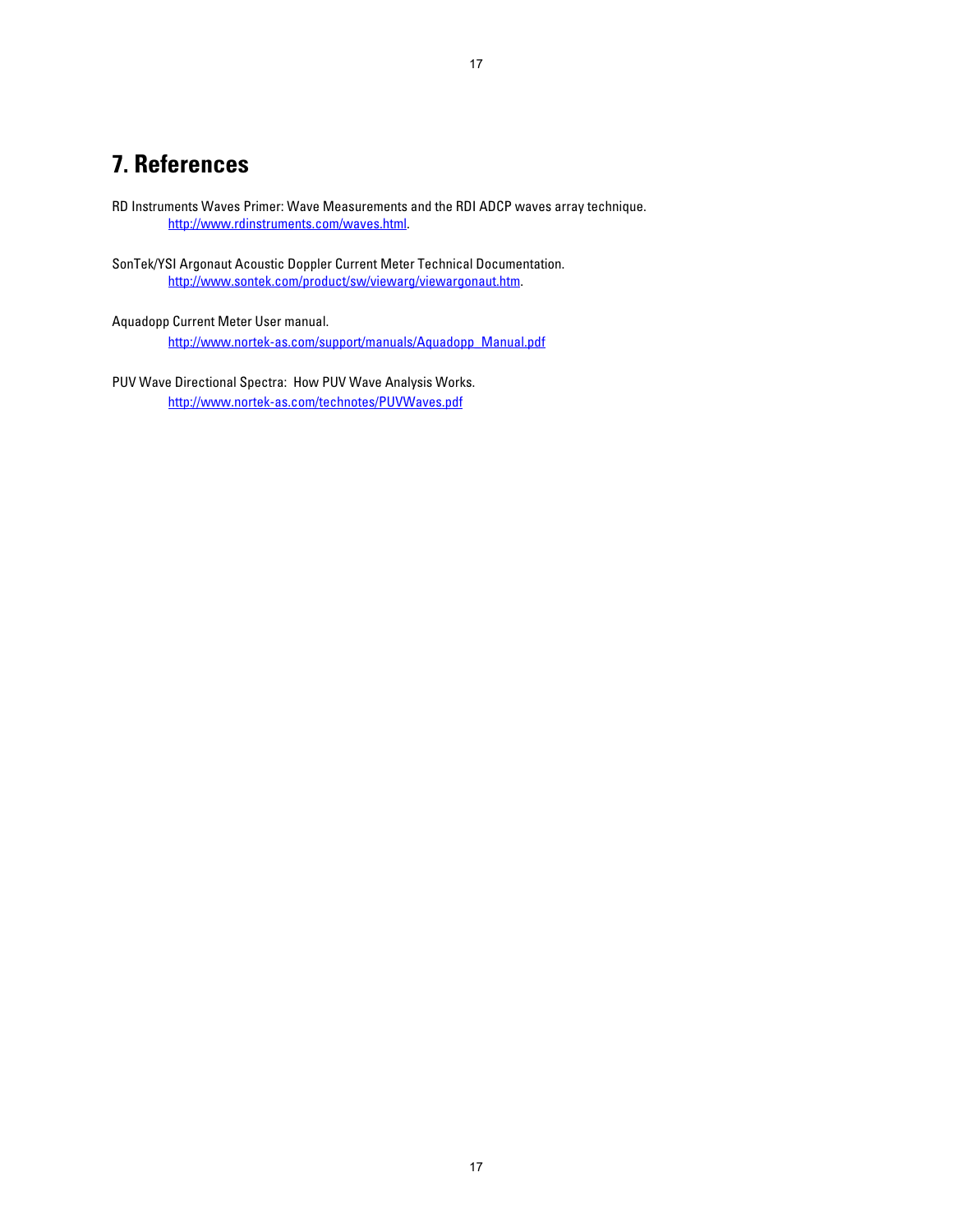# 7. References

RD Instruments Waves Primer: Wave Measurements and the RDI ADCP waves array technique.
http://www.rdinstruments.com/waves.html.

SonTek/YSI Argonaut Acoustic Doppler Current Meter Technical Documentation.
http://www.sontek.com/product/sw/viewarg/viewargonaut.htm.

Aquadopp Current Meter User manual.
http://www.nortek-as.com/support/manuals/Aquadopp_Manual.pdf

PUV Wave Directional Spectra: How PUV Wave Analysis Works.
http://www.nortek-as.com/technotes/PUVWaves.pdf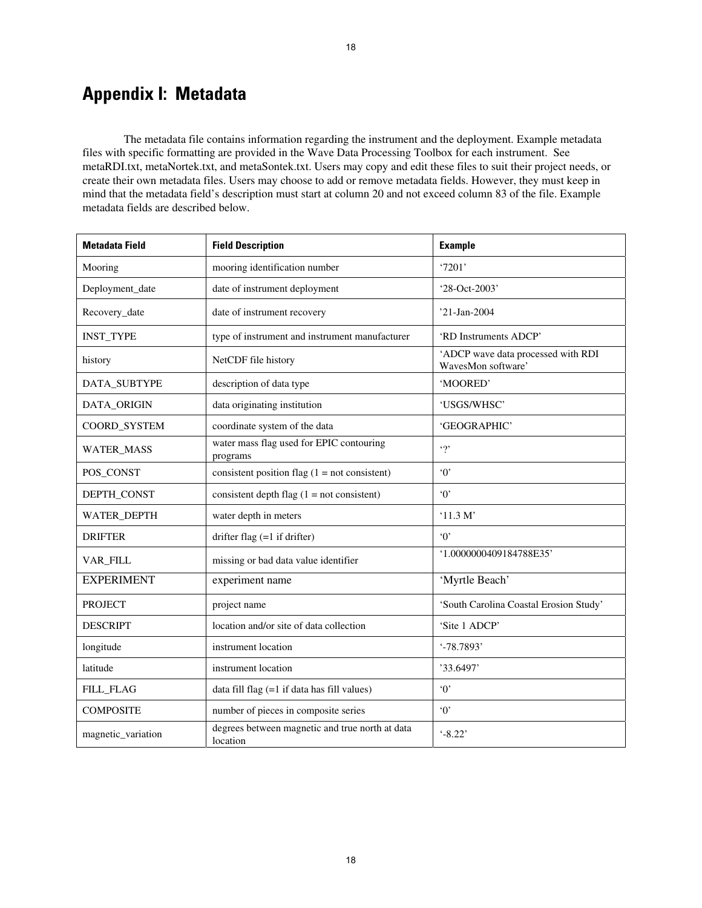# Appendix I: Metadata

The metadata file contains information regarding the instrument and the deployment. Example metadata files with specific formatting are provided in the Wave Data Processing Toolbox for each instrument. See metaRDI.txt, metaNortek.txt, and metaSontek.txt. Users may copy and edit these files to suit their project needs, or create their own metadata files. Users may choose to add or remove metadata fields. However, they must keep in mind that the metadata field's description must start at column 20 and not exceed column 83 of the file. Example metadata fields are described below.

| Metadata Field | Field Description | Example |
|---|---|---|
| Mooring | mooring identification number | '7201' |
| Deployment_date | date of instrument deployment | '28-Oct-2003' |
| Recovery_date | date of instrument recovery | '21-Jan-2004 |
| INST_TYPE | type of instrument and instrument manufacturer | 'RD Instruments ADCP' |
| history | NetCDF file history | 'ADCP wave data processed with RDI WavesMon software' |
| DATA_SUBTYPE | description of data type | 'MOORED' |
| DATA_ORIGIN | data originating institution | 'USGS/WHSC' |
| COORD_SYSTEM | coordinate system of the data | 'GEOGRAPHIC' |
| WATER_MASS | water mass flag used for EPIC contouring programs | '?' |
| POS_CONST | consistent position flag (1 = not consistent) | '0' |
| DEPTH_CONST | consistent depth flag (1 = not consistent) | '0' |
| WATER_DEPTH | water depth in meters | '11.3 M' |
| DRIFTER | drifter flag (=1 if drifter) | '0' |
| VAR_FILL | missing or bad data value identifier | '1.0000000409184788E35' |
| EXPERIMENT | experiment name | 'Myrtle Beach' |
| PROJECT | project name | 'South Carolina Coastal Erosion Study' |
| DESCRIPT | location and/or site of data collection | 'Site 1 ADCP' |
| longitude | instrument location | '-78.7893' |
| latitude | instrument location | '33.6497' |
| FILL_FLAG | data fill flag (=1 if data has fill values) | '0' |
| COMPOSITE | number of pieces in composite series | '0' |
| magnetic_variation | degrees between magnetic and true north at data location | '-8.22' |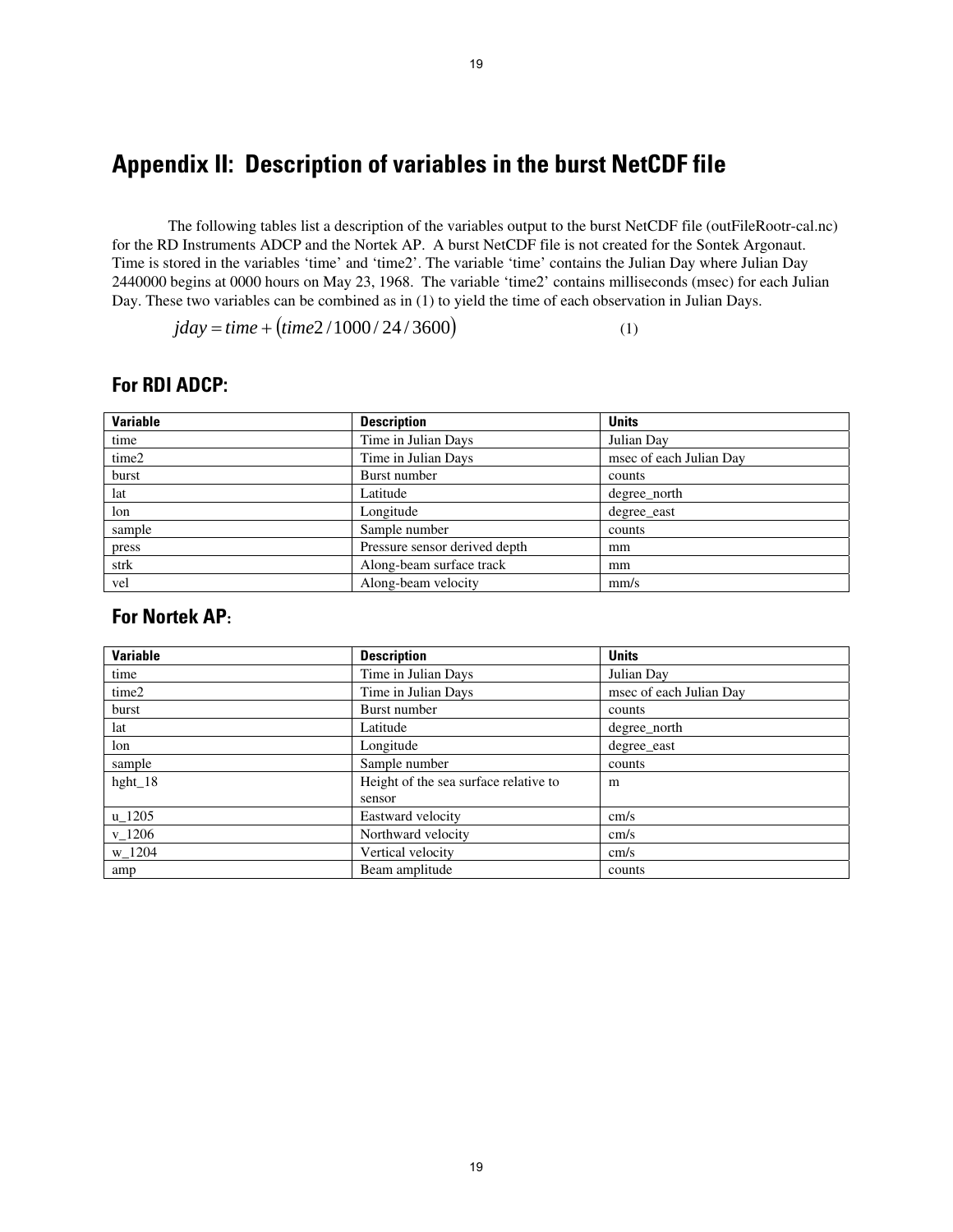# Appendix II: Description of variables in the burst NetCDF file

The following tables list a description of the variables output to the burst NetCDF file (outFileRootr-cal.nc) for the RD Instruments ADCP and the Nortek AP. A burst NetCDF file is not created for the Sontek Argonaut. Time is stored in the variables 'time' and 'time2'. The variable 'time' contains the Julian Day where Julian Day 2440000 begins at 0000 hours on May 23, 1968. The variable 'time2' contains milliseconds (msec) for each Julian Day. These two variables can be combined as in (1) to yield the time of each observation in Julian Days.

$$jday = time + (time2/1000/24/3600) \quad (1)$$

## For RDI ADCP:

| Variable | Description | Units |
|---|---|---|
| time | Time in Julian Days | Julian Day |
| time2 | Time in Julian Days | msec of each Julian Day |
| burst | Burst number | counts |
| lat | Latitude | degree_north |
| lon | Longitude | degree_east |
| sample | Sample number | counts |
| press | Pressure sensor derived depth | mm |
| strk | Along-beam surface track | mm |
| vel | Along-beam velocity | mm/s |

## For Nortek AP:

| Variable | Description | Units |
|---|---|---|
| time | Time in Julian Days | Julian Day |
| time2 | Time in Julian Days | msec of each Julian Day |
| burst | Burst number | counts |
| lat | Latitude | degree_north |
| lon | Longitude | degree_east |
| sample | Sample number | counts |
| hght_18 | Height of the sea surface relative to sensor | m |
| u_1205 | Eastward velocity | cm/s |
| v_1206 | Northward velocity | cm/s |
| w_1204 | Vertical velocity | cm/s |
| amp | Beam amplitude | counts |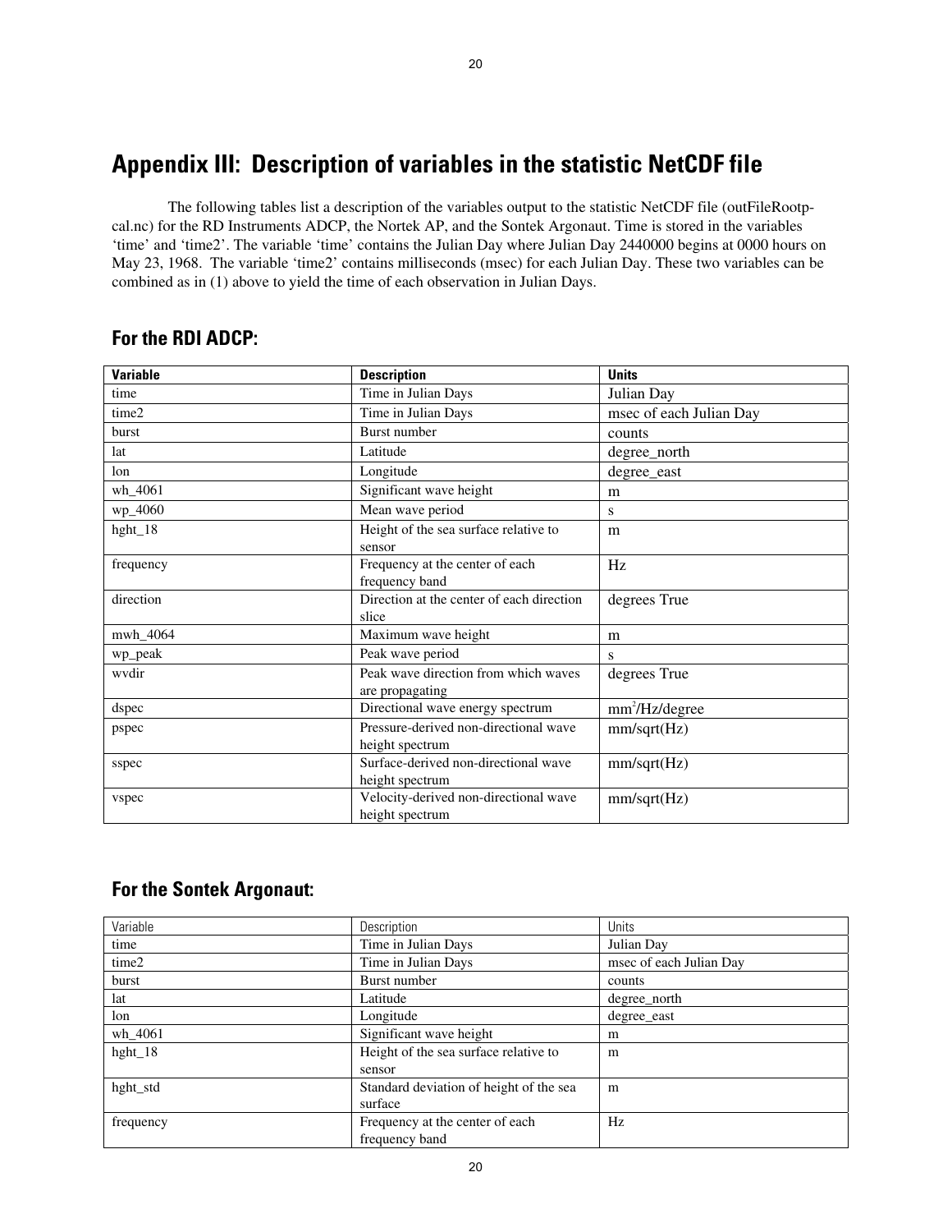# Appendix III: Description of variables in the statistic NetCDF file

The following tables list a description of the variables output to the statistic NetCDF file (outFileRootp-cal.nc) for the RD Instruments ADCP, the Nortek AP, and the Sontek Argonaut. Time is stored in the variables 'time' and 'time2'. The variable 'time' contains the Julian Day where Julian Day 2440000 begins at 0000 hours on May 23, 1968. The variable 'time2' contains milliseconds (msec) for each Julian Day. These two variables can be combined as in (1) above to yield the time of each observation in Julian Days.

## For the RDI ADCP:

| Variable | Description | Units |
|---|---|---|
| time | Time in Julian Days | Julian Day |
| time2 | Time in Julian Days | msec of each Julian Day |
| burst | Burst number | counts |
| lat | Latitude | degree_north |
| lon | Longitude | degree_east |
| wh_4061 | Significant wave height | m |
| wp_4060 | Mean wave period | s |
| hght_18 | Height of the sea surface relative to sensor | m |
| frequency | Frequency at the center of each frequency band | Hz |
| direction | Direction at the center of each direction slice | degrees True |
| mwh_4064 | Maximum wave height | m |
| wp_peak | Peak wave period | s |
| wvdir | Peak wave direction from which waves are propagating | degrees True |
| dspec | Directional wave energy spectrum | $mm^2$/Hz/degree |
| pspec | Pressure-derived non-directional wave height spectrum | mm/sqrt(Hz) |
| sspec | Surface-derived non-directional wave height spectrum | mm/sqrt(Hz) |
| vspec | Velocity-derived non-directional wave height spectrum | mm/sqrt(Hz) |

## For the Sontek Argonaut:

| Variable | Description | Units |
|---|---|---|
| time | Time in Julian Days | Julian Day |
| time2 | Time in Julian Days | msec of each Julian Day |
| burst | Burst number | counts |
| lat | Latitude | degree_north |
| lon | Longitude | degree_east |
| wh_4061 | Significant wave height | m |
| hght_18 | Height of the sea surface relative to sensor | m |
| hght_std | Standard deviation of height of the sea surface | m |
| frequency | Frequency at the center of each frequency band | Hz |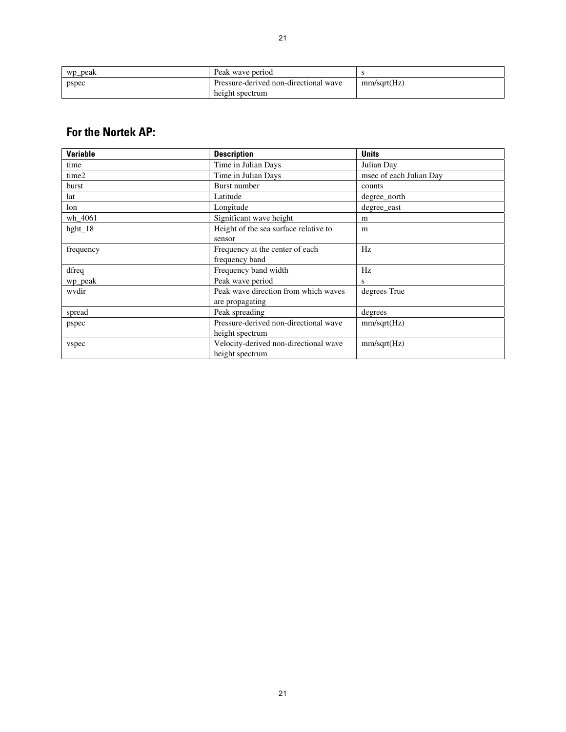| wp_peak | Peak wave period | s |
|---|---|---|
| pspec | Pressure-derived non-directional wave height spectrum | mm/sqrt(Hz) |

## For the Nortek AP:

| Variable | Description | Units |
|---|---|---|
| time | Time in Julian Days | Julian Day |
| time2 | Time in Julian Days | msec of each Julian Day |
| burst | Burst number | counts |
| lat | Latitude | degree_north |
| lon | Longitude | degree_east |
| wh_4061 | Significant wave height | m |
| hght_18 | Height of the sea surface relative to sensor | m |
| frequency | Frequency at the center of each frequency band | Hz |
| dfreq | Frequency band width | Hz |
| wp_peak | Peak wave period | s |
| wvdir | Peak wave direction from which waves are propagating | degrees True |
| spread | Peak spreading | degrees |
| pspec | Pressure-derived non-directional wave height spectrum | mm/sqrt(Hz) |
| vspec | Velocity-derived non-directional wave height spectrum | mm/sqrt(Hz) |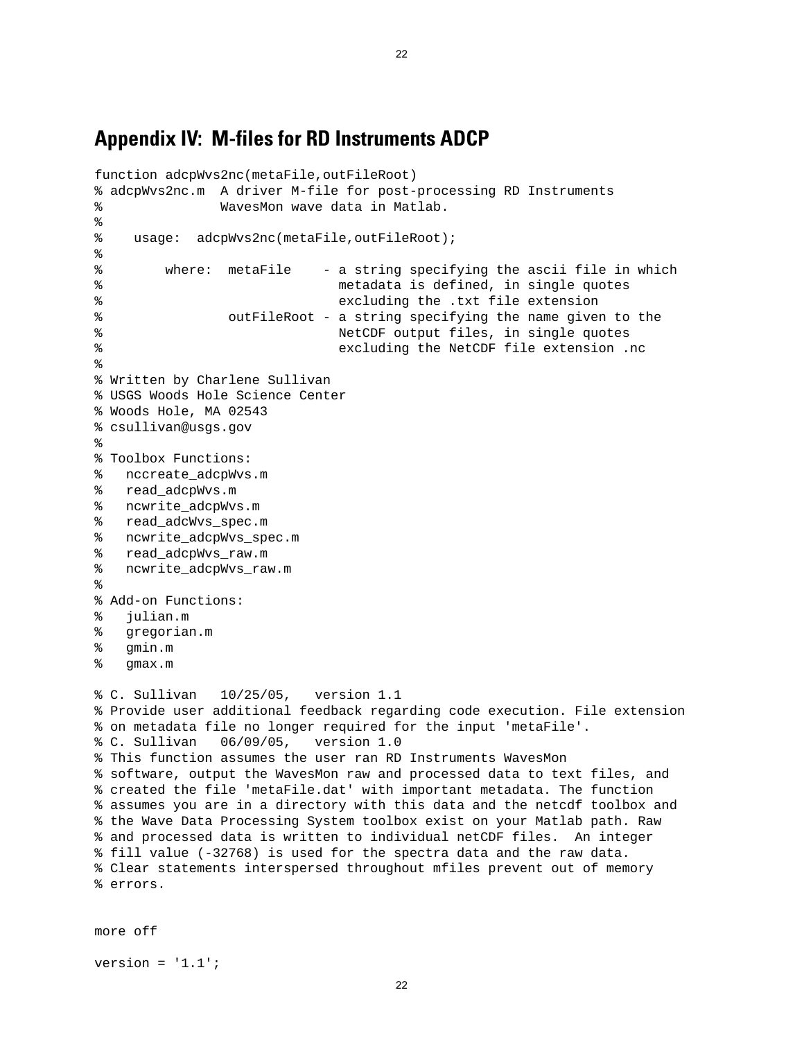## Appendix IV: M-files for RD Instruments ADCP

```
function adcpWvs2nc(metaFile,outFileRoot)
% adcpWvs2nc.m  A driver M-file for post-processing RD Instruments
%               WavesMon wave data in Matlab.
%
%    usage:  adcpWvs2nc(metaFile,outFileRoot);
%
%        where:  metaFile    - a string specifying the ascii file in which
%                              metadata is defined, in single quotes
%                              excluding the .txt file extension
%                outFileRoot - a string specifying the name given to the
%                              NetCDF output files, in single quotes
%                              excluding the NetCDF file extension .nc
%
% Written by Charlene Sullivan
% USGS Woods Hole Science Center
% Woods Hole, MA 02543
% csullivan@usgs.gov
%
% Toolbox Functions:
%   nccreate_adcpWvs.m
%   read_adcpWvs.m
%   ncwrite_adcpWvs.m
%   read_adcWvs_spec.m
%   ncwrite_adcpWvs_spec.m
%   read_adcpWvs_raw.m
%   ncwrite_adcpWvs_raw.m
%
% Add-on Functions:
%   julian.m
%   gregorian.m
%   gmin.m
%   gmax.m

% C. Sullivan   10/25/05,   version 1.1
% Provide user additional feedback regarding code execution. File extension
% on metadata file no longer required for the input 'metaFile'.
% C. Sullivan   06/09/05,   version 1.0
% This function assumes the user ran RD Instruments WavesMon
% software, output the WavesMon raw and processed data to text files, and
% created the file 'metaFile.dat' with important metadata. The function
% assumes you are in a directory with this data and the netcdf toolbox and
% the Wave Data Processing System toolbox exist on your Matlab path. Raw
% and processed data is written to individual netCDF files.  An integer
% fill value (-32768) is used for the spectra data and the raw data.
% Clear statements interspersed throughout mfiles prevent out of memory
% errors.


more off

version = '1.1';
```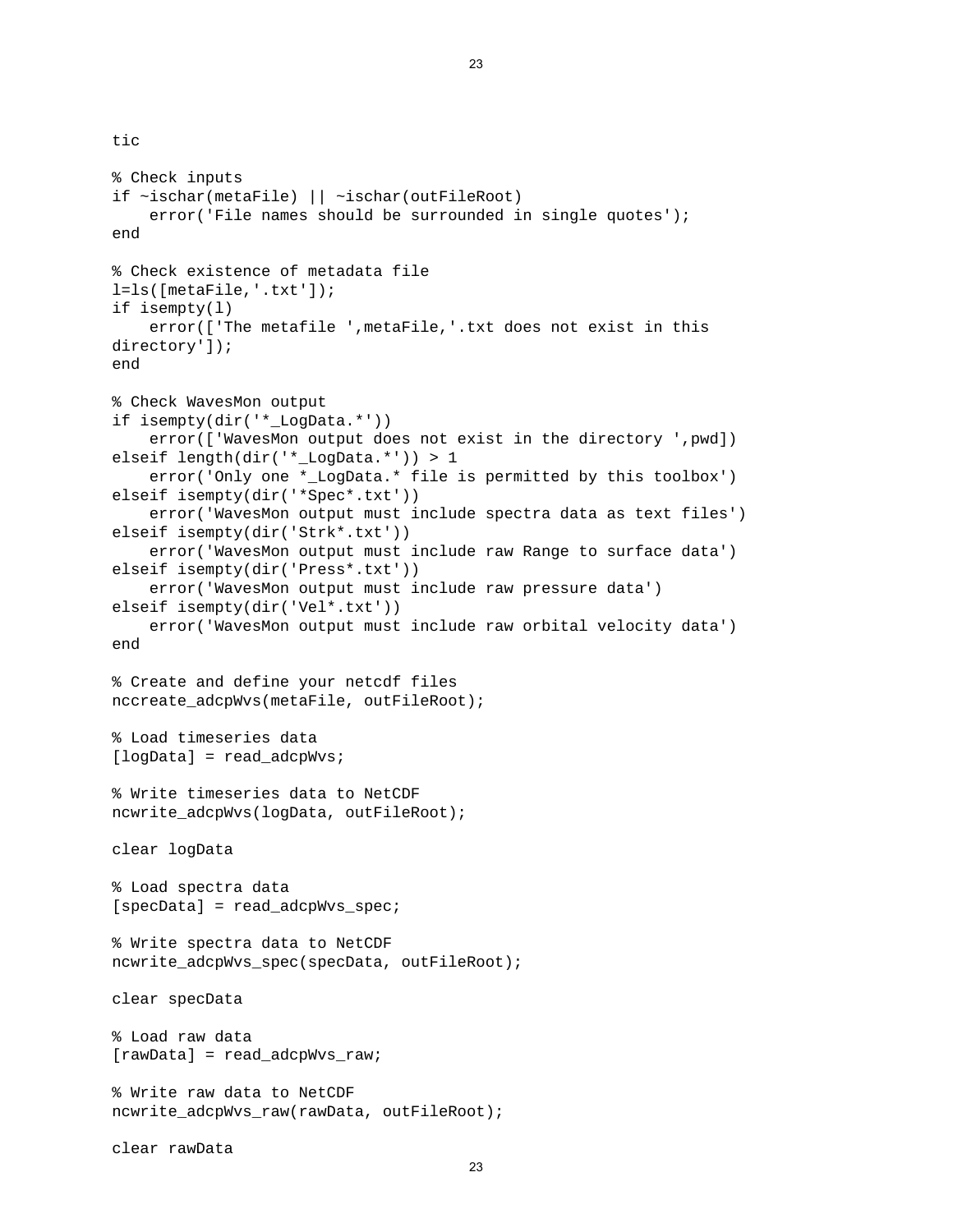```
tic

% Check inputs
if ~ischar(metaFile) || ~ischar(outFileRoot)
    error('File names should be surrounded in single quotes');
end

% Check existence of metadata file
l=ls([metaFile,'.txt']);
if isempty(l)
    error(['The metafile ',metaFile,'.txt does not exist in this
directory']);
end

% Check WavesMon output
if isempty(dir('*_LogData.*'))
    error(['WavesMon output does not exist in the directory ',pwd])
elseif length(dir('*_LogData.*')) > 1
    error('Only one *_LogData.* file is permitted by this toolbox')
elseif isempty(dir('*Spec*.txt'))
    error('WavesMon output must include spectra data as text files')
elseif isempty(dir('Strk*.txt'))
    error('WavesMon output must include raw Range to surface data')
elseif isempty(dir('Press*.txt'))
    error('WavesMon output must include raw pressure data')
elseif isempty(dir('Vel*.txt'))
    error('WavesMon output must include raw orbital velocity data')
end

% Create and define your netcdf files
nccreate_adcpWvs(metaFile, outFileRoot);

% Load timeseries data
[logData] = read_adcpWvs;

% Write timeseries data to NetCDF
ncwrite_adcpWvs(logData, outFileRoot);

clear logData

% Load spectra data
[specData] = read_adcpWvs_spec;

% Write spectra data to NetCDF
ncwrite_adcpWvs_spec(specData, outFileRoot);

clear specData

% Load raw data
[rawData] = read_adcpWvs_raw;

% Write raw data to NetCDF
ncwrite_adcpWvs_raw(rawData, outFileRoot);

clear rawData
```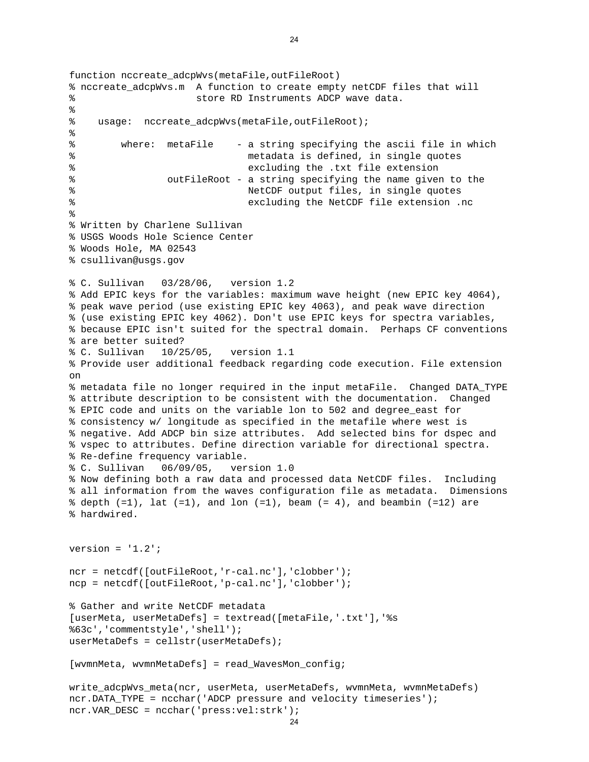```
function nccreate_adcpWvs(metaFile,outFileRoot)
% nccreate_adcpWvs.m  A function to create empty netCDF files that will
%                     store RD Instruments ADCP wave data.
%
%    usage:  nccreate_adcpWvs(metaFile,outFileRoot);
%
%        where:  metaFile    - a string specifying the ascii file in which
%                              metadata is defined, in single quotes
%                              excluding the .txt file extension
%                outFileRoot - a string specifying the name given to the
%                              NetCDF output files, in single quotes
%                              excluding the NetCDF file extension .nc
%
% Written by Charlene Sullivan
% USGS Woods Hole Science Center
% Woods Hole, MA 02543
% csullivan@usgs.gov

% C. Sullivan   03/28/06,   version 1.2
% Add EPIC keys for the variables: maximum wave height (new EPIC key 4064),
% peak wave period (use existing EPIC key 4063), and peak wave direction
% (use existing EPIC key 4062). Don't use EPIC keys for spectra variables,
% because EPIC isn't suited for the spectral domain.  Perhaps CF conventions
% are better suited?
% C. Sullivan   10/25/05,   version 1.1
% Provide user additional feedback regarding code execution. File extension
on
% metadata file no longer required in the input metaFile.  Changed DATA_TYPE
% attribute description to be consistent with the documentation.  Changed
% EPIC code and units on the variable lon to 502 and degree_east for
% consistency w/ longitude as specified in the metafile where west is
% negative. Add ADCP bin size attributes.  Add selected bins for dspec and
% vspec to attributes. Define direction variable for directional spectra.
% Re-define frequency variable.
% C. Sullivan   06/09/05,   version 1.0
% Now defining both a raw data and processed data NetCDF files.  Including
% all information from the waves configuration file as metadata.  Dimensions
% depth (=1), lat (=1), and lon (=1), beam (= 4), and beambin (=12) are
% hardwired.


version = '1.2';

ncr = netcdf([outFileRoot,'r-cal.nc'],'clobber');
ncp = netcdf([outFileRoot,'p-cal.nc'],'clobber');

% Gather and write NetCDF metadata
[userMeta, userMetaDefs] = textread([metaFile,'.txt'],'%s
%63c','commentstyle','shell');
userMetaDefs = cellstr(userMetaDefs);

[wvmnMeta, wvmnMetaDefs] = read_WavesMon_config;

write_adcpWvs_meta(ncr, userMeta, userMetaDefs, wvmnMeta, wvmnMetaDefs)
ncr.DATA_TYPE = ncchar('ADCP pressure and velocity timeseries');
ncr.VAR_DESC = ncchar('press:vel:strk');
```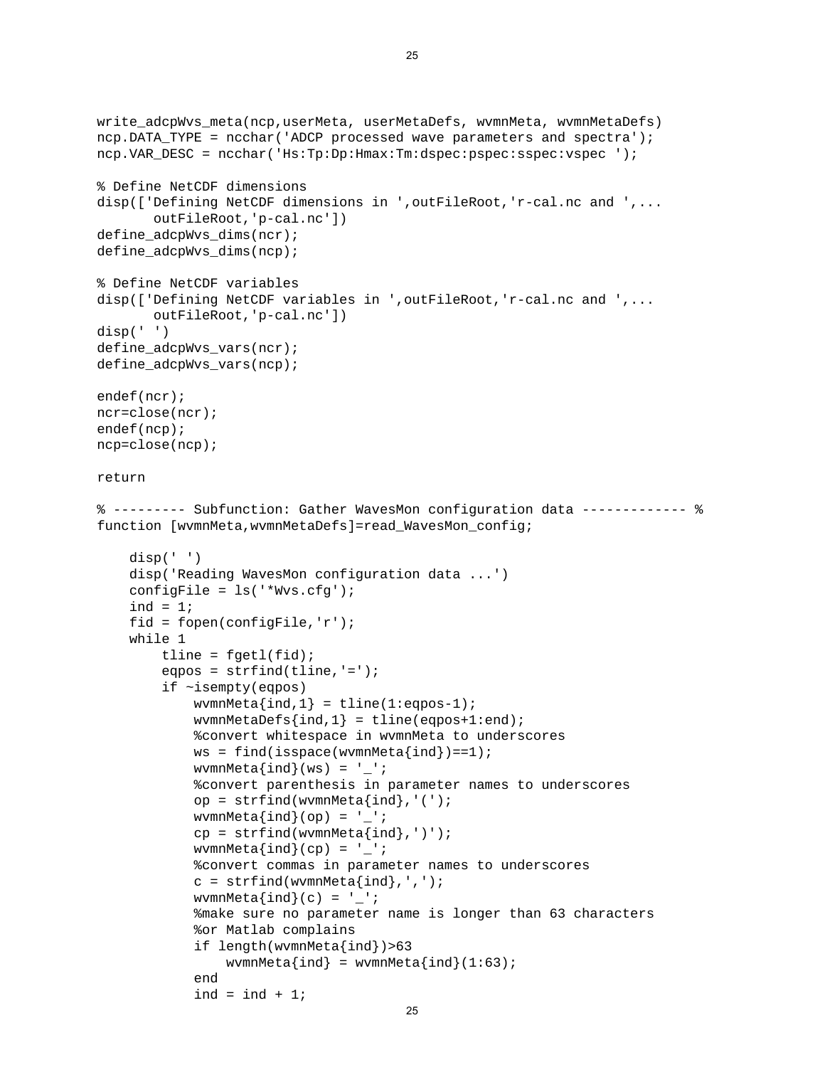```
write_adcpWvs_meta(ncp,userMeta, userMetaDefs, wvmnMeta, wvmnMetaDefs)
ncp.DATA_TYPE = ncchar('ADCP processed wave parameters and spectra');
ncp.VAR_DESC = ncchar('Hs:Tp:Dp:Hmax:Tm:dspec:pspec:sspec:vspec ');

% Define NetCDF dimensions
disp(['Defining NetCDF dimensions in ',outFileRoot,'r-cal.nc and ',...
       outFileRoot,'p-cal.nc'])
define_adcpWvs_dims(ncr);
define_adcpWvs_dims(ncp);

% Define NetCDF variables
disp(['Defining NetCDF variables in ',outFileRoot,'r-cal.nc and ',...
       outFileRoot,'p-cal.nc'])
disp(' ')
define_adcpWvs_vars(ncr);
define_adcpWvs_vars(ncp);

endef(ncr);
ncr=close(ncr);
endef(ncp);
ncp=close(ncp);

return

% --------- Subfunction: Gather WavesMon configuration data ------------- %
function [wvmnMeta,wvmnMetaDefs]=read_WavesMon_config;

    disp(' ')
    disp('Reading WavesMon configuration data ...')
    configFile = ls('*Wvs.cfg');
    ind = 1;
    fid = fopen(configFile,'r');
    while 1
        tline = fgetl(fid);
        eqpos = strfind(tline,'=');
        if ~isempty(eqpos)
            wvmnMeta{ind,1} = tline(1:eqpos-1);
            wvmnMetaDefs{ind,1} = tline(eqpos+1:end);
            %convert whitespace in wvmnMeta to underscores
            ws = find(isspace(wvmnMeta{ind})==1);
            wvmnMeta{ind}(ws) = '_';
            %convert parenthesis in parameter names to underscores
            op = strfind(wvmnMeta{ind},'(');
            wvmnMeta{ind}(op) = '_';
            cp = strfind(wvmnMeta{ind},')');
            wvmnMeta{ind}(cp) = '_';
            %convert commas in parameter names to underscores
            c = strfind(wvmnMeta{ind},',');
            wvmnMeta{ind}(c) = '_';
            %make sure no parameter name is longer than 63 characters
            %or Matlab complains
            if length(wvmnMeta{ind})>63
                wvmnMeta{ind} = wvmnMeta{ind}(1:63);
            end
            ind = ind + 1;
```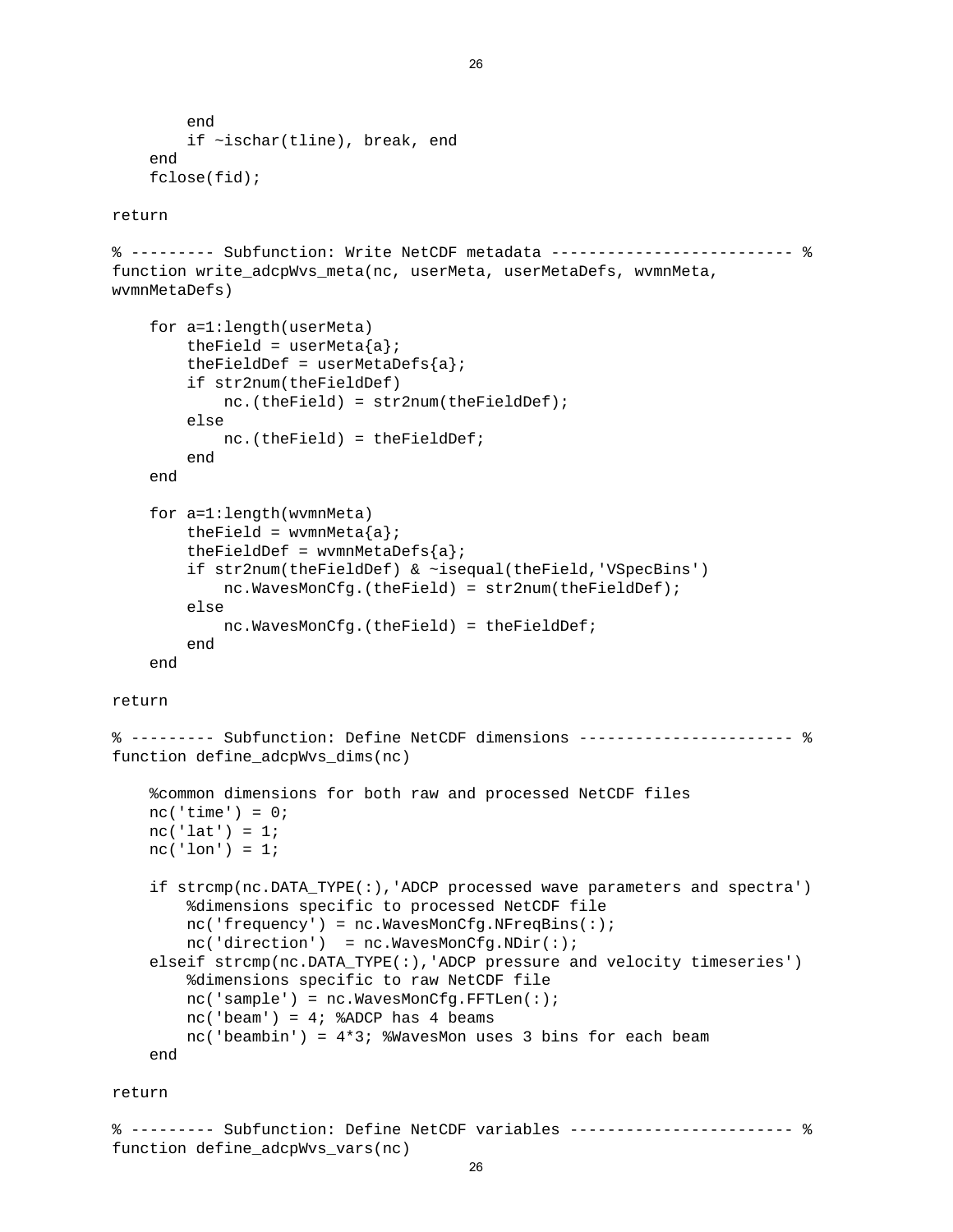```
        end
        if ~ischar(tline), break, end
    end
    fclose(fid);

return

% --------- Subfunction: Write NetCDF metadata -------------------------- %
function write_adcpWvs_meta(nc, userMeta, userMetaDefs, wvmnMeta,
wvmnMetaDefs)

    for a=1:length(userMeta)
        theField = userMeta{a};
        theFieldDef = userMetaDefs{a};
        if str2num(theFieldDef)
            nc.(theField) = str2num(theFieldDef);
        else
            nc.(theField) = theFieldDef;
        end
    end

    for a=1:length(wvmnMeta)
        theField = wvmnMeta{a};
        theFieldDef = wvmnMetaDefs{a};
        if str2num(theFieldDef) & ~isequal(theField,'VSpecBins')
            nc.WavesMonCfg.(theField) = str2num(theFieldDef);
        else
            nc.WavesMonCfg.(theField) = theFieldDef;
        end
    end

return

% --------- Subfunction: Define NetCDF dimensions ----------------------- %
function define_adcpWvs_dims(nc)

    %common dimensions for both raw and processed NetCDF files
    nc('time') = 0;
    nc('lat') = 1;
    nc('lon') = 1;

    if strcmp(nc.DATA_TYPE(:),'ADCP processed wave parameters and spectra')
        %dimensions specific to processed NetCDF file
        nc('frequency') = nc.WavesMonCfg.NFreqBins(:);
        nc('direction')  = nc.WavesMonCfg.NDir(:);
    elseif strcmp(nc.DATA_TYPE(:),'ADCP pressure and velocity timeseries')
        %dimensions specific to raw NetCDF file
        nc('sample') = nc.WavesMonCfg.FFTLen(:);
        nc('beam') = 4; %ADCP has 4 beams
        nc('beambin') = 4*3; %WavesMon uses 3 bins for each beam
    end

return

% --------- Subfunction: Define NetCDF variables ------------------------ %
function define_adcpWvs_vars(nc)
```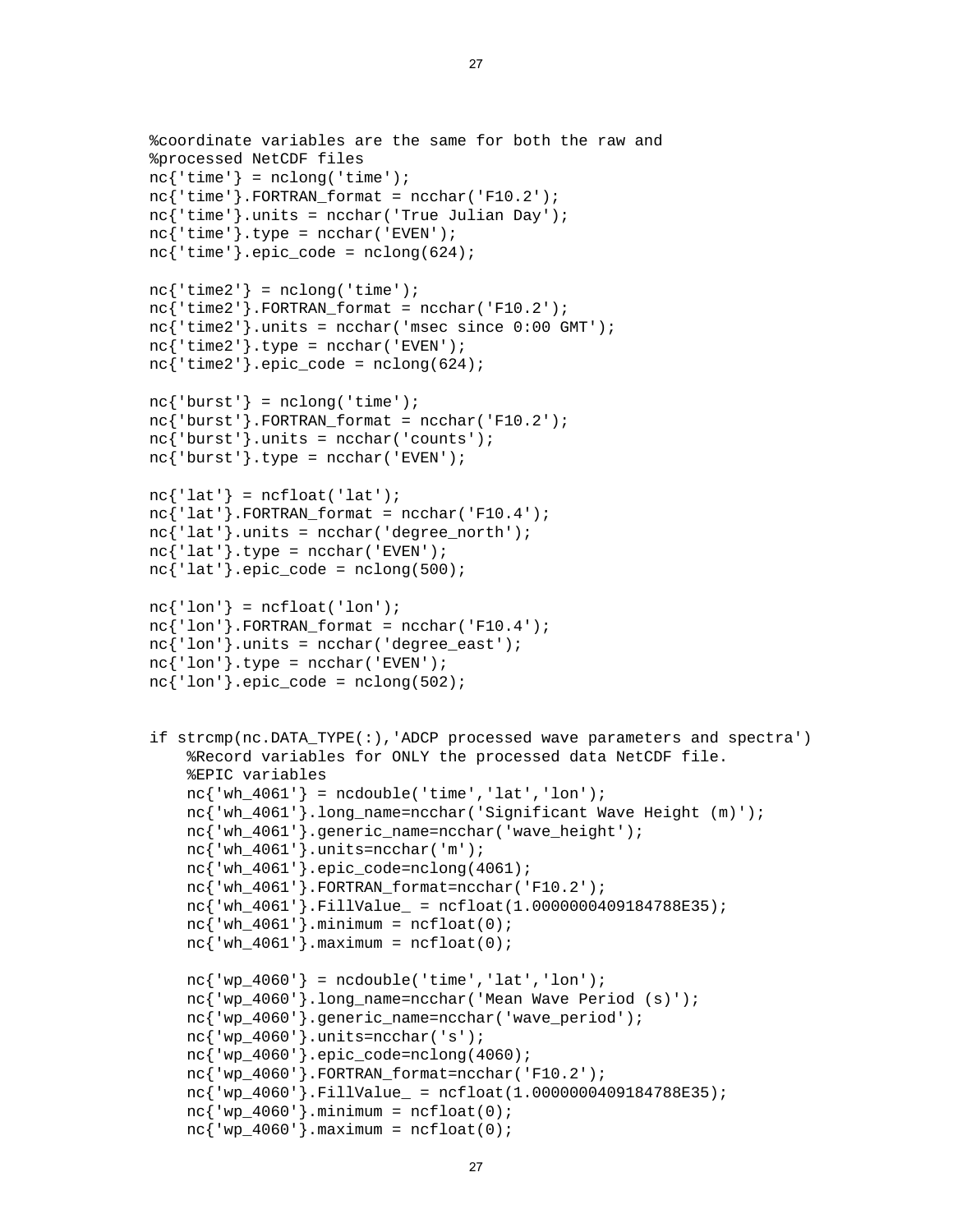```
%coordinate variables are the same for both the raw and
%processed NetCDF files
nc{'time'} = nclong('time');
nc{'time'}.FORTRAN_format = ncchar('F10.2');
nc{'time'}.units = ncchar('True Julian Day');
nc{'time'}.type = ncchar('EVEN');
nc{'time'}.epic_code = nclong(624);

nc{'time2'} = nclong('time');
nc{'time2'}.FORTRAN_format = ncchar('F10.2');
nc{'time2'}.units = ncchar('msec since 0:00 GMT');
nc{'time2'}.type = ncchar('EVEN');
nc{'time2'}.epic_code = nclong(624);

nc{'burst'} = nclong('time');
nc{'burst'}.FORTRAN_format = ncchar('F10.2');
nc{'burst'}.units = ncchar('counts');
nc{'burst'}.type = ncchar('EVEN');

nc{'lat'} = ncfloat('lat');
nc{'lat'}.FORTRAN_format = ncchar('F10.4');
nc{'lat'}.units = ncchar('degree_north');
nc{'lat'}.type = ncchar('EVEN');
nc{'lat'}.epic_code = nclong(500);

nc{'lon'} = ncfloat('lon');
nc{'lon'}.FORTRAN_format = ncchar('F10.4');
nc{'lon'}.units = ncchar('degree_east');
nc{'lon'}.type = ncchar('EVEN');
nc{'lon'}.epic_code = nclong(502);


if strcmp(nc.DATA_TYPE(:),'ADCP processed wave parameters and spectra')
    %Record variables for ONLY the processed data NetCDF file.
    %EPIC variables
    nc{'wh_4061'} = ncdouble('time','lat','lon');
    nc{'wh_4061'}.long_name=ncchar('Significant Wave Height (m)');
    nc{'wh_4061'}.generic_name=ncchar('wave_height');
    nc{'wh_4061'}.units=ncchar('m');
    nc{'wh_4061'}.epic_code=nclong(4061);
    nc{'wh_4061'}.FORTRAN_format=ncchar('F10.2');
    nc{'wh_4061'}.FillValue_ = ncfloat(1.0000000409184788E35);
    nc{'wh_4061'}.minimum = ncfloat(0);
    nc{'wh_4061'}.maximum = ncfloat(0);

    nc{'wp_4060'} = ncdouble('time','lat','lon');
    nc{'wp_4060'}.long_name=ncchar('Mean Wave Period (s)');
    nc{'wp_4060'}.generic_name=ncchar('wave_period');
    nc{'wp_4060'}.units=ncchar('s');
    nc{'wp_4060'}.epic_code=nclong(4060);
    nc{'wp_4060'}.FORTRAN_format=ncchar('F10.2');
    nc{'wp_4060'}.FillValue_ = ncfloat(1.0000000409184788E35);
    nc{'wp_4060'}.minimum = ncfloat(0);
    nc{'wp_4060'}.maximum = ncfloat(0);
```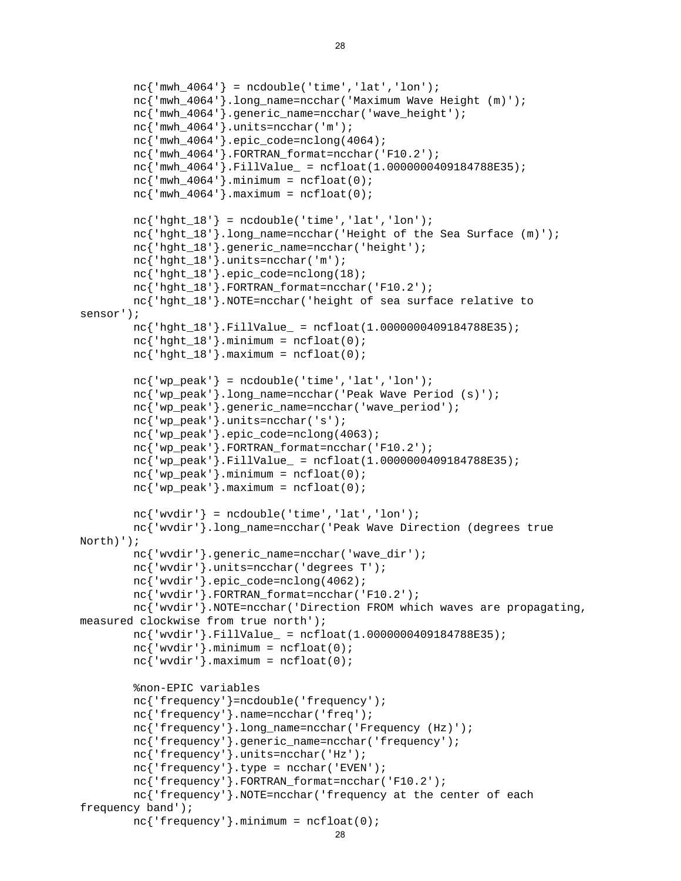```
        nc{'mwh_4064'} = ncdouble('time','lat','lon');
        nc{'mwh_4064'}.long_name=ncchar('Maximum Wave Height (m)');
        nc{'mwh_4064'}.generic_name=ncchar('wave_height');
        nc{'mwh_4064'}.units=ncchar('m');
        nc{'mwh_4064'}.epic_code=nclong(4064);
        nc{'mwh_4064'}.FORTRAN_format=ncchar('F10.2');
        nc{'mwh_4064'}.FillValue_ = ncfloat(1.0000000409184788E35);
        nc{'mwh_4064'}.minimum = ncfloat(0);
        nc{'mwh_4064'}.maximum = ncfloat(0);

        nc{'hght_18'} = ncdouble('time','lat','lon');
        nc{'hght_18'}.long_name=ncchar('Height of the Sea Surface (m)');
        nc{'hght_18'}.generic_name=ncchar('height');
        nc{'hght_18'}.units=ncchar('m');
        nc{'hght_18'}.epic_code=nclong(18);
        nc{'hght_18'}.FORTRAN_format=ncchar('F10.2');
        nc{'hght_18'}.NOTE=ncchar('height of sea surface relative to
sensor');
        nc{'hght_18'}.FillValue_ = ncfloat(1.0000000409184788E35);
        nc{'hght_18'}.minimum = ncfloat(0);
        nc{'hght_18'}.maximum = ncfloat(0);

        nc{'wp_peak'} = ncdouble('time','lat','lon');
        nc{'wp_peak'}.long_name=ncchar('Peak Wave Period (s)');
        nc{'wp_peak'}.generic_name=ncchar('wave_period');
        nc{'wp_peak'}.units=ncchar('s');
        nc{'wp_peak'}.epic_code=nclong(4063);
        nc{'wp_peak'}.FORTRAN_format=ncchar('F10.2');
        nc{'wp_peak'}.FillValue_ = ncfloat(1.0000000409184788E35);
        nc{'wp_peak'}.minimum = ncfloat(0);
        nc{'wp_peak'}.maximum = ncfloat(0);

        nc{'wvdir'} = ncdouble('time','lat','lon');
        nc{'wvdir'}.long_name=ncchar('Peak Wave Direction (degrees true
North)');
        nc{'wvdir'}.generic_name=ncchar('wave_dir');
        nc{'wvdir'}.units=ncchar('degrees T');
        nc{'wvdir'}.epic_code=nclong(4062);
        nc{'wvdir'}.FORTRAN_format=ncchar('F10.2');
        nc{'wvdir'}.NOTE=ncchar('Direction FROM which waves are propagating,
measured clockwise from true north');
        nc{'wvdir'}.FillValue_ = ncfloat(1.0000000409184788E35);
        nc{'wvdir'}.minimum = ncfloat(0);
        nc{'wvdir'}.maximum = ncfloat(0);

        %non-EPIC variables
        nc{'frequency'}=ncdouble('frequency');
        nc{'frequency'}.name=ncchar('freq');
        nc{'frequency'}.long_name=ncchar('Frequency (Hz)');
        nc{'frequency'}.generic_name=ncchar('frequency');
        nc{'frequency'}.units=ncchar('Hz');
        nc{'frequency'}.type = ncchar('EVEN');
        nc{'frequency'}.FORTRAN_format=ncchar('F10.2');
        nc{'frequency'}.NOTE=ncchar('frequency at the center of each
frequency band');
        nc{'frequency'}.minimum = ncfloat(0);
```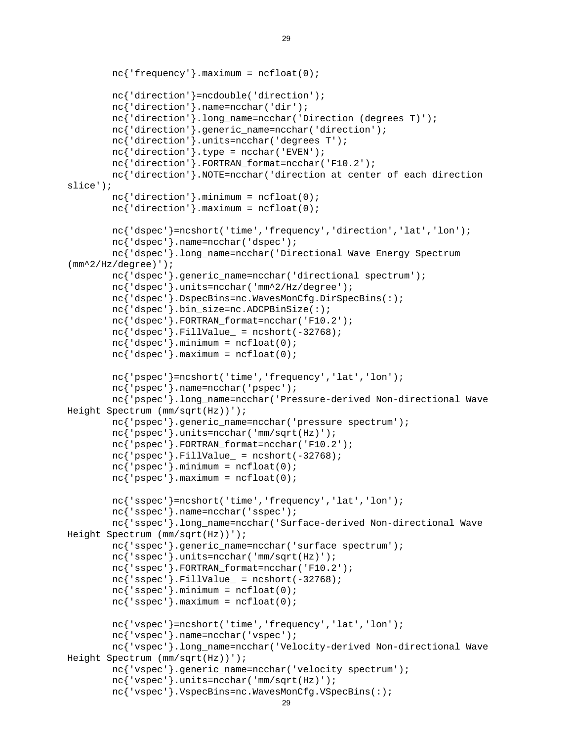```
        nc{'frequency'}.maximum = ncfloat(0);

        nc{'direction'}=ncdouble('direction');
        nc{'direction'}.name=ncchar('dir');
        nc{'direction'}.long_name=ncchar('Direction (degrees T)');
        nc{'direction'}.generic_name=ncchar('direction');
        nc{'direction'}.units=ncchar('degrees T');
        nc{'direction'}.type = ncchar('EVEN');
        nc{'direction'}.FORTRAN_format=ncchar('F10.2');
        nc{'direction'}.NOTE=ncchar('direction at center of each direction
slice');
        nc{'direction'}.minimum = ncfloat(0);
        nc{'direction'}.maximum = ncfloat(0);

        nc{'dspec'}=ncshort('time','frequency','direction','lat','lon');
        nc{'dspec'}.name=ncchar('dspec');
        nc{'dspec'}.long_name=ncchar('Directional Wave Energy Spectrum
(mm^2/Hz/degree)');
        nc{'dspec'}.generic_name=ncchar('directional spectrum');
        nc{'dspec'}.units=ncchar('mm^2/Hz/degree');
        nc{'dspec'}.DspecBins=nc.WavesMonCfg.DirSpecBins(:);
        nc{'dspec'}.bin_size=nc.ADCPBinSize(:);
        nc{'dspec'}.FORTRAN_format=ncchar('F10.2');
        nc{'dspec'}.FillValue_ = ncshort(-32768);
        nc{'dspec'}.minimum = ncfloat(0);
        nc{'dspec'}.maximum = ncfloat(0);

        nc{'pspec'}=ncshort('time','frequency','lat','lon');
        nc{'pspec'}.name=ncchar('pspec');
        nc{'pspec'}.long_name=ncchar('Pressure-derived Non-directional Wave
Height Spectrum (mm/sqrt(Hz))');
        nc{'pspec'}.generic_name=ncchar('pressure spectrum');
        nc{'pspec'}.units=ncchar('mm/sqrt(Hz)');
        nc{'pspec'}.FORTRAN_format=ncchar('F10.2');
        nc{'pspec'}.FillValue_ = ncshort(-32768);
        nc{'pspec'}.minimum = ncfloat(0);
        nc{'pspec'}.maximum = ncfloat(0);

        nc{'sspec'}=ncshort('time','frequency','lat','lon');
        nc{'sspec'}.name=ncchar('sspec');
        nc{'sspec'}.long_name=ncchar('Surface-derived Non-directional Wave
Height Spectrum (mm/sqrt(Hz))');
        nc{'sspec'}.generic_name=ncchar('surface spectrum');
        nc{'sspec'}.units=ncchar('mm/sqrt(Hz)');
        nc{'sspec'}.FORTRAN_format=ncchar('F10.2');
        nc{'sspec'}.FillValue_ = ncshort(-32768);
        nc{'sspec'}.minimum = ncfloat(0);
        nc{'sspec'}.maximum = ncfloat(0);

        nc{'vspec'}=ncshort('time','frequency','lat','lon');
        nc{'vspec'}.name=ncchar('vspec');
        nc{'vspec'}.long_name=ncchar('Velocity-derived Non-directional Wave
Height Spectrum (mm/sqrt(Hz))');
        nc{'vspec'}.generic_name=ncchar('velocity spectrum');
        nc{'vspec'}.units=ncchar('mm/sqrt(Hz)');
        nc{'vspec'}.VspecBins=nc.WavesMonCfg.VSpecBins(:);
```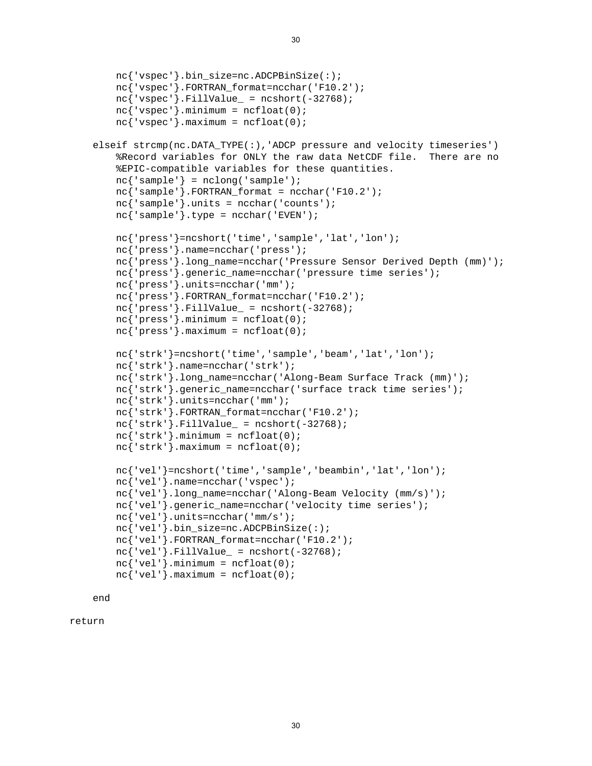```
        nc{'vspec'}.bin_size=nc.ADCPBinSize(:);
        nc{'vspec'}.FORTRAN_format=ncchar('F10.2');
        nc{'vspec'}.FillValue_ = ncshort(-32768);
        nc{'vspec'}.minimum = ncfloat(0);
        nc{'vspec'}.maximum = ncfloat(0);

    elseif strcmp(nc.DATA_TYPE(:),'ADCP pressure and velocity timeseries')
        %Record variables for ONLY the raw data NetCDF file.  There are no
        %EPIC-compatible variables for these quantities.
        nc{'sample'} = nclong('sample');
        nc{'sample'}.FORTRAN_format = ncchar('F10.2');
        nc{'sample'}.units = ncchar('counts');
        nc{'sample'}.type = ncchar('EVEN');

        nc{'press'}=ncshort('time','sample','lat','lon');
        nc{'press'}.name=ncchar('press');
        nc{'press'}.long_name=ncchar('Pressure Sensor Derived Depth (mm)');
        nc{'press'}.generic_name=ncchar('pressure time series');
        nc{'press'}.units=ncchar('mm');
        nc{'press'}.FORTRAN_format=ncchar('F10.2');
        nc{'press'}.FillValue_ = ncshort(-32768);
        nc{'press'}.minimum = ncfloat(0);
        nc{'press'}.maximum = ncfloat(0);

        nc{'strk'}=ncshort('time','sample','beam','lat','lon');
        nc{'strk'}.name=ncchar('strk');
        nc{'strk'}.long_name=ncchar('Along-Beam Surface Track (mm)');
        nc{'strk'}.generic_name=ncchar('surface track time series');
        nc{'strk'}.units=ncchar('mm');
        nc{'strk'}.FORTRAN_format=ncchar('F10.2');
        nc{'strk'}.FillValue_ = ncshort(-32768);
        nc{'strk'}.minimum = ncfloat(0);
        nc{'strk'}.maximum = ncfloat(0);

        nc{'vel'}=ncshort('time','sample','beambin','lat','lon');
        nc{'vel'}.name=ncchar('vspec');
        nc{'vel'}.long_name=ncchar('Along-Beam Velocity (mm/s)');
        nc{'vel'}.generic_name=ncchar('velocity time series');
        nc{'vel'}.units=ncchar('mm/s');
        nc{'vel'}.bin_size=nc.ADCPBinSize(:);
        nc{'vel'}.FORTRAN_format=ncchar('F10.2');
        nc{'vel'}.FillValue_ = ncshort(-32768);
        nc{'vel'}.minimum = ncfloat(0);
        nc{'vel'}.maximum = ncfloat(0);

    end

return
```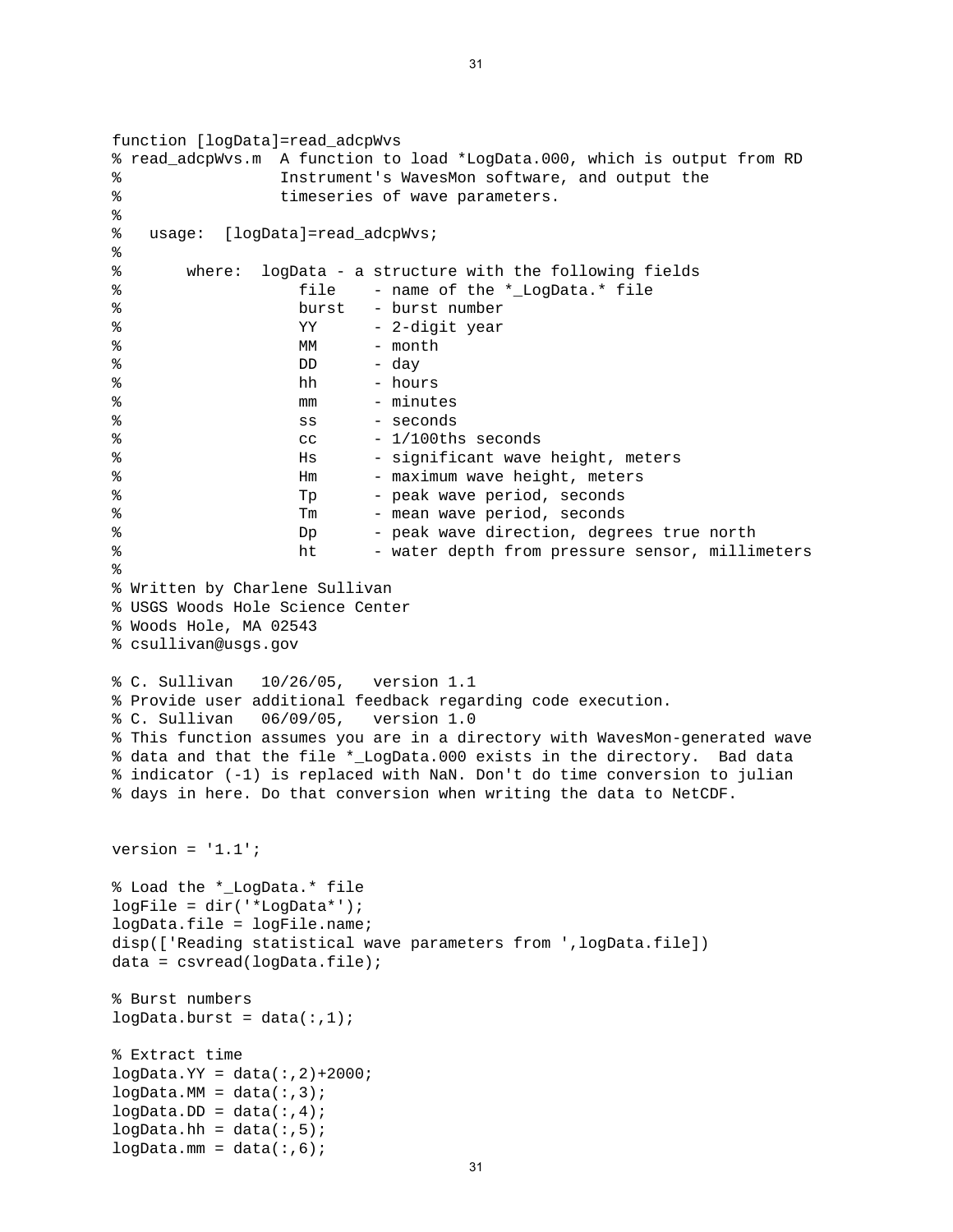```
function [logData]=read_adcpWvs
% read_adcpWvs.m  A function to load *LogData.000, which is output from RD
%                 Instrument's WavesMon software, and output the
%                 timeseries of wave parameters.
%
%   usage:  [logData]=read_adcpWvs;
%
%       where:  logData - a structure with the following fields
%                  file    - name of the *_LogData.* file
%                  burst   - burst number
%                  YY      - 2-digit year
%                  MM      - month
%                  DD      - day
%                  hh      - hours
%                  mm      - minutes
%                  ss      - seconds
%                  cc      - 1/100ths seconds
%                  Hs      - significant wave height, meters
%                  Hm      - maximum wave height, meters
%                  Tp      - peak wave period, seconds
%                  Tm      - mean wave period, seconds
%                  Dp      - peak wave direction, degrees true north
%                  ht      - water depth from pressure sensor, millimeters
%
% Written by Charlene Sullivan
% USGS Woods Hole Science Center
% Woods Hole, MA 02543
% csullivan@usgs.gov

% C. Sullivan   10/26/05,   version 1.1
% Provide user additional feedback regarding code execution.
% C. Sullivan   06/09/05,   version 1.0
% This function assumes you are in a directory with WavesMon-generated wave
% data and that the file *_LogData.000 exists in the directory.  Bad data
% indicator (-1) is replaced with NaN. Don't do time conversion to julian
% days in here. Do that conversion when writing the data to NetCDF.


version = '1.1';

% Load the *_LogData.* file
logFile = dir('*LogData*');
logData.file = logFile.name;
disp(['Reading statistical wave parameters from ',logData.file])
data = csvread(logData.file);

% Burst numbers
logData.burst = data(:,1);

% Extract time
logData.YY = data(:,2)+2000;
logData.MM = data(:,3);
logData.DD = data(:,4);
logData.hh = data(:,5);
logData.mm = data(:,6);
```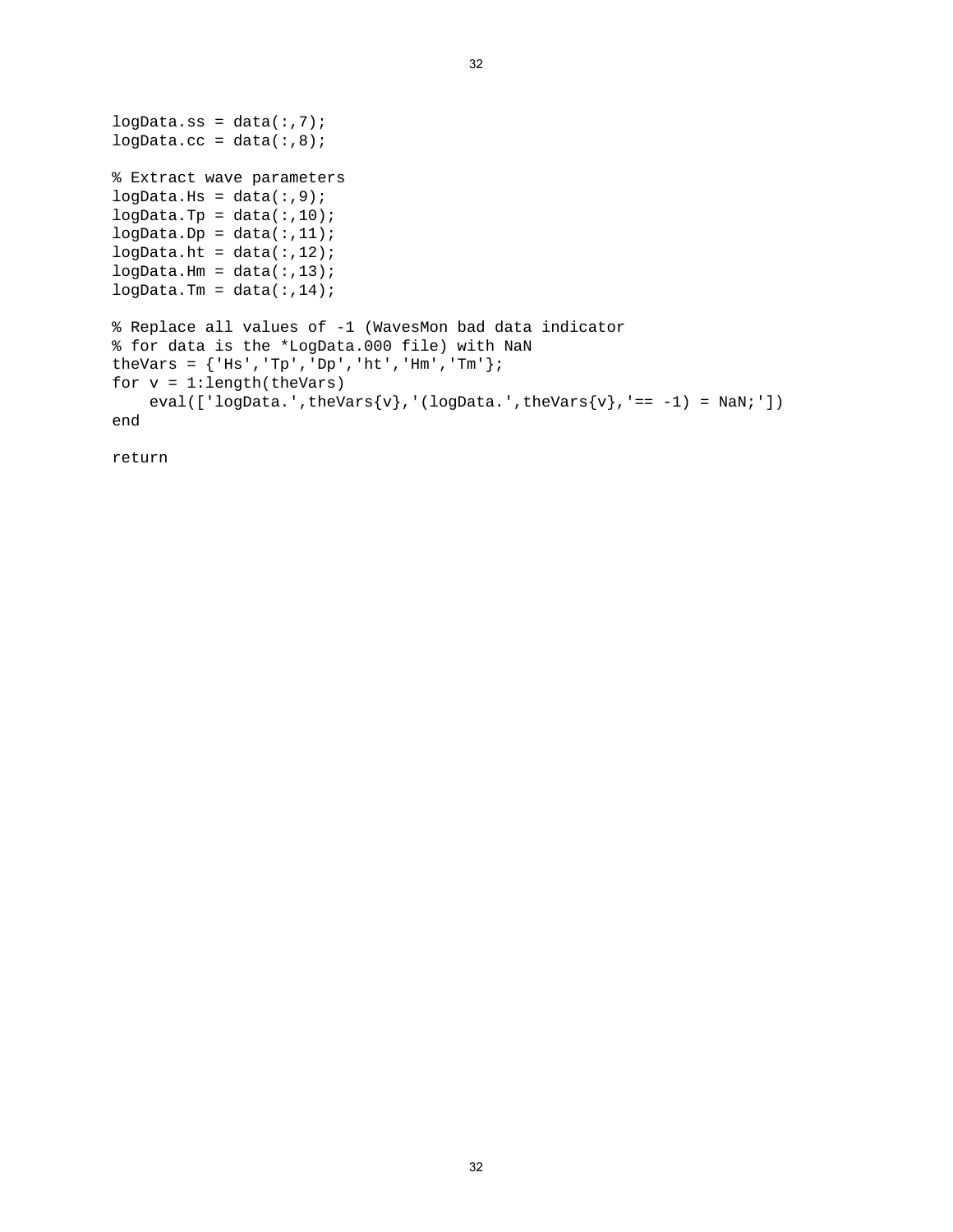```
logData.ss = data(:,7);
logData.cc = data(:,8);

% Extract wave parameters
logData.Hs = data(:,9);
logData.Tp = data(:,10);
logData.Dp = data(:,11);
logData.ht = data(:,12);
logData.Hm = data(:,13);
logData.Tm = data(:,14);

% Replace all values of -1 (WavesMon bad data indicator
% for data is the *LogData.000 file) with NaN
theVars = {'Hs','Tp','Dp','ht','Hm','Tm'};
for v = 1:length(theVars)
    eval(['logData.',theVars{v},'(logData.',theVars{v},'== -1) = NaN;'])
end

return
```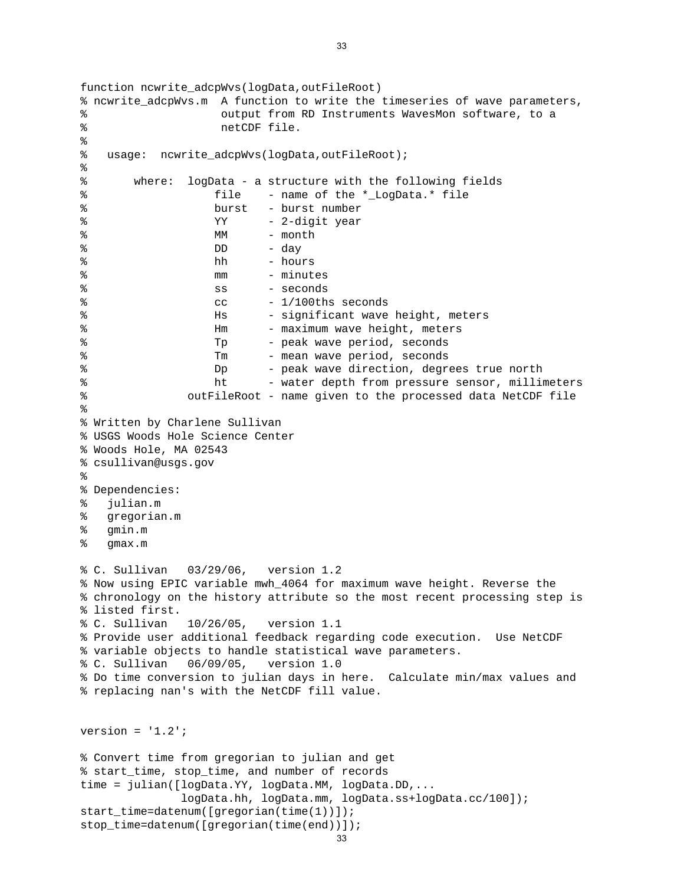```
function ncwrite_adcpWvs(logData,outFileRoot)
% ncwrite_adcpWvs.m  A function to write the timeseries of wave parameters,
%                    output from RD Instruments WavesMon software, to a
%                    netCDF file.
%
%   usage:  ncwrite_adcpWvs(logData,outFileRoot);
%
%       where:  logData - a structure with the following fields
%                   file    - name of the *_LogData.* file
%                   burst   - burst number
%                   YY      - 2-digit year
%                   MM      - month
%                   DD      - day
%                   hh      - hours
%                   mm      - minutes
%                   ss      - seconds
%                   cc      - 1/100ths seconds
%                   Hs      - significant wave height, meters
%                   Hm      - maximum wave height, meters
%                   Tp      - peak wave period, seconds
%                   Tm      - mean wave period, seconds
%                   Dp      - peak wave direction, degrees true north
%                   ht      - water depth from pressure sensor, millimeters
%               outFileRoot - name given to the processed data NetCDF file
%
% Written by Charlene Sullivan
% USGS Woods Hole Science Center
% Woods Hole, MA 02543
% csullivan@usgs.gov
%
% Dependencies:
%   julian.m
%   gregorian.m
%   gmin.m
%   gmax.m

% C. Sullivan   03/29/06,   version 1.2
% Now using EPIC variable mwh_4064 for maximum wave height. Reverse the
% chronology on the history attribute so the most recent processing step is
% listed first.
% C. Sullivan   10/26/05,   version 1.1
% Provide user additional feedback regarding code execution.  Use NetCDF
% variable objects to handle statistical wave parameters.
% C. Sullivan   06/09/05,   version 1.0
% Do time conversion to julian days in here.  Calculate min/max values and
% replacing nan's with the NetCDF fill value.


version = '1.2';

% Convert time from gregorian to julian and get
% start_time, stop_time, and number of records
time = julian([logData.YY, logData.MM, logData.DD,...
               logData.hh, logData.mm, logData.ss+logData.cc/100]);
start_time=datenum([gregorian(time(1))]);
stop_time=datenum([gregorian(time(end))]);
```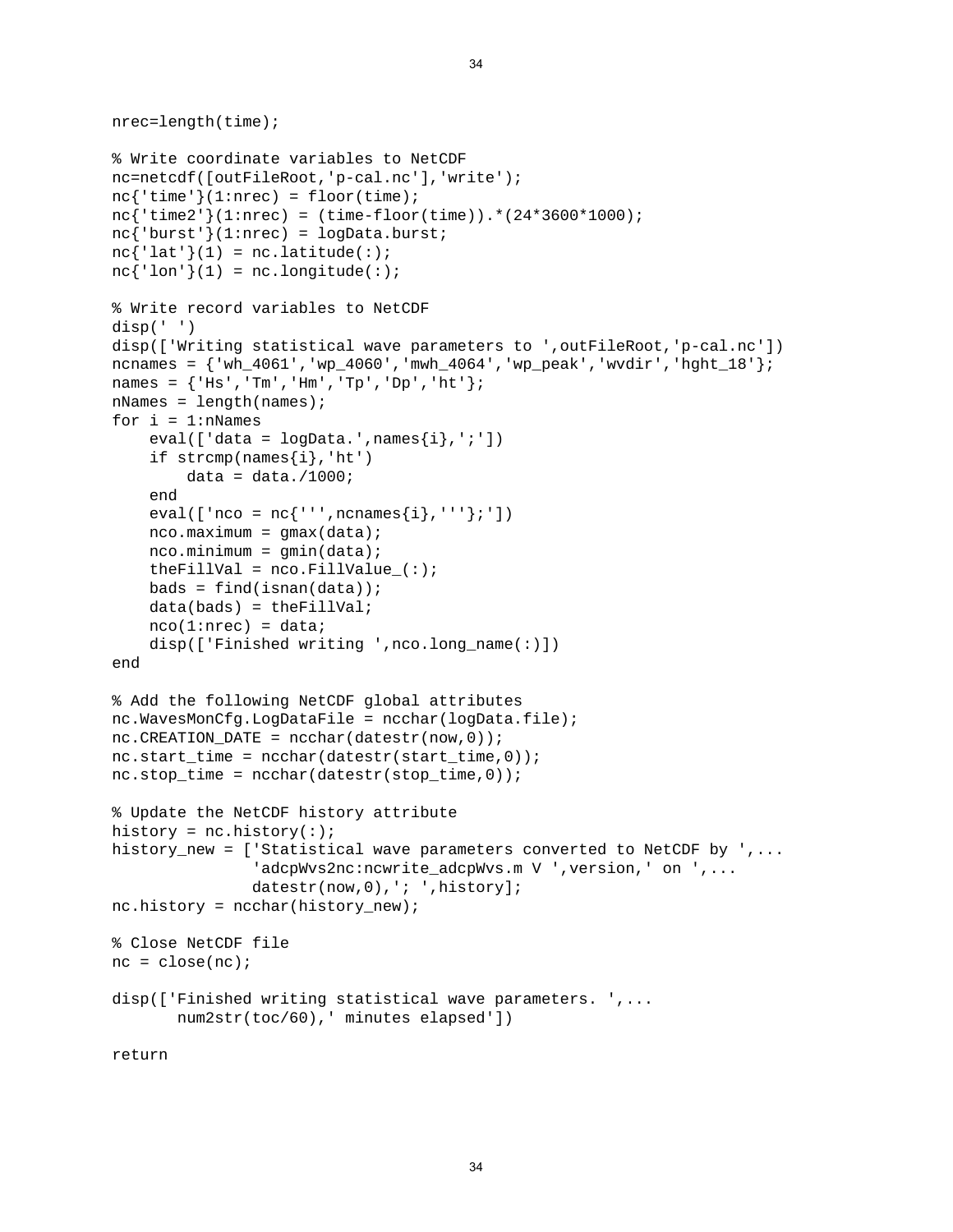```
nrec=length(time);

% Write coordinate variables to NetCDF
nc=netcdf([outFileRoot,'p-cal.nc'],'write');
nc{'time'}(1:nrec) = floor(time);
nc{'time2'}(1:nrec) = (time-floor(time)).*(24*3600*1000);
nc{'burst'}(1:nrec) = logData.burst;
nc{'lat'}(1) = nc.latitude(:);
nc{'lon'}(1) = nc.longitude(:);

% Write record variables to NetCDF
disp(' ')
disp(['Writing statistical wave parameters to ',outFileRoot,'p-cal.nc'])
ncnames = {'wh_4061','wp_4060','mwh_4064','wp_peak','wvdir','hght_18'};
names = {'Hs','Tm','Hm','Tp','Dp','ht'};
nNames = length(names);
for i = 1:nNames
    eval(['data = logData.',names{i},';'])
    if strcmp(names{i},'ht')
        data = data./1000;
    end
    eval(['nco = nc{''',ncnames{i},'''};'])
    nco.maximum = gmax(data);
    nco.minimum = gmin(data);
    theFillVal = nco.FillValue_(:);
    bads = find(isnan(data));
    data(bads) = theFillVal;
    nco(1:nrec) = data;
    disp(['Finished writing ',nco.long_name(:)])
end

% Add the following NetCDF global attributes
nc.WavesMonCfg.LogDataFile = ncchar(logData.file);
nc.CREATION_DATE = ncchar(datestr(now,0));
nc.start_time = ncchar(datestr(start_time,0));
nc.stop_time = ncchar(datestr(stop_time,0));

% Update the NetCDF history attribute
history = nc.history(:);
history_new = ['Statistical wave parameters converted to NetCDF by ',...
               'adcpWvs2nc:ncwrite_adcpWvs.m V ',version,' on ',...
               datestr(now,0),'; ',history];
nc.history = ncchar(history_new);

% Close NetCDF file
nc = close(nc);

disp(['Finished writing statistical wave parameters. ',...
      num2str(toc/60),' minutes elapsed'])

return
```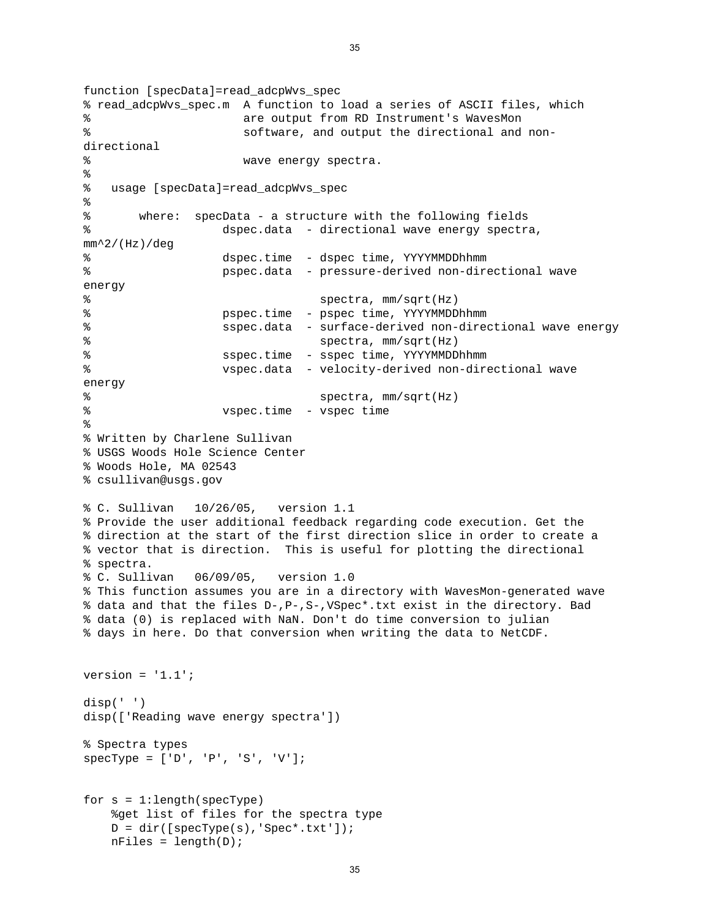```
function [specData]=read_adcpWvs_spec
% read_adcpWvs_spec.m  A function to load a series of ASCII files, which
%                      are output from RD Instrument's WavesMon
%                      software, and output the directional and non-
directional
%                      wave energy spectra.
%
%   usage [specData]=read_adcpWvs_spec
%
%       where:  specData - a structure with the following fields
%                   dspec.data  - directional wave energy spectra,
mm^2/(Hz)/deg
%                   dspec.time  - dspec time, YYYYMMDDhhmm
%                   pspec.data  - pressure-derived non-directional wave
energy
%                                 spectra, mm/sqrt(Hz)
%                   pspec.time  - pspec time, YYYYMMDDhhmm
%                   sspec.data  - surface-derived non-directional wave energy
%                                 spectra, mm/sqrt(Hz)
%                   sspec.time  - sspec time, YYYYMMDDhhmm
%                   vspec.data  - velocity-derived non-directional wave
energy
%                                 spectra, mm/sqrt(Hz)
%                   vspec.time  - vspec time
%
% Written by Charlene Sullivan
% USGS Woods Hole Science Center
% Woods Hole, MA 02543
% csullivan@usgs.gov

% C. Sullivan   10/26/05,   version 1.1
% Provide the user additional feedback regarding code execution. Get the
% direction at the start of the first direction slice in order to create a
% vector that is direction.  This is useful for plotting the directional
% spectra.
% C. Sullivan   06/09/05,   version 1.0
% This function assumes you are in a directory with WavesMon-generated wave
% data and that the files D-,P-,S-,VSpec*.txt exist in the directory. Bad
% data (0) is replaced with NaN. Don't do time conversion to julian
% days in here. Do that conversion when writing the data to NetCDF.


version = '1.1';

disp(' ')
disp(['Reading wave energy spectra'])

% Spectra types
specType = ['D', 'P', 'S', 'V'];


for s = 1:length(specType)
    %get list of files for the spectra type
    D = dir([specType(s),'Spec*.txt']);
    nFiles = length(D);
```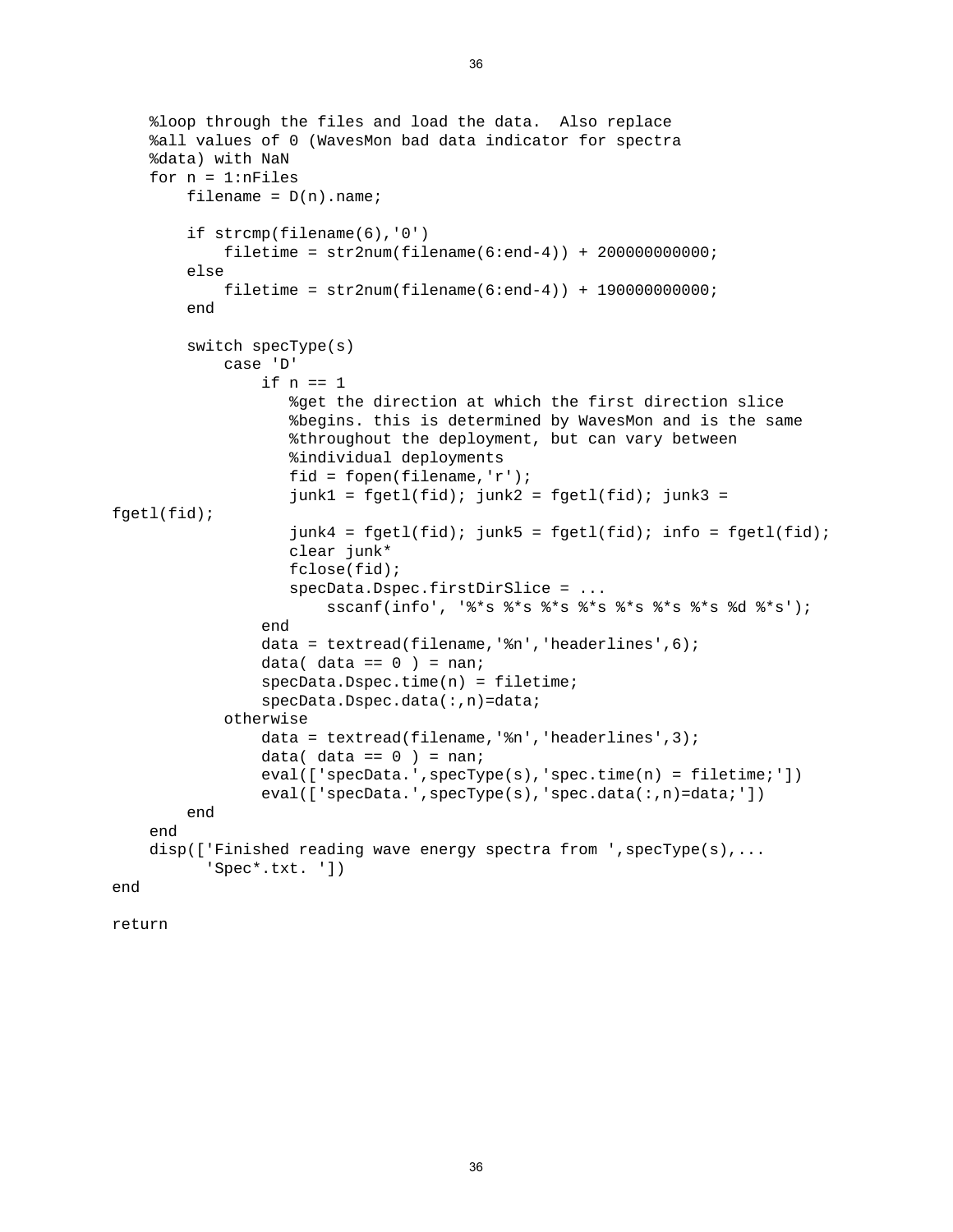```
    %loop through the files and load the data.  Also replace
    %all values of 0 (WavesMon bad data indicator for spectra
    %data) with NaN
    for n = 1:nFiles
        filename = D(n).name;

        if strcmp(filename(6),'0')
            filetime = str2num(filename(6:end-4)) + 200000000000;
        else
            filetime = str2num(filename(6:end-4)) + 190000000000;
        end

        switch specType(s)
            case 'D'
                if n == 1
                   %get the direction at which the first direction slice
                   %begins. this is determined by WavesMon and is the same
                   %throughout the deployment, but can vary between
                   %individual deployments
                   fid = fopen(filename,'r');
                   junk1 = fgetl(fid); junk2 = fgetl(fid); junk3 =
fgetl(fid);
                   junk4 = fgetl(fid); junk5 = fgetl(fid); info = fgetl(fid);
                   clear junk*
                   fclose(fid);
                   specData.Dspec.firstDirSlice = ...
                       sscanf(info', '%*s %*s %*s %*s %*s %*s %*s %d %*s');
                end
                data = textread(filename,'%n','headerlines',6);
                data( data == 0 ) = nan;
                specData.Dspec.time(n) = filetime;
                specData.Dspec.data(:,n)=data;
            otherwise
                data = textread(filename,'%n','headerlines',3);
                data( data == 0 ) = nan;
                eval(['specData.',specType(s),'spec.time(n) = filetime;'])
                eval(['specData.',specType(s),'spec.data(:,n)=data;'])
        end
    end
    disp(['Finished reading wave energy spectra from ',specType(s),...
          'Spec*.txt. '])
end

return
```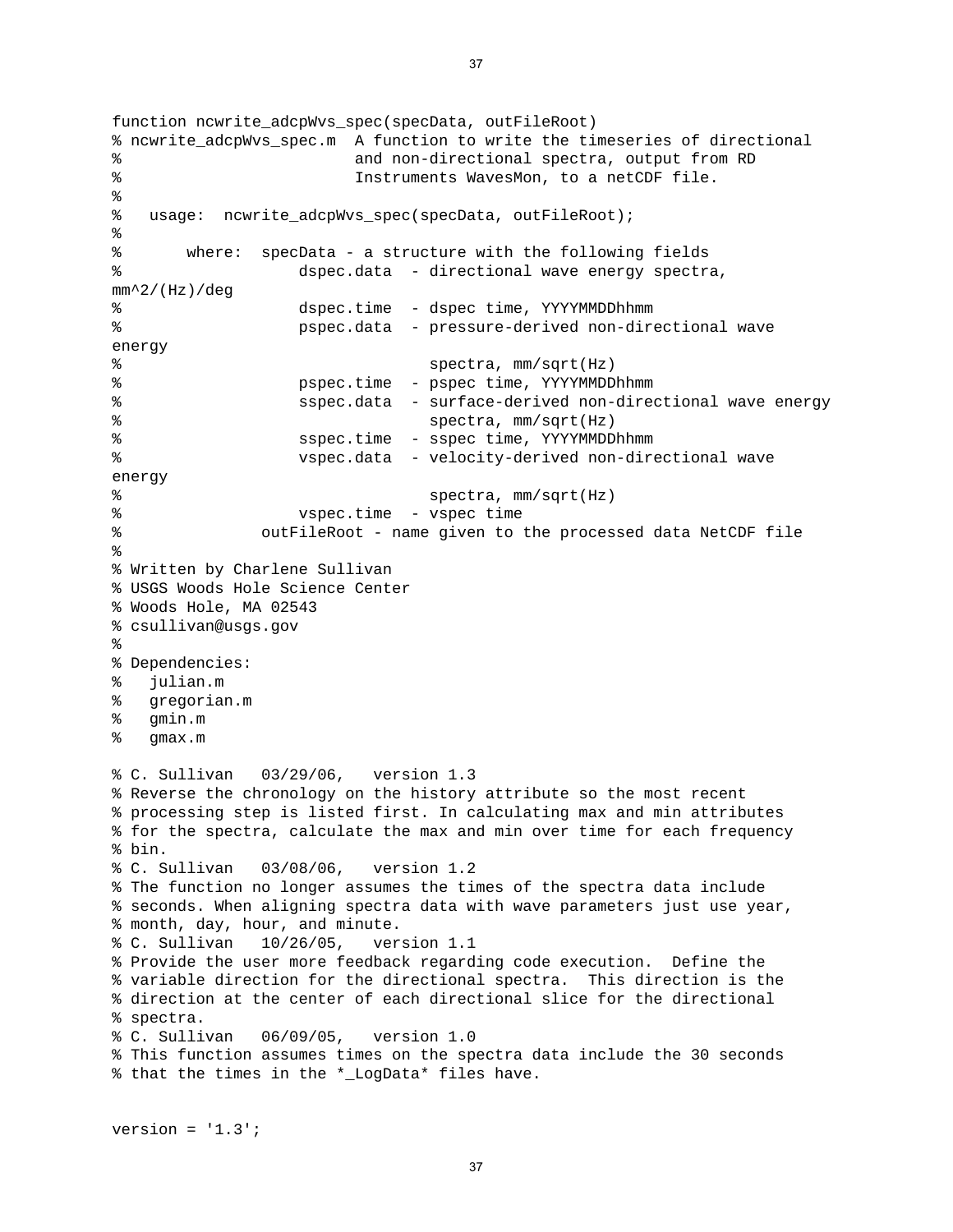```
function ncwrite_adcpWvs_spec(specData, outFileRoot)
% ncwrite_adcpWvs_spec.m  A function to write the timeseries of directional
%                         and non-directional spectra, output from RD
%                         Instruments WavesMon, to a netCDF file.
%
%   usage:  ncwrite_adcpWvs_spec(specData, outFileRoot);
%
%       where:  specData - a structure with the following fields
%                   dspec.data  - directional wave energy spectra,
mm^2/(Hz)/deg
%                   dspec.time  - dspec time, YYYYMMDDhhmm
%                   pspec.data  - pressure-derived non-directional wave
energy
%                                 spectra, mm/sqrt(Hz)
%                   pspec.time  - pspec time, YYYYMMDDhhmm
%                   sspec.data  - surface-derived non-directional wave energy
%                                 spectra, mm/sqrt(Hz)
%                   sspec.time  - sspec time, YYYYMMDDhhmm
%                   vspec.data  - velocity-derived non-directional wave
energy
%                                 spectra, mm/sqrt(Hz)
%                   vspec.time  - vspec time
%               outFileRoot - name given to the processed data NetCDF file
%
% Written by Charlene Sullivan
% USGS Woods Hole Science Center
% Woods Hole, MA 02543
% csullivan@usgs.gov
%
% Dependencies:
%   julian.m
%   gregorian.m
%   gmin.m
%   gmax.m

% C. Sullivan   03/29/06,   version 1.3
% Reverse the chronology on the history attribute so the most recent
% processing step is listed first. In calculating max and min attributes
% for the spectra, calculate the max and min over time for each frequency
% bin.
% C. Sullivan   03/08/06,   version 1.2
% The function no longer assumes the times of the spectra data include
% seconds. When aligning spectra data with wave parameters just use year,
% month, day, hour, and minute.
% C. Sullivan   10/26/05,   version 1.1
% Provide the user more feedback regarding code execution.  Define the
% variable direction for the directional spectra.  This direction is the
% direction at the center of each directional slice for the directional
% spectra.
% C. Sullivan   06/09/05,   version 1.0
% This function assumes times on the spectra data include the 30 seconds
% that the times in the *_LogData* files have.


version = '1.3';
```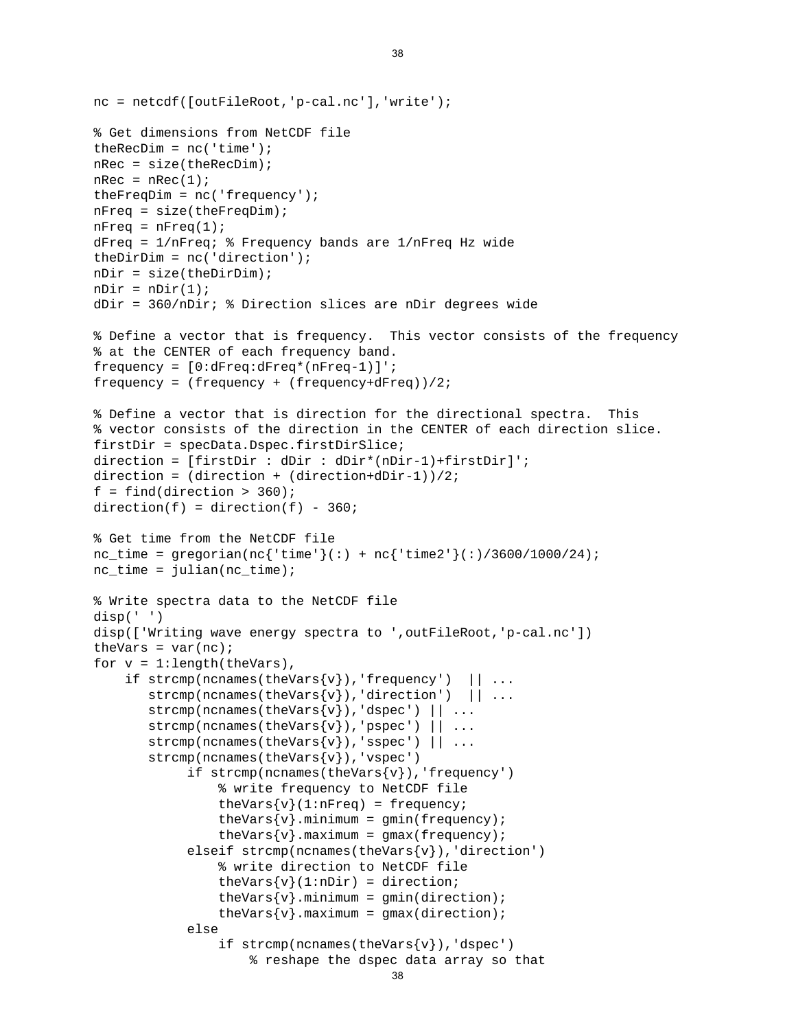```
nc = netcdf([outFileRoot,'p-cal.nc'],'write');

% Get dimensions from NetCDF file
theRecDim = nc('time');
nRec = size(theRecDim);
nRec = nRec(1);
theFreqDim = nc('frequency');
nFreq = size(theFreqDim);
nFreq = nFreq(1);
dFreq = 1/nFreq; % Frequency bands are 1/nFreq Hz wide
theDirDim = nc('direction');
nDir = size(theDirDim);
nDir = nDir(1);
dDir = 360/nDir; % Direction slices are nDir degrees wide

% Define a vector that is frequency.  This vector consists of the frequency
% at the CENTER of each frequency band.
frequency = [0:dFreq:dFreq*(nFreq-1)]';
frequency = (frequency + (frequency+dFreq))/2;

% Define a vector that is direction for the directional spectra.  This
% vector consists of the direction in the CENTER of each direction slice.
firstDir = specData.Dspec.firstDirSlice;
direction = [firstDir : dDir : dDir*(nDir-1)+firstDir]';
direction = (direction + (direction+dDir-1))/2;
f = find(direction > 360);
direction(f) = direction(f) - 360;

% Get time from the NetCDF file
nc_time = gregorian(nc{'time'}(:) + nc{'time2'}(:)/3600/1000/24);
nc_time = julian(nc_time);

% Write spectra data to the NetCDF file
disp(' ')
disp(['Writing wave energy spectra to ',outFileRoot,'p-cal.nc'])
theVars = var(nc);
for v = 1:length(theVars),
    if strcmp(ncnames(theVars{v}),'frequency')  || ...
       strcmp(ncnames(theVars{v}),'direction')  || ...
       strcmp(ncnames(theVars{v}),'dspec') || ...
       strcmp(ncnames(theVars{v}),'pspec') || ...
       strcmp(ncnames(theVars{v}),'sspec') || ...
       strcmp(ncnames(theVars{v}),'vspec')
            if strcmp(ncnames(theVars{v}),'frequency')
                % write frequency to NetCDF file
                theVars{v}(1:nFreq) = frequency;
                theVars{v}.minimum = gmin(frequency);
                theVars{v}.maximum = gmax(frequency);
            elseif strcmp(ncnames(theVars{v}),'direction')
                % write direction to NetCDF file
                theVars{v}(1:nDir) = direction;
                theVars{v}.minimum = gmin(direction);
                theVars{v}.maximum = gmax(direction);
            else
                if strcmp(ncnames(theVars{v}),'dspec')
                    % reshape the dspec data array so that
```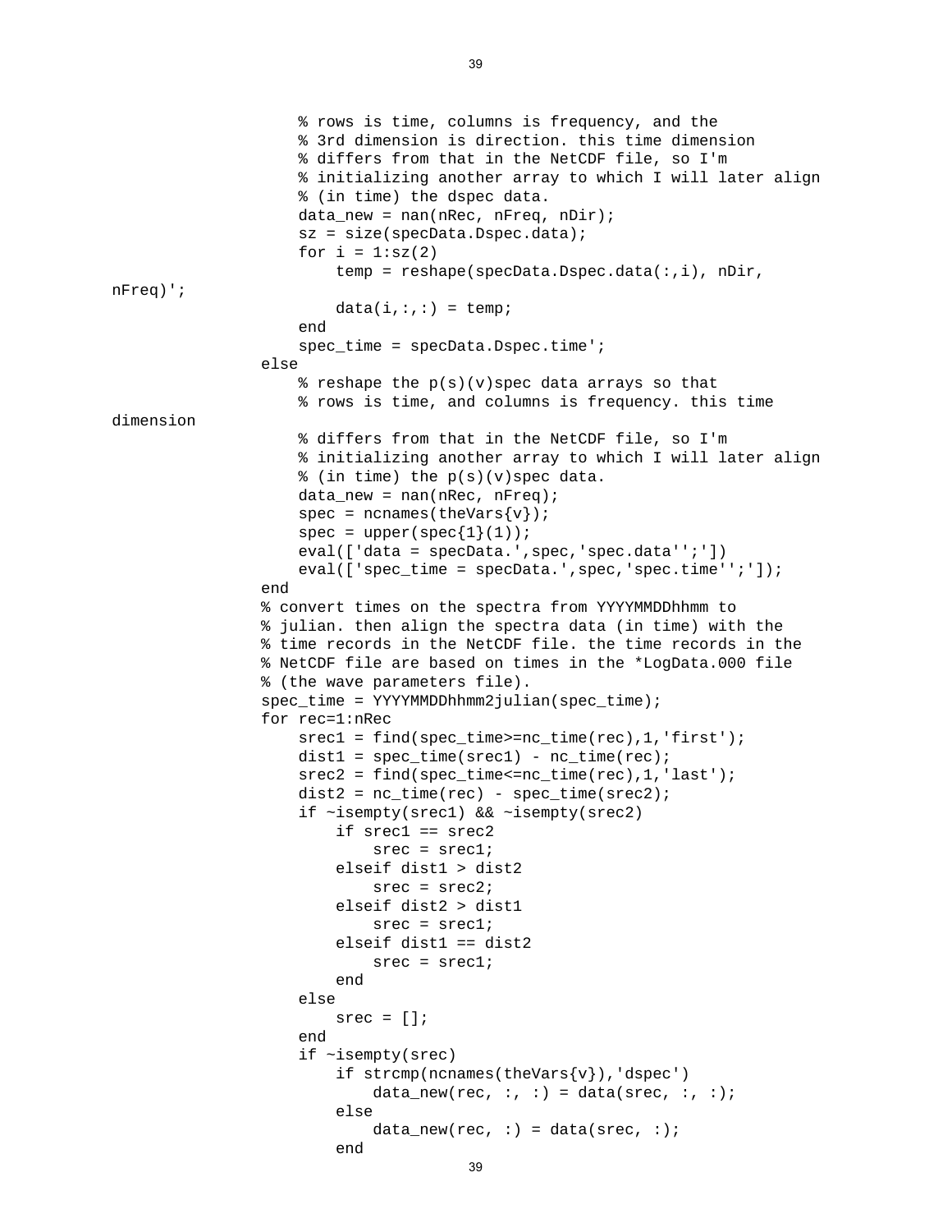```
                    % rows is time, columns is frequency, and the
                    % 3rd dimension is direction. this time dimension
                    % differs from that in the NetCDF file, so I'm
                    % initializing another array to which I will later align
                    % (in time) the dspec data.
                    data_new = nan(nRec, nFreq, nDir);
                    sz = size(specData.Dspec.data);
                    for i = 1:sz(2)
                        temp = reshape(specData.Dspec.data(:,i), nDir,
nFreq)';
                        data(i,:,:) = temp;
                    end
                    spec_time = specData.Dspec.time';
                else
                    % reshape the p(s)(v)spec data arrays so that
                    % rows is time, and columns is frequency. this time
dimension
                    % differs from that in the NetCDF file, so I'm
                    % initializing another array to which I will later align
                    % (in time) the p(s)(v)spec data.
                    data_new = nan(nRec, nFreq);
                    spec = ncnames(theVars{v});
                    spec = upper(spec{1}(1));
                    eval(['data = specData.',spec,'spec.data'';'])
                    eval(['spec_time = specData.',spec,'spec.time'';']);
                end
                % convert times on the spectra from YYYYMMDDhhmm to
                % julian. then align the spectra data (in time) with the
                % time records in the NetCDF file. the time records in the
                % NetCDF file are based on times in the *LogData.000 file
                % (the wave parameters file).
                spec_time = YYYYMMDDhhmm2julian(spec_time);
                for rec=1:nRec
                    srec1 = find(spec_time>=nc_time(rec),1,'first');
                    dist1 = spec_time(srec1) - nc_time(rec);
                    srec2 = find(spec_time<=nc_time(rec),1,'last');
                    dist2 = nc_time(rec) - spec_time(srec2);
                    if ~isempty(srec1) && ~isempty(srec2)
                        if srec1 == srec2
                            srec = srec1;
                        elseif dist1 > dist2
                            srec = srec2;
                        elseif dist2 > dist1
                            srec = srec1;
                        elseif dist1 == dist2
                            srec = srec1;
                        end
                    else
                        srec = [];
                    end
                    if ~isempty(srec)
                        if strcmp(ncnames(theVars{v}),'dspec')
                            data_new(rec, :, :) = data(srec, :, :);
                        else
                            data_new(rec, :) = data(srec, :);
                        end
```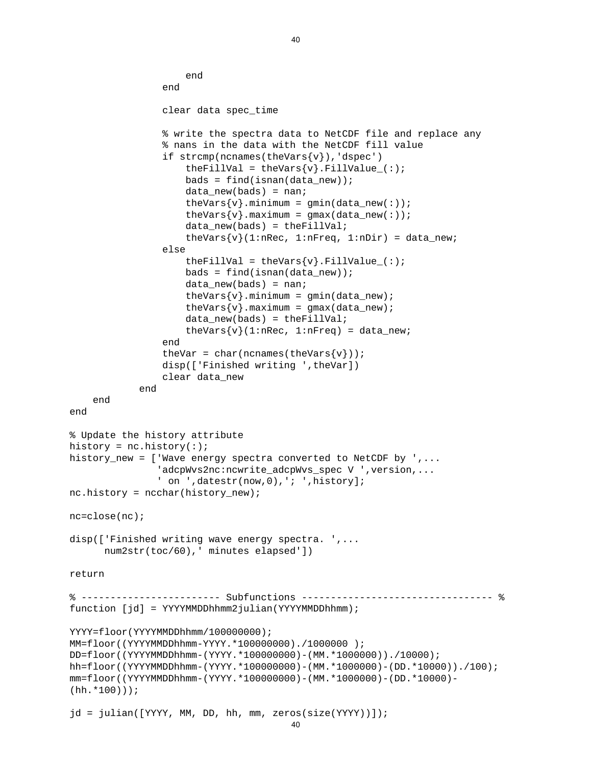```
                end
            end

            clear data spec_time

            % write the spectra data to NetCDF file and replace any
            % nans in the data with the NetCDF fill value
            if strcmp(ncnames(theVars{v}),'dspec')
                theFillVal = theVars{v}.FillValue_(:);
                bads = find(isnan(data_new));
                data_new(bads) = nan;
                theVars{v}.minimum = gmin(data_new(:));
                theVars{v}.maximum = gmax(data_new(:));
                data_new(bads) = theFillVal;
                theVars{v}(1:nRec, 1:nFreq, 1:nDir) = data_new;
            else
                theFillVal = theVars{v}.FillValue_(:);
                bads = find(isnan(data_new));
                data_new(bads) = nan;
                theVars{v}.minimum = gmin(data_new);
                theVars{v}.maximum = gmax(data_new);
                data_new(bads) = theFillVal;
                theVars{v}(1:nRec, 1:nFreq) = data_new;
            end
            theVar = char(ncnames(theVars{v}));
            disp(['Finished writing ',theVar])
            clear data_new
        end
    end
end

% Update the history attribute
history = nc.history(:);
history_new = ['Wave energy spectra converted to NetCDF by ',...
               'adcpWvs2nc:ncwrite_adcpWvs_spec V ',version,...
               ' on ',datestr(now,0),'; ',history];
nc.history = ncchar(history_new);

nc=close(nc);

disp(['Finished writing wave energy spectra. ',...
      num2str(toc/60),' minutes elapsed'])

return

% ------------------------ Subfunctions -------------------------------- %
function [jd] = YYYYMMDDhhmm2julian(YYYYMMDDhhmm);

YYYY=floor(YYYYMMDDhhmm/100000000);
MM=floor((YYYYMMDDhhmm-YYYY.*100000000)./1000000 );
DD=floor((YYYYMMDDhhmm-(YYYY.*100000000)-(MM.*1000000))./10000);
hh=floor((YYYYMMDDhhmm-(YYYY.*100000000)-(MM.*1000000)-(DD.*10000))./100);
mm=floor((YYYYMMDDhhmm-(YYYY.*100000000)-(MM.*1000000)-(DD.*10000)-
(hh.*100)));

jd = julian([YYYY, MM, DD, hh, mm, zeros(size(YYYY))]);
```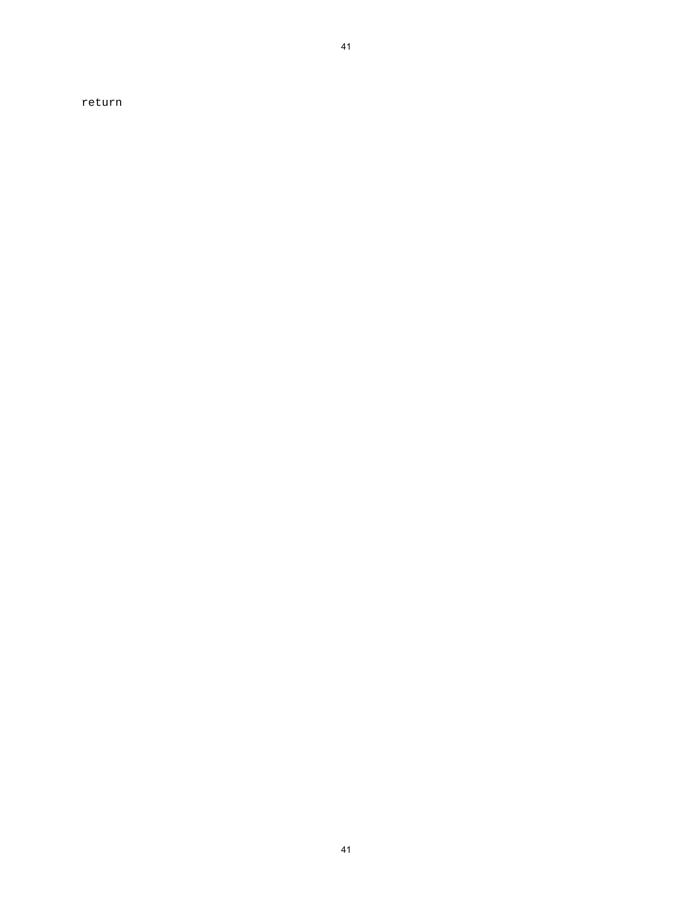```
return
```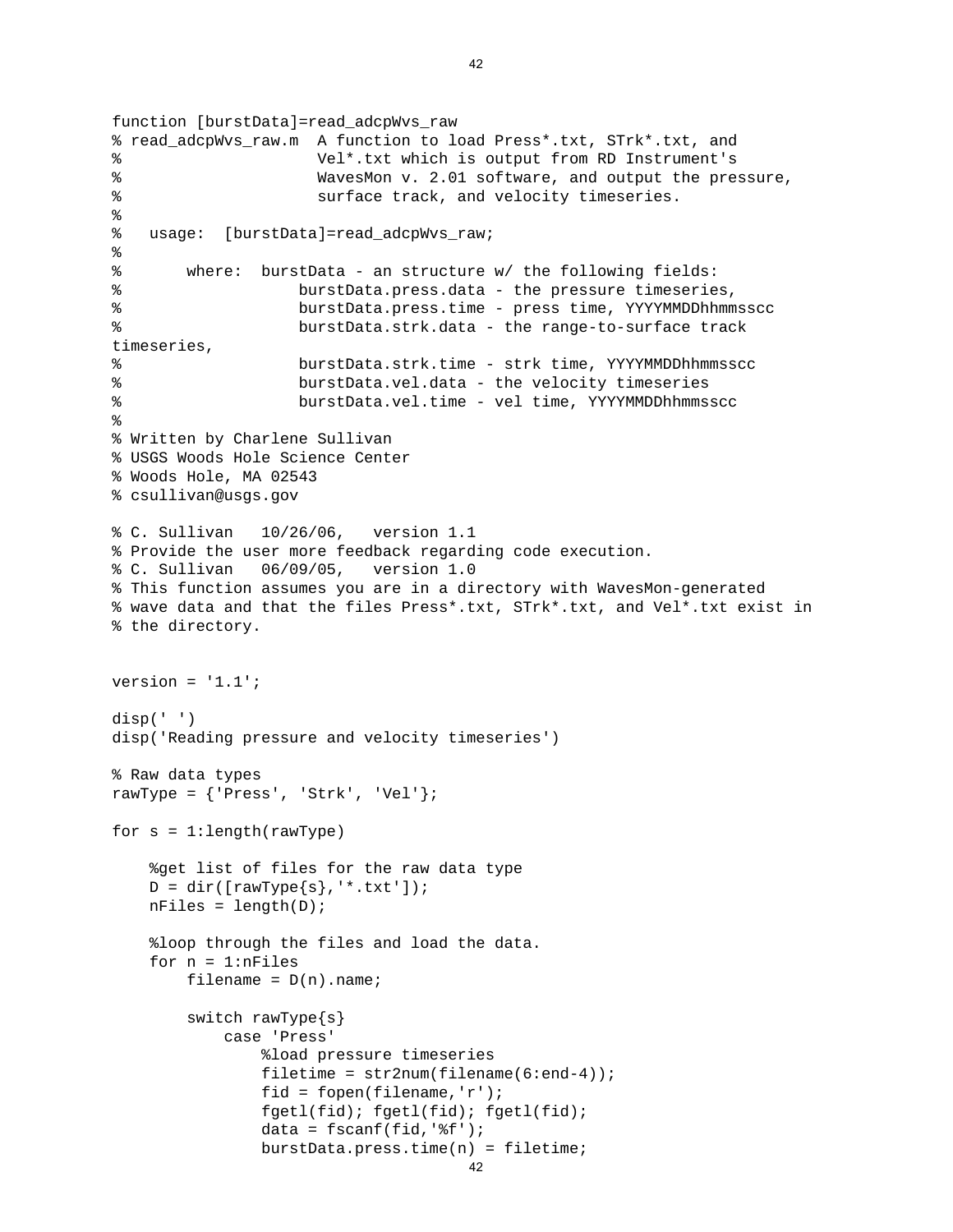```
function [burstData]=read_adcpWvs_raw
% read_adcpWvs_raw.m  A function to load Press*.txt, STrk*.txt, and
%                     Vel*.txt which is output from RD Instrument's
%                     WavesMon v. 2.01 software, and output the pressure,
%                     surface track, and velocity timeseries.
%
%   usage:  [burstData]=read_adcpWvs_raw;
%
%       where:  burstData - an structure w/ the following fields:
%                   burstData.press.data - the pressure timeseries,
%                   burstData.press.time - press time, YYYYMMDDhhmmsscc
%                   burstData.strk.data - the range-to-surface track
timeseries,
%                   burstData.strk.time - strk time, YYYYMMDDhhmmsscc
%                   burstData.vel.data - the velocity timeseries
%                   burstData.vel.time - vel time, YYYYMMDDhhmmsscc
%
% Written by Charlene Sullivan
% USGS Woods Hole Science Center
% Woods Hole, MA 02543
% csullivan@usgs.gov

% C. Sullivan   10/26/06,   version 1.1
% Provide the user more feedback regarding code execution.
% C. Sullivan   06/09/05,   version 1.0
% This function assumes you are in a directory with WavesMon-generated
% wave data and that the files Press*.txt, STrk*.txt, and Vel*.txt exist in
% the directory.


version = '1.1';

disp(' ')
disp('Reading pressure and velocity timeseries')

% Raw data types
rawType = {'Press', 'Strk', 'Vel'};

for s = 1:length(rawType)

    %get list of files for the raw data type
    D = dir([rawType{s},'*.txt']);
    nFiles = length(D);

    %loop through the files and load the data.
    for n = 1:nFiles
        filename = D(n).name;

        switch rawType{s}
            case 'Press'
                %load pressure timeseries
                filetime = str2num(filename(6:end-4));
                fid = fopen(filename,'r');
                fgetl(fid); fgetl(fid); fgetl(fid);
                data = fscanf(fid,'%f');
                burstData.press.time(n) = filetime;
```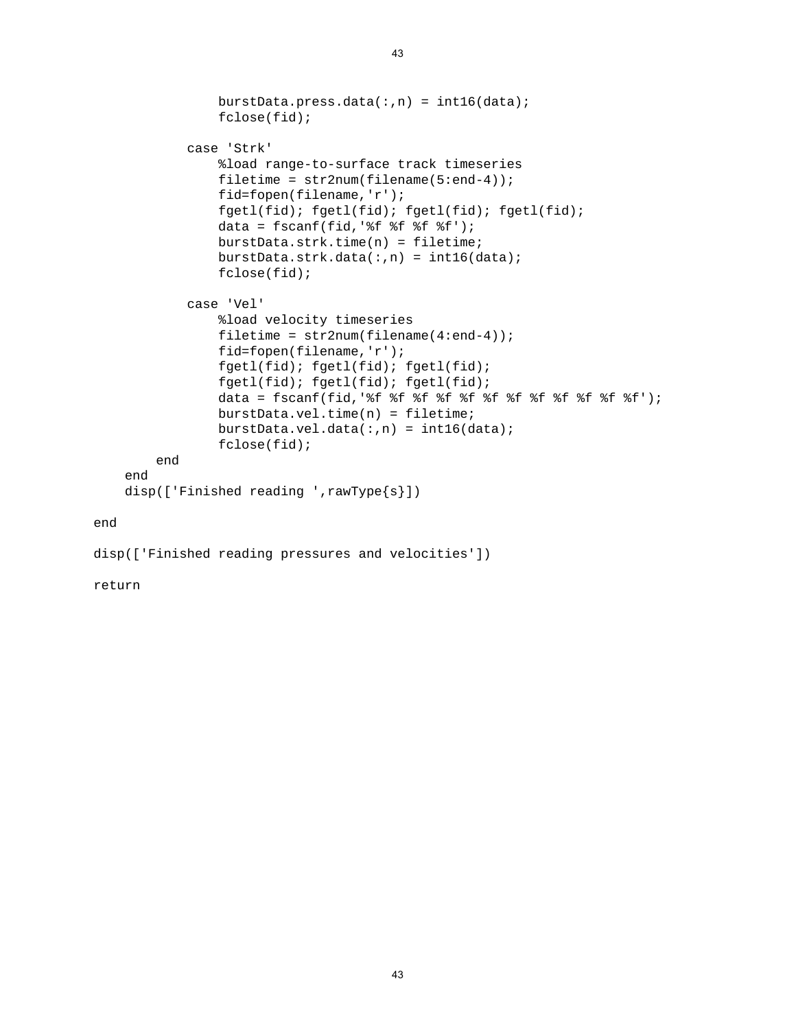```
            burstData.press.data(:,n) = int16(data);
            fclose(fid);

        case 'Strk'
            %load range-to-surface track timeseries
            filetime = str2num(filename(5:end-4));
            fid=fopen(filename,'r');
            fgetl(fid); fgetl(fid); fgetl(fid); fgetl(fid);
            data = fscanf(fid,'%f %f %f %f');
            burstData.strk.time(n) = filetime;
            burstData.strk.data(:,n) = int16(data);
            fclose(fid);

        case 'Vel'
            %load velocity timeseries
            filetime = str2num(filename(4:end-4));
            fid=fopen(filename,'r');
            fgetl(fid); fgetl(fid); fgetl(fid);
            fgetl(fid); fgetl(fid); fgetl(fid);
            data = fscanf(fid,'%f %f %f %f %f %f %f %f %f %f %f %f');
            burstData.vel.time(n) = filetime;
            burstData.vel.data(:,n) = int16(data);
            fclose(fid);
        end
    end
    disp(['Finished reading ',rawType{s}])

end

disp(['Finished reading pressures and velocities'])

return
```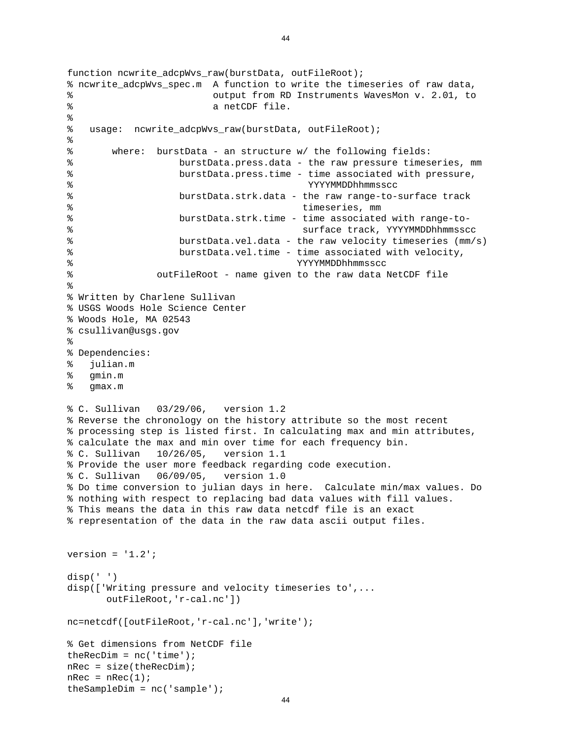```
function ncwrite_adcpWvs_raw(burstData, outFileRoot);
% ncwrite_adcpWvs_spec.m  A function to write the timeseries of raw data,
%                         output from RD Instruments WavesMon v. 2.01, to
%                         a netCDF file.
%
%   usage:  ncwrite_adcpWvs_raw(burstData, outFileRoot);
%
%       where:  burstData - an structure w/ the following fields:
%                   burstData.press.data - the raw pressure timeseries, mm
%                   burstData.press.time - time associated with pressure,
%                                           YYYYMMDDhhmmsscc
%                   burstData.strk.data - the raw range-to-surface track
%                                          timeseries, mm
%                   burstData.strk.time - time associated with range-to-
%                                          surface track, YYYYMMDDhhmmsscc
%                   burstData.vel.data - the raw velocity timeseries (mm/s)
%                   burstData.vel.time - time associated with velocity,
%                                         YYYYMMDDhhmmsscc
%               outFileRoot - name given to the raw data NetCDF file
%
% Written by Charlene Sullivan
% USGS Woods Hole Science Center
% Woods Hole, MA 02543
% csullivan@usgs.gov
%
% Dependencies:
%   julian.m
%   gmin.m
%   gmax.m

% C. Sullivan   03/29/06,   version 1.2
% Reverse the chronology on the history attribute so the most recent
% processing step is listed first. In calculating max and min attributes,
% calculate the max and min over time for each frequency bin.
% C. Sullivan   10/26/05,   version 1.1
% Provide the user more feedback regarding code execution.
% C. Sullivan   06/09/05,   version 1.0
% Do time conversion to julian days in here.  Calculate min/max values. Do
% nothing with respect to replacing bad data values with fill values.
% This means the data in this raw data netcdf file is an exact
% representation of the data in the raw data ascii output files.


version = '1.2';

disp(' ')
disp(['Writing pressure and velocity timeseries to',...
       outFileRoot,'r-cal.nc'])

nc=netcdf([outFileRoot,'r-cal.nc'],'write');

% Get dimensions from NetCDF file
theRecDim = nc('time');
nRec = size(theRecDim);
nRec = nRec(1);
theSampleDim = nc('sample');
```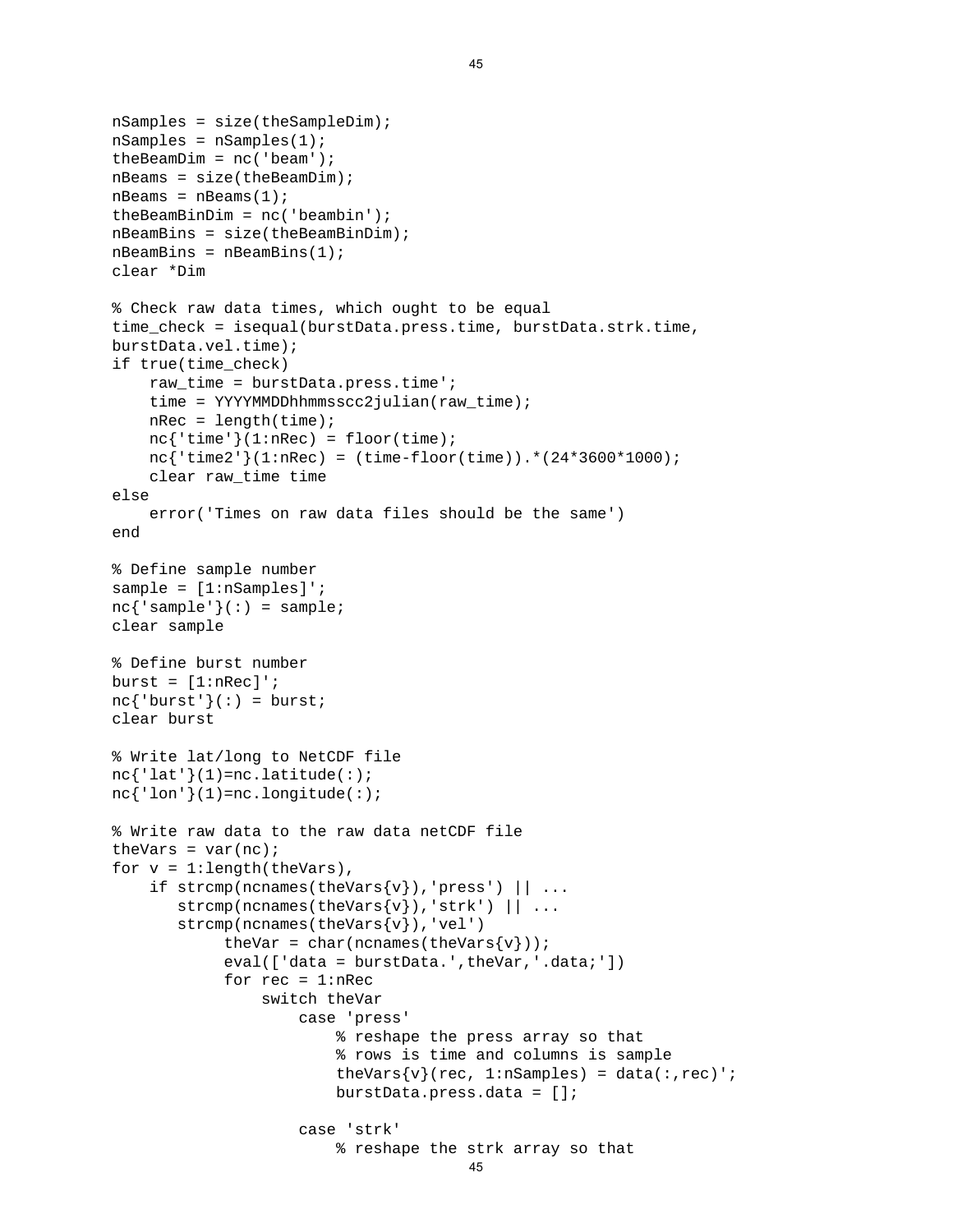```
nSamples = size(theSampleDim);
nSamples = nSamples(1);
theBeamDim = nc('beam');
nBeams = size(theBeamDim);
nBeams = nBeams(1);
theBeamBinDim = nc('beambin');
nBeamBins = size(theBeamBinDim);
nBeamBins = nBeamBins(1);
clear *Dim

% Check raw data times, which ought to be equal
time_check = isequal(burstData.press.time, burstData.strk.time,
burstData.vel.time);
if true(time_check)
    raw_time = burstData.press.time';
    time = YYYYMMDDhhmmsscc2julian(raw_time);
    nRec = length(time);
    nc{'time'}(1:nRec) = floor(time);
    nc{'time2'}(1:nRec) = (time-floor(time)).*(24*3600*1000);
    clear raw_time time
else
    error('Times on raw data files should be the same')
end

% Define sample number
sample = [1:nSamples]';
nc{'sample'}(:) = sample;
clear sample

% Define burst number
burst = [1:nRec]';
nc{'burst'}(:) = burst;
clear burst

% Write lat/long to NetCDF file
nc{'lat'}(1)=nc.latitude(:);
nc{'lon'}(1)=nc.longitude(:);

% Write raw data to the raw data netCDF file
theVars = var(nc);
for v = 1:length(theVars),
    if strcmp(ncnames(theVars{v}),'press') || ...
       strcmp(ncnames(theVars{v}),'strk') || ...
       strcmp(ncnames(theVars{v}),'vel')
            theVar = char(ncnames(theVars{v}));
            eval(['data = burstData.',theVar,'.data;'])
            for rec = 1:nRec
                switch theVar
                    case 'press'
                        % reshape the press array so that
                        % rows is time and columns is sample
                        theVars{v}(rec, 1:nSamples) = data(:,rec)';
                        burstData.press.data = [];

                    case 'strk'
                        % reshape the strk array so that
```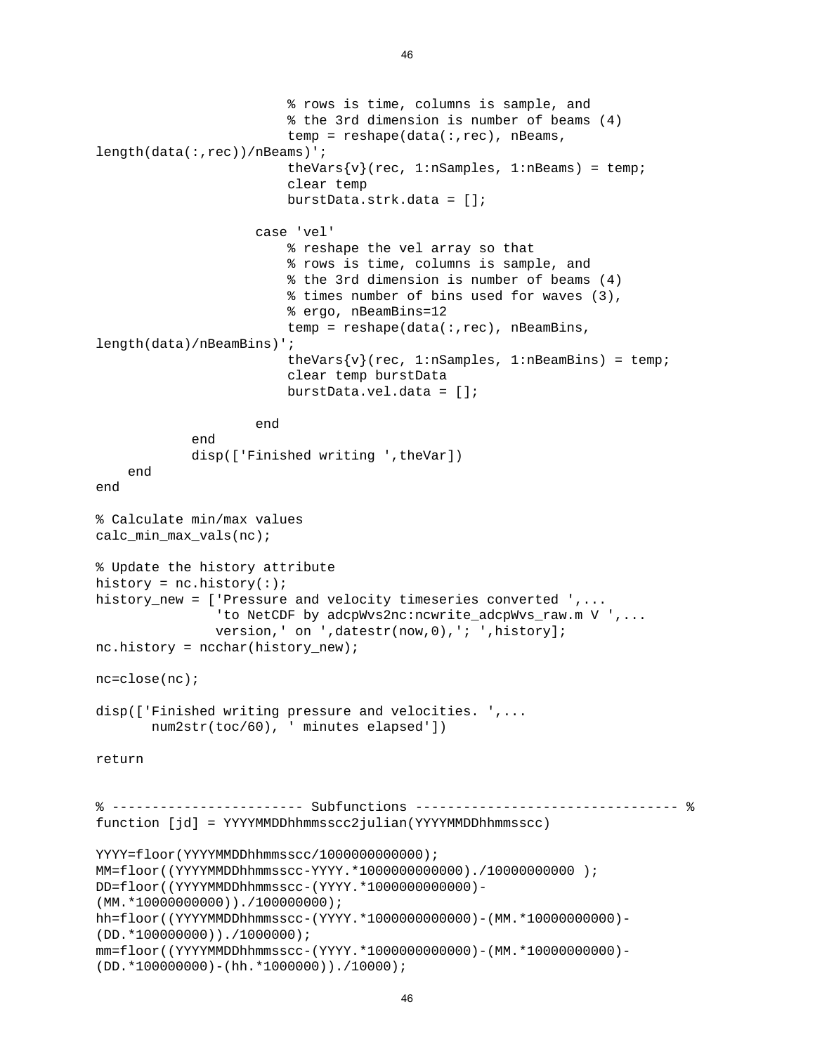```
                        % rows is time, columns is sample, and
                        % the 3rd dimension is number of beams (4)
                        temp = reshape(data(:,rec), nBeams,
length(data(:,rec))/nBeams)';
                        theVars{v}(rec, 1:nSamples, 1:nBeams) = temp;
                        clear temp
                        burstData.strk.data = [];

                    case 'vel'
                        % reshape the vel array so that
                        % rows is time, columns is sample, and
                        % the 3rd dimension is number of beams (4)
                        % times number of bins used for waves (3),
                        % ergo, nBeamBins=12
                        temp = reshape(data(:,rec), nBeamBins,
length(data)/nBeamBins)';
                        theVars{v}(rec, 1:nSamples, 1:nBeamBins) = temp;
                        clear temp burstData
                        burstData.vel.data = [];

                    end
            end
            disp(['Finished writing ',theVar])
    end
end

% Calculate min/max values
calc_min_max_vals(nc);

% Update the history attribute
history = nc.history(:);
history_new = ['Pressure and velocity timeseries converted ',...
               'to NetCDF by adcpWvs2nc:ncwrite_adcpWvs_raw.m V ',...
               version,' on ',datestr(now,0),'; ',history];
nc.history = ncchar(history_new);

nc=close(nc);

disp(['Finished writing pressure and velocities. ',...
       num2str(toc/60), ' minutes elapsed'])

return


% ------------------------ Subfunctions --------------------------------- %
function [jd] = YYYYMMDDhhmmsscc2julian(YYYYMMDDhhmmsscc)

YYYY=floor(YYYYMMDDhhmmsscc/1000000000000);
MM=floor((YYYYMMDDhhmmsscc-YYYY.*1000000000000)./10000000000 );
DD=floor((YYYYMMDDhhmmsscc-(YYYY.*1000000000000)-
(MM.*10000000000))./100000000);
hh=floor((YYYYMMDDhhmmsscc-(YYYY.*1000000000000)-(MM.*10000000000)-
(DD.*100000000))./1000000);
mm=floor((YYYYMMDDhhmmsscc-(YYYY.*1000000000000)-(MM.*10000000000)-
(DD.*100000000)-(hh.*1000000))./10000);
```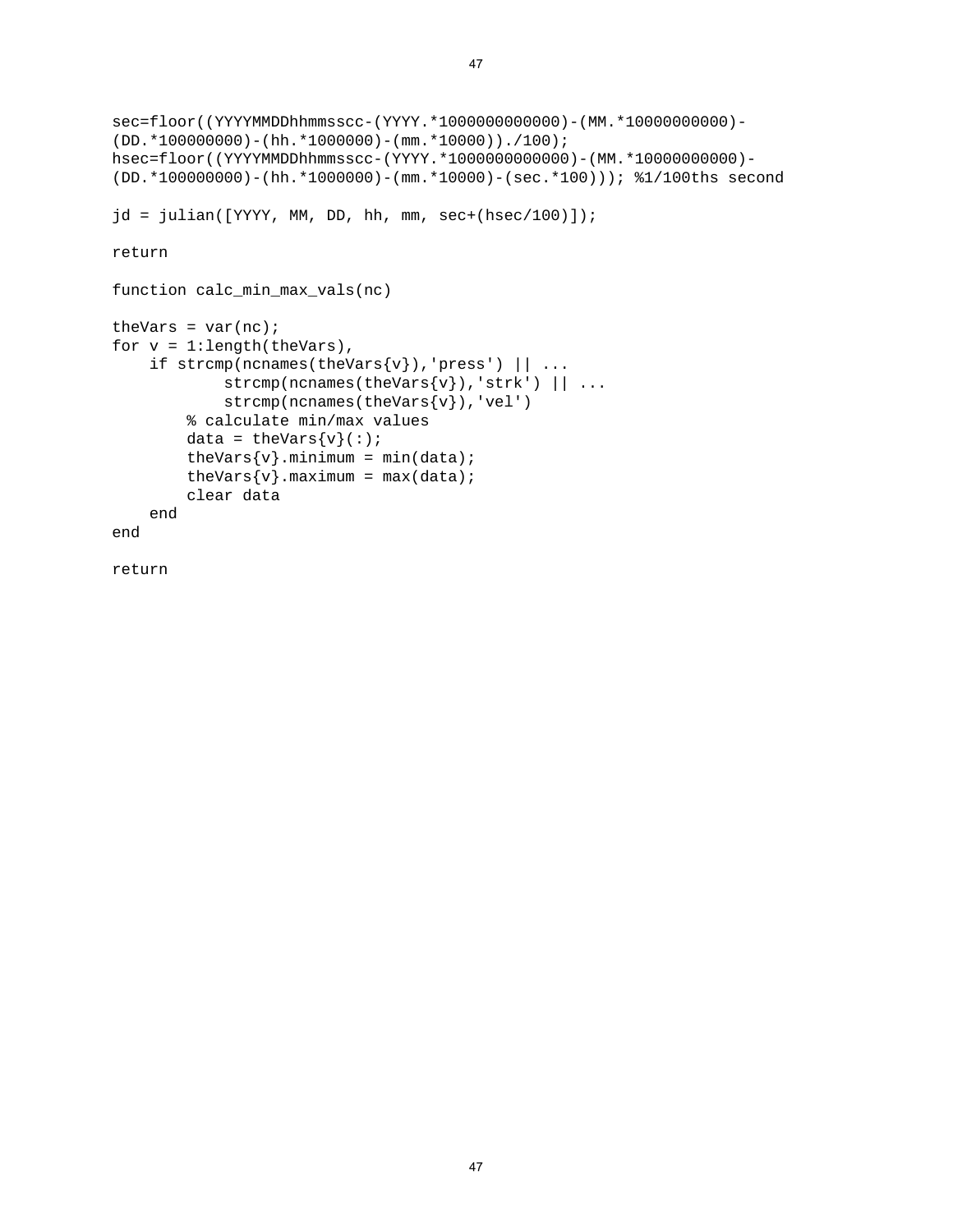```
sec=floor((YYYYMMDDhhmmsscc-(YYYY.*1000000000000)-(MM.*10000000000)-
(DD.*100000000)-(hh.*1000000)-(mm.*10000))./100);
hsec=floor((YYYYMMDDhhmmsscc-(YYYY.*1000000000000)-(MM.*10000000000)-
(DD.*100000000)-(hh.*1000000)-(mm.*10000)-(sec.*100))); %1/100ths second

jd = julian([YYYY, MM, DD, hh, mm, sec+(hsec/100)]);

return

function calc_min_max_vals(nc)

theVars = var(nc);
for v = 1:length(theVars),
    if strcmp(ncnames(theVars{v}),'press') || ...
            strcmp(ncnames(theVars{v}),'strk') || ...
            strcmp(ncnames(theVars{v}),'vel')
        % calculate min/max values
        data = theVars{v}(:);
        theVars{v}.minimum = min(data);
        theVars{v}.maximum = max(data);
        clear data
    end
end

return
```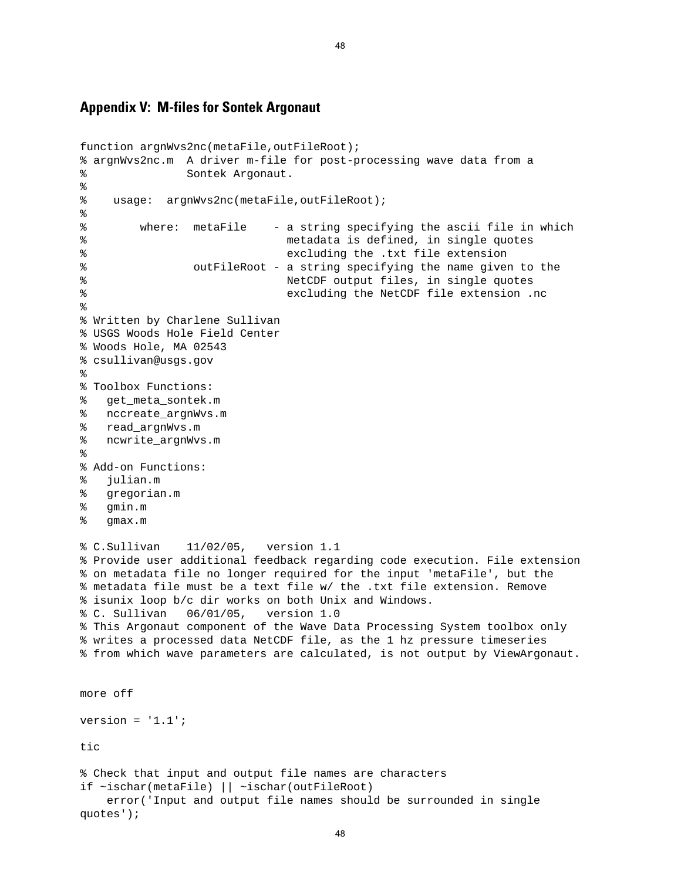## Appendix V: M-files for Sontek Argonaut

```
function argnWvs2nc(metaFile,outFileRoot);
% argnWvs2nc.m  A driver m-file for post-processing wave data from a
%               Sontek Argonaut.
%
%    usage:  argnWvs2nc(metaFile,outFileRoot);
%
%        where:  metaFile    - a string specifying the ascii file in which
%                              metadata is defined, in single quotes
%                              excluding the .txt file extension
%                outFileRoot - a string specifying the name given to the
%                              NetCDF output files, in single quotes
%                              excluding the NetCDF file extension .nc
%
% Written by Charlene Sullivan
% USGS Woods Hole Field Center
% Woods Hole, MA 02543
% csullivan@usgs.gov
%
% Toolbox Functions:
%   get_meta_sontek.m
%   nccreate_argnWvs.m
%   read_argnWvs.m
%   ncwrite_argnWvs.m
%
% Add-on Functions:
%   julian.m
%   gregorian.m
%   gmin.m
%   gmax.m

% C.Sullivan    11/02/05,   version 1.1
% Provide user additional feedback regarding code execution. File extension
% on metadata file no longer required for the input 'metaFile', but the
% metadata file must be a text file w/ the .txt file extension. Remove
% isunix loop b/c dir works on both Unix and Windows.
% C. Sullivan   06/01/05,   version 1.0
% This Argonaut component of the Wave Data Processing System toolbox only
% writes a processed data NetCDF file, as the 1 hz pressure timeseries
% from which wave parameters are calculated, is not output by ViewArgonaut.


more off

version = '1.1';

tic

% Check that input and output file names are characters
if ~ischar(metaFile) || ~ischar(outFileRoot)
    error('Input and output file names should be surrounded in single
quotes');
```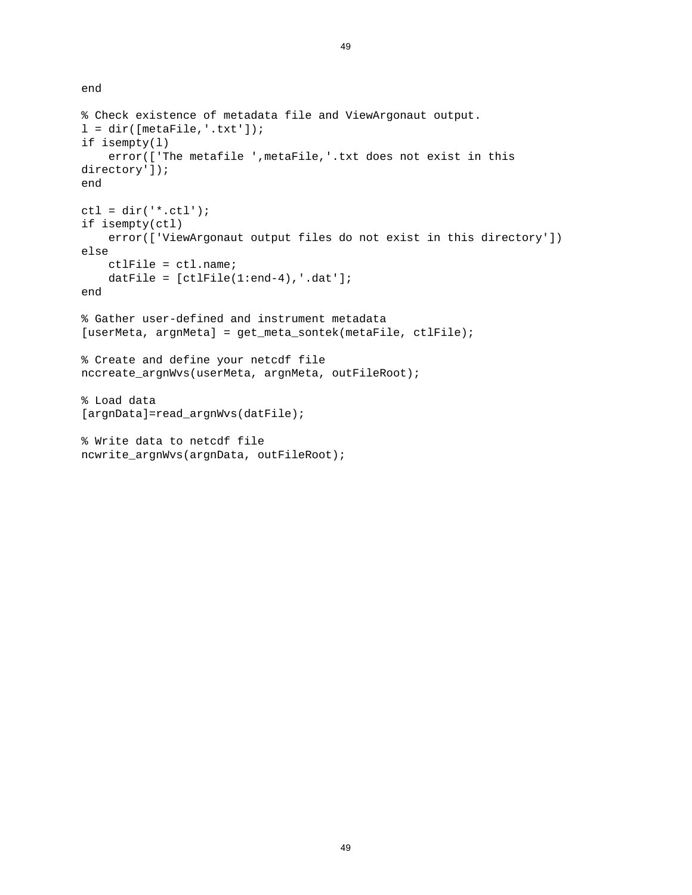```
end

% Check existence of metadata file and ViewArgonaut output.
l = dir([metaFile,'.txt']);
if isempty(l)
    error(['The metafile ',metaFile,'.txt does not exist in this
directory']);
end

ctl = dir('*.ctl');
if isempty(ctl)
    error(['ViewArgonaut output files do not exist in this directory'])
else
    ctlFile = ctl.name;
    datFile = [ctlFile(1:end-4),'.dat'];
end

% Gather user-defined and instrument metadata
[userMeta, argnMeta] = get_meta_sontek(metaFile, ctlFile);

% Create and define your netcdf file
nccreate_argnWvs(userMeta, argnMeta, outFileRoot);

% Load data
[argnData]=read_argnWvs(datFile);

% Write data to netcdf file
ncwrite_argnWvs(argnData, outFileRoot);
```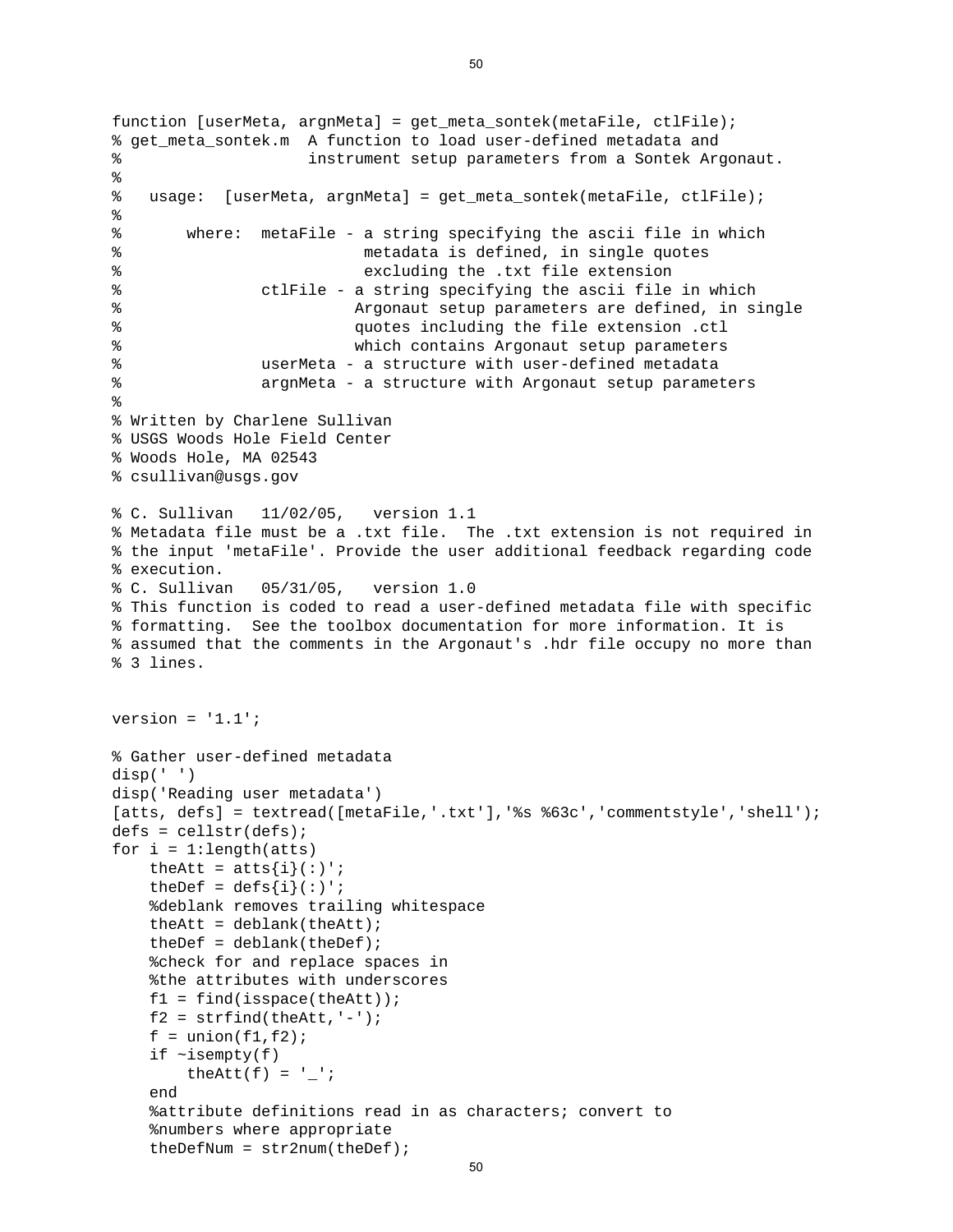```
function [userMeta, argnMeta] = get_meta_sontek(metaFile, ctlFile);
% get_meta_sontek.m  A function to load user-defined metadata and
%                    instrument setup parameters from a Sontek Argonaut.
%
%   usage:  [userMeta, argnMeta] = get_meta_sontek(metaFile, ctlFile);
%
%       where:  metaFile - a string specifying the ascii file in which
%                          metadata is defined, in single quotes
%                          excluding the .txt file extension
%               ctlFile - a string specifying the ascii file in which
%                         Argonaut setup parameters are defined, in single
%                         quotes including the file extension .ctl
%                         which contains Argonaut setup parameters
%               userMeta - a structure with user-defined metadata
%               argnMeta - a structure with Argonaut setup parameters
%
% Written by Charlene Sullivan
% USGS Woods Hole Field Center
% Woods Hole, MA 02543
% csullivan@usgs.gov

% C. Sullivan   11/02/05,   version 1.1
% Metadata file must be a .txt file.  The .txt extension is not required in
% the input 'metaFile'. Provide the user additional feedback regarding code
% execution.
% C. Sullivan   05/31/05,   version 1.0
% This function is coded to read a user-defined metadata file with specific
% formatting.  See the toolbox documentation for more information. It is
% assumed that the comments in the Argonaut's .hdr file occupy no more than
% 3 lines.


version = '1.1';

% Gather user-defined metadata
disp(' ')
disp('Reading user metadata')
[atts, defs] = textread([metaFile,'.txt'],'%s %63c','commentstyle','shell');
defs = cellstr(defs);
for i = 1:length(atts)
    theAtt = atts{i}(:)';
    theDef = defs{i}(:)';
    %deblank removes trailing whitespace
    theAtt = deblank(theAtt);
    theDef = deblank(theDef);
    %check for and replace spaces in
    %the attributes with underscores
    f1 = find(isspace(theAtt));
    f2 = strfind(theAtt,'-');
    f = union(f1,f2);
    if ~isempty(f)
        theAtt(f) = '_';
    end
    %attribute definitions read in as characters; convert to
    %numbers where appropriate
    theDefNum = str2num(theDef);
```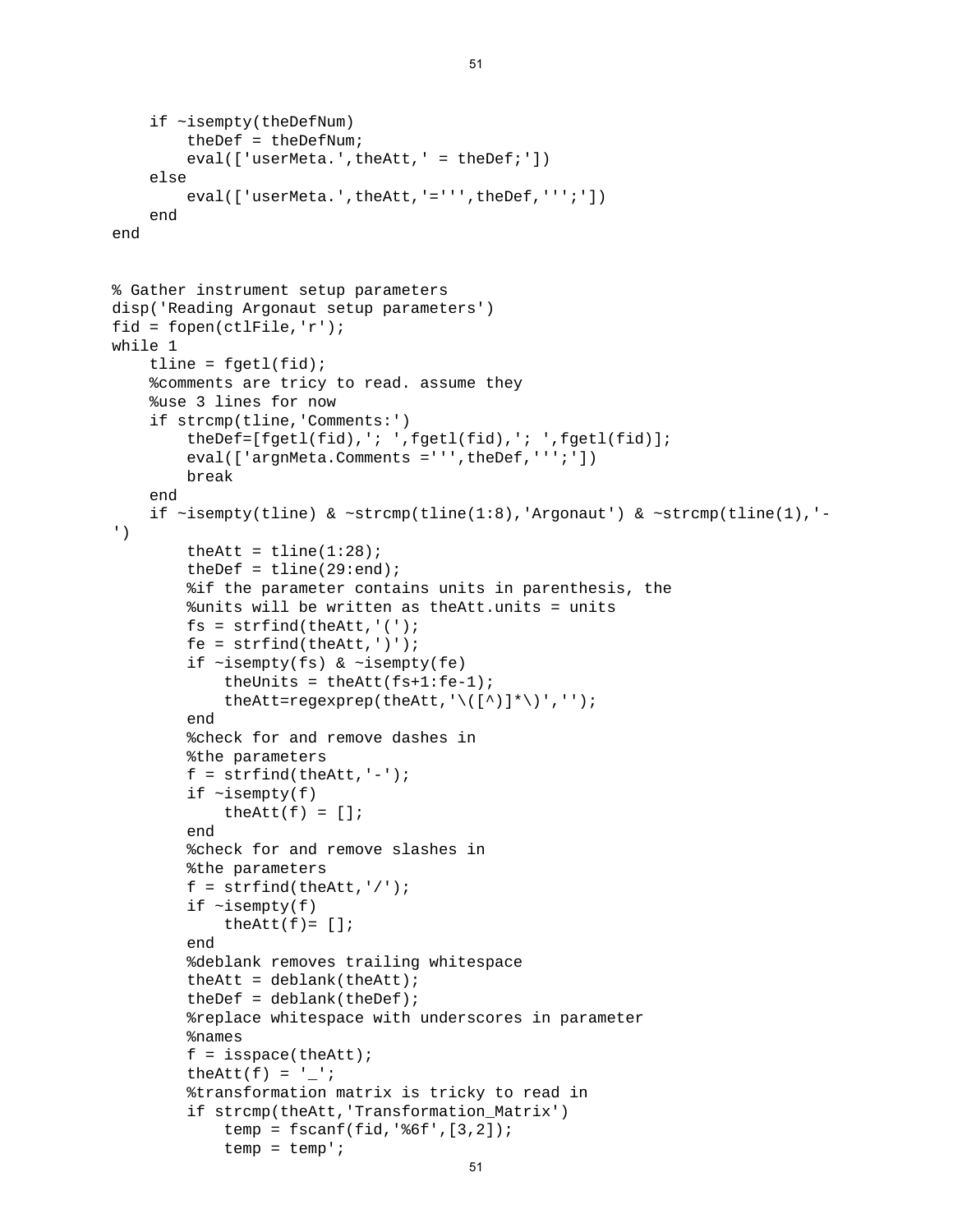```
    if ~isempty(theDefNum)
        theDef = theDefNum;
        eval(['userMeta.',theAtt,' = theDef;'])
    else
        eval(['userMeta.',theAtt,'=''',theDef,''';'])
    end
end


% Gather instrument setup parameters
disp('Reading Argonaut setup parameters')
fid = fopen(ctlFile,'r');
while 1
    tline = fgetl(fid);
    %comments are tricy to read. assume they
    %use 3 lines for now
    if strcmp(tline,'Comments:')
        theDef=[fgetl(fid),'; ',fgetl(fid),'; ',fgetl(fid)];
        eval(['argnMeta.Comments =''',theDef,''';'])
        break
    end
    if ~isempty(tline) & ~strcmp(tline(1:8),'Argonaut') & ~strcmp(tline(1),'-
')
        theAtt = tline(1:28);
        theDef = tline(29:end);
        %if the parameter contains units in parenthesis, the
        %units will be written as theAtt.units = units
        fs = strfind(theAtt,'(');
        fe = strfind(theAtt,')');
        if ~isempty(fs) & ~isempty(fe)
            theUnits = theAtt(fs+1:fe-1);
            theAtt=regexprep(theAtt,'\([^)]*\)','');
        end
        %check for and remove dashes in
        %the parameters
        f = strfind(theAtt,'-');
        if ~isempty(f)
            theAtt(f) = [];
        end
        %check for and remove slashes in
        %the parameters
        f = strfind(theAtt,'/');
        if ~isempty(f)
            theAtt(f)= [];
        end
        %deblank removes trailing whitespace
        theAtt = deblank(theAtt);
        theDef = deblank(theDef);
        %replace whitespace with underscores in parameter
        %names
        f = isspace(theAtt);
        theAtt(f) = '_';
        %transformation matrix is tricky to read in
        if strcmp(theAtt,'Transformation_Matrix')
            temp = fscanf(fid,'%6f',[3,2]);
            temp = temp';
```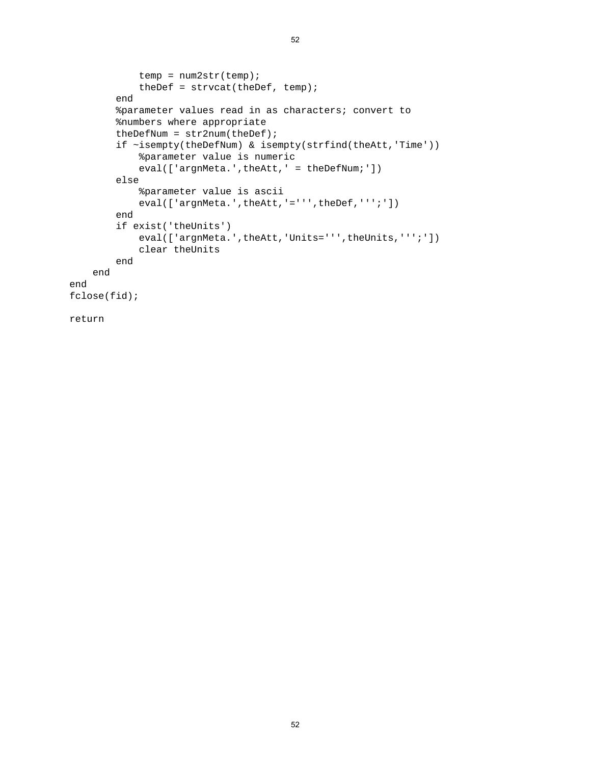```
            temp = num2str(temp);
            theDef = strvcat(theDef, temp);
        end
        %parameter values read in as characters; convert to
        %numbers where appropriate
        theDefNum = str2num(theDef);
        if ~isempty(theDefNum) & isempty(strfind(theAtt,'Time'))
            %parameter value is numeric
            eval(['argnMeta.',theAtt,' = theDefNum;'])
        else
            %parameter value is ascii
            eval(['argnMeta.',theAtt,'=''',theDef,''';'])
        end
        if exist('theUnits')
            eval(['argnMeta.',theAtt,'Units=''',theUnits,''';'])
            clear theUnits
        end
    end
end
fclose(fid);

return
```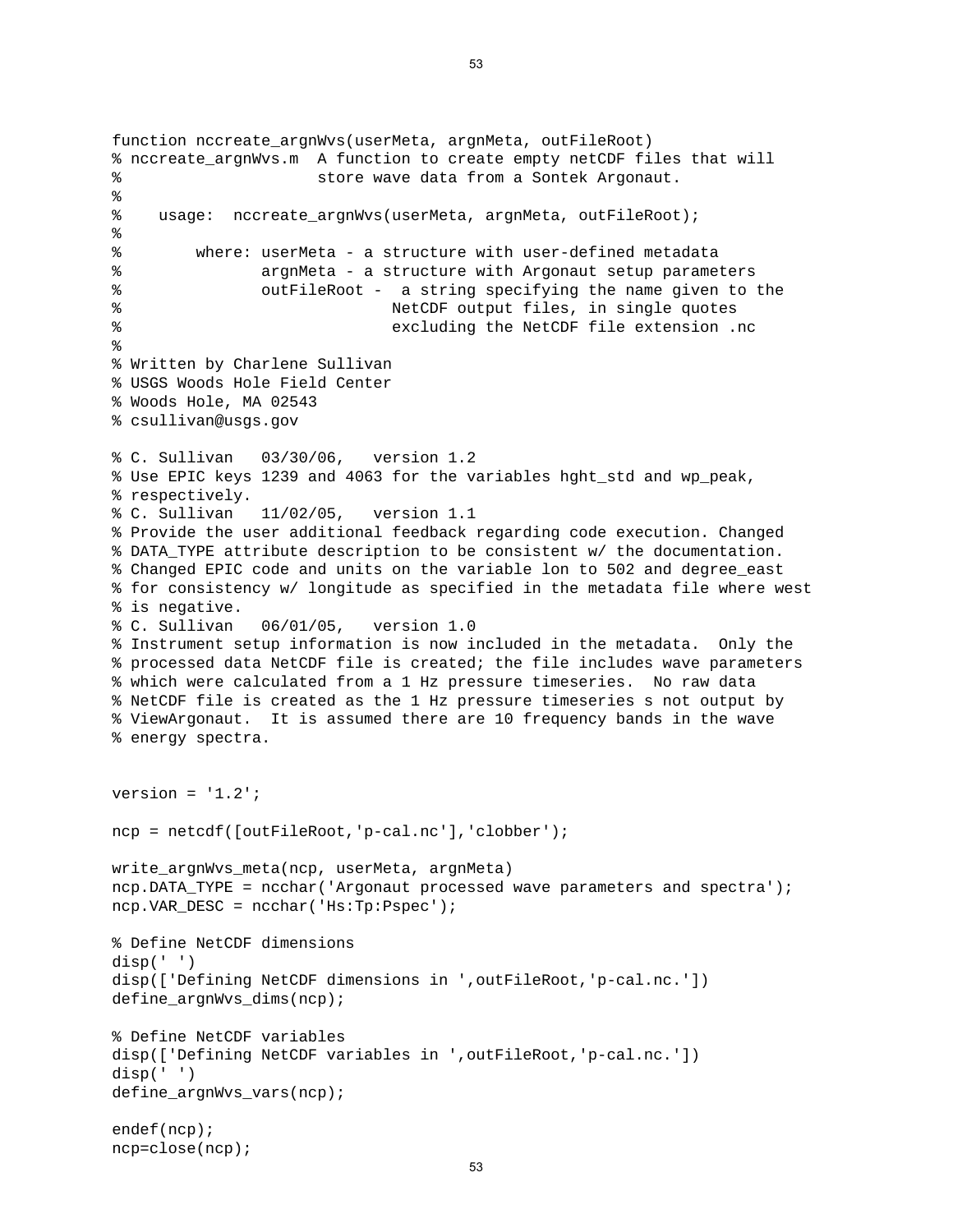```
function nccreate_argnWvs(userMeta, argnMeta, outFileRoot)
% nccreate_argnWvs.m  A function to create empty netCDF files that will
%                     store wave data from a Sontek Argonaut.
%
%    usage:  nccreate_argnWvs(userMeta, argnMeta, outFileRoot);
%
%        where: userMeta - a structure with user-defined metadata
%               argnMeta - a structure with Argonaut setup parameters
%               outFileRoot -  a string specifying the name given to the
%                             NetCDF output files, in single quotes
%                             excluding the NetCDF file extension .nc
%
% Written by Charlene Sullivan
% USGS Woods Hole Field Center
% Woods Hole, MA 02543
% csullivan@usgs.gov

% C. Sullivan   03/30/06,   version 1.2
% Use EPIC keys 1239 and 4063 for the variables hght_std and wp_peak,
% respectively.
% C. Sullivan   11/02/05,   version 1.1
% Provide the user additional feedback regarding code execution. Changed
% DATA_TYPE attribute description to be consistent w/ the documentation.
% Changed EPIC code and units on the variable lon to 502 and degree_east
% for consistency w/ longitude as specified in the metadata file where west
% is negative.
% C. Sullivan   06/01/05,   version 1.0
% Instrument setup information is now included in the metadata.  Only the
% processed data NetCDF file is created; the file includes wave parameters
% which were calculated from a 1 Hz pressure timeseries.  No raw data
% NetCDF file is created as the 1 Hz pressure timeseries s not output by
% ViewArgonaut.  It is assumed there are 10 frequency bands in the wave
% energy spectra.


version = '1.2';

ncp = netcdf([outFileRoot,'p-cal.nc'],'clobber');

write_argnWvs_meta(ncp, userMeta, argnMeta)
ncp.DATA_TYPE = ncchar('Argonaut processed wave parameters and spectra');
ncp.VAR_DESC = ncchar('Hs:Tp:Pspec');

% Define NetCDF dimensions
disp(' ')
disp(['Defining NetCDF dimensions in ',outFileRoot,'p-cal.nc.'])
define_argnWvs_dims(ncp);

% Define NetCDF variables
disp(['Defining NetCDF variables in ',outFileRoot,'p-cal.nc.'])
disp(' ')
define_argnWvs_vars(ncp);

endef(ncp);
ncp=close(ncp);
```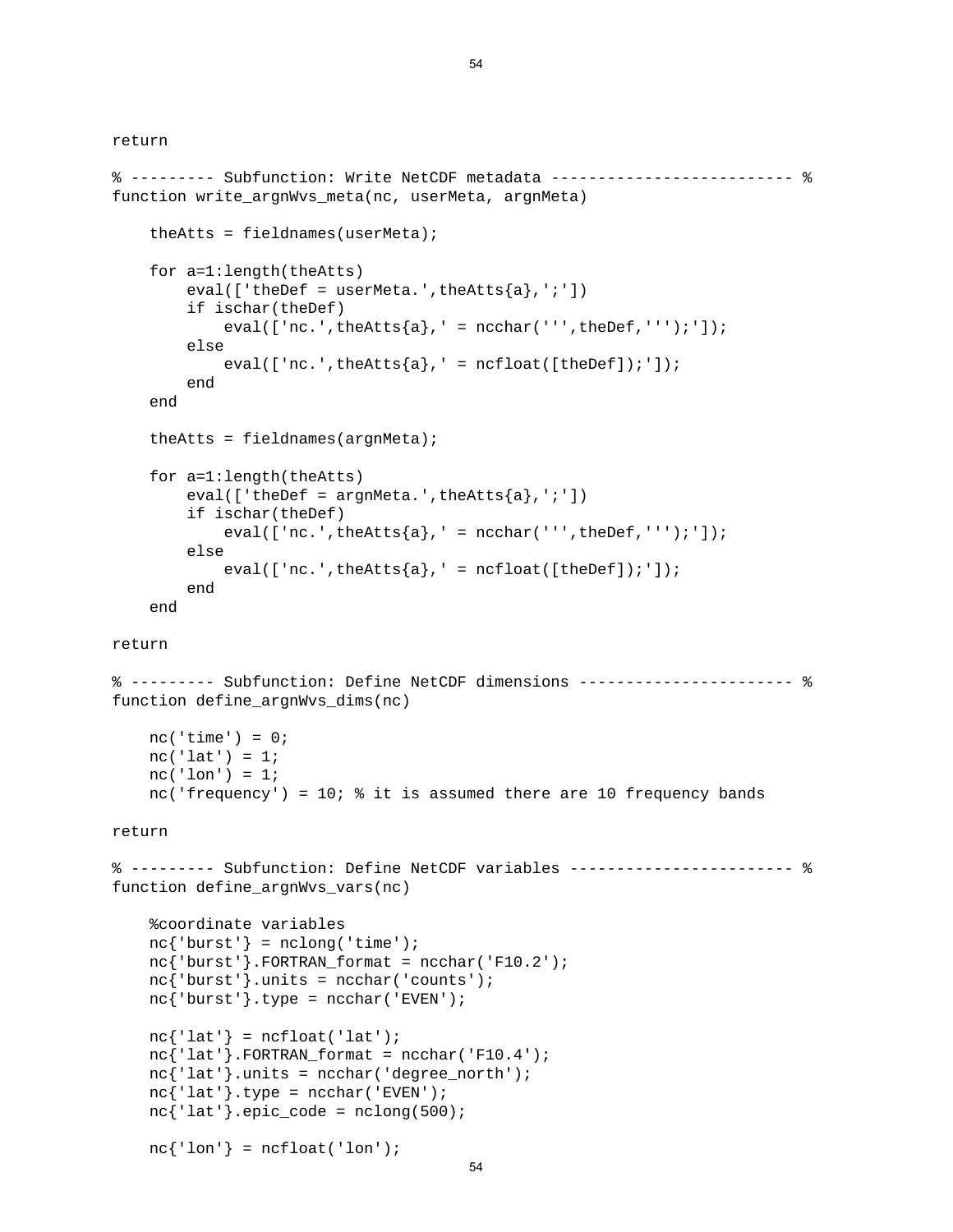```
return

% --------- Subfunction: Write NetCDF metadata -------------------------- %
function write_argnWvs_meta(nc, userMeta, argnMeta)

    theAtts = fieldnames(userMeta);

    for a=1:length(theAtts)
        eval(['theDef = userMeta.',theAtts{a},';'])
        if ischar(theDef)
            eval(['nc.',theAtts{a},' = ncchar(''',theDef,''');']);
        else
            eval(['nc.',theAtts{a},' = ncfloat([theDef]);']);
        end
    end

    theAtts = fieldnames(argnMeta);

    for a=1:length(theAtts)
        eval(['theDef = argnMeta.',theAtts{a},';'])
        if ischar(theDef)
            eval(['nc.',theAtts{a},' = ncchar(''',theDef,''');']);
        else
            eval(['nc.',theAtts{a},' = ncfloat([theDef]);']);
        end
    end

return

% --------- Subfunction: Define NetCDF dimensions ----------------------- %
function define_argnWvs_dims(nc)

    nc('time') = 0;
    nc('lat') = 1;
    nc('lon') = 1;
    nc('frequency') = 10; % it is assumed there are 10 frequency bands

return

% --------- Subfunction: Define NetCDF variables ------------------------ %
function define_argnWvs_vars(nc)

    %coordinate variables
    nc{'burst'} = nclong('time');
    nc{'burst'}.FORTRAN_format = ncchar('F10.2');
    nc{'burst'}.units = ncchar('counts');
    nc{'burst'}.type = ncchar('EVEN');

    nc{'lat'} = ncfloat('lat');
    nc{'lat'}.FORTRAN_format = ncchar('F10.4');
    nc{'lat'}.units = ncchar('degree_north');
    nc{'lat'}.type = ncchar('EVEN');
    nc{'lat'}.epic_code = nclong(500);

    nc{'lon'} = ncfloat('lon');
```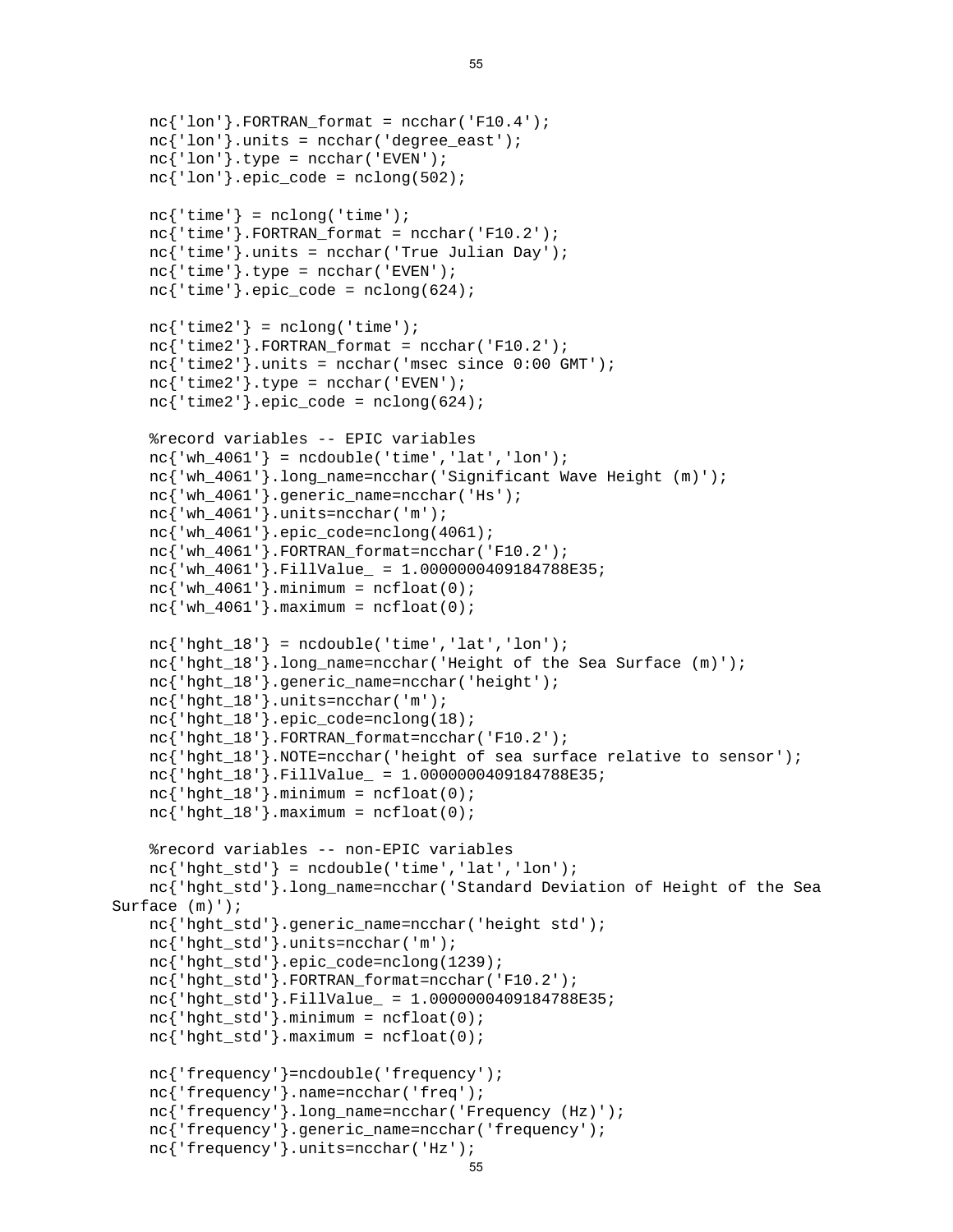```
    nc{'lon'}.FORTRAN_format = ncchar('F10.4');
    nc{'lon'}.units = ncchar('degree_east');
    nc{'lon'}.type = ncchar('EVEN');
    nc{'lon'}.epic_code = nclong(502);

    nc{'time'} = nclong('time');
    nc{'time'}.FORTRAN_format = ncchar('F10.2');
    nc{'time'}.units = ncchar('True Julian Day');
    nc{'time'}.type = ncchar('EVEN');
    nc{'time'}.epic_code = nclong(624);

    nc{'time2'} = nclong('time');
    nc{'time2'}.FORTRAN_format = ncchar('F10.2');
    nc{'time2'}.units = ncchar('msec since 0:00 GMT');
    nc{'time2'}.type = ncchar('EVEN');
    nc{'time2'}.epic_code = nclong(624);

    %record variables -- EPIC variables
    nc{'wh_4061'} = ncdouble('time','lat','lon');
    nc{'wh_4061'}.long_name=ncchar('Significant Wave Height (m)');
    nc{'wh_4061'}.generic_name=ncchar('Hs');
    nc{'wh_4061'}.units=ncchar('m');
    nc{'wh_4061'}.epic_code=nclong(4061);
    nc{'wh_4061'}.FORTRAN_format=ncchar('F10.2');
    nc{'wh_4061'}.FillValue_ = 1.0000000409184788E35;
    nc{'wh_4061'}.minimum = ncfloat(0);
    nc{'wh_4061'}.maximum = ncfloat(0);

    nc{'hght_18'} = ncdouble('time','lat','lon');
    nc{'hght_18'}.long_name=ncchar('Height of the Sea Surface (m)');
    nc{'hght_18'}.generic_name=ncchar('height');
    nc{'hght_18'}.units=ncchar('m');
    nc{'hght_18'}.epic_code=nclong(18);
    nc{'hght_18'}.FORTRAN_format=ncchar('F10.2');
    nc{'hght_18'}.NOTE=ncchar('height of sea surface relative to sensor');
    nc{'hght_18'}.FillValue_ = 1.0000000409184788E35;
    nc{'hght_18'}.minimum = ncfloat(0);
    nc{'hght_18'}.maximum = ncfloat(0);

    %record variables -- non-EPIC variables
    nc{'hght_std'} = ncdouble('time','lat','lon');
    nc{'hght_std'}.long_name=ncchar('Standard Deviation of Height of the Sea
Surface (m)');
    nc{'hght_std'}.generic_name=ncchar('height std');
    nc{'hght_std'}.units=ncchar('m');
    nc{'hght_std'}.epic_code=nclong(1239);
    nc{'hght_std'}.FORTRAN_format=ncchar('F10.2');
    nc{'hght_std'}.FillValue_ = 1.0000000409184788E35;
    nc{'hght_std'}.minimum = ncfloat(0);
    nc{'hght_std'}.maximum = ncfloat(0);

    nc{'frequency'}=ncdouble('frequency');
    nc{'frequency'}.name=ncchar('freq');
    nc{'frequency'}.long_name=ncchar('Frequency (Hz)');
    nc{'frequency'}.generic_name=ncchar('frequency');
    nc{'frequency'}.units=ncchar('Hz');
```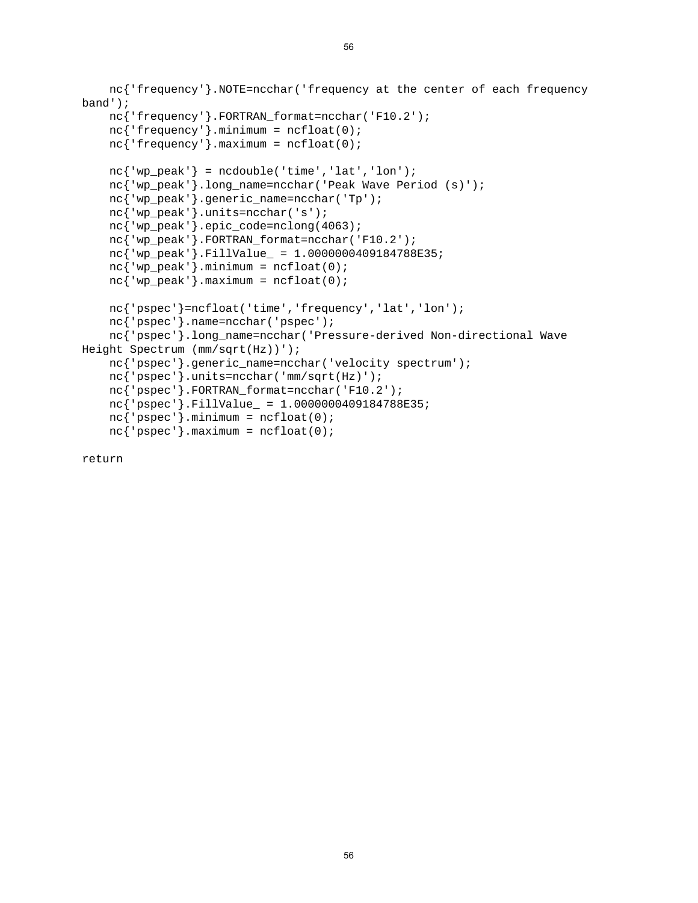```
    nc{'frequency'}.NOTE=ncchar('frequency at the center of each frequency
band');
    nc{'frequency'}.FORTRAN_format=ncchar('F10.2');
    nc{'frequency'}.minimum = ncfloat(0);
    nc{'frequency'}.maximum = ncfloat(0);

    nc{'wp_peak'} = ncdouble('time','lat','lon');
    nc{'wp_peak'}.long_name=ncchar('Peak Wave Period (s)');
    nc{'wp_peak'}.generic_name=ncchar('Tp');
    nc{'wp_peak'}.units=ncchar('s');
    nc{'wp_peak'}.epic_code=nclong(4063);
    nc{'wp_peak'}.FORTRAN_format=ncchar('F10.2');
    nc{'wp_peak'}.FillValue_ = 1.0000000409184788E35;
    nc{'wp_peak'}.minimum = ncfloat(0);
    nc{'wp_peak'}.maximum = ncfloat(0);

    nc{'pspec'}=ncfloat('time','frequency','lat','lon');
    nc{'pspec'}.name=ncchar('pspec');
    nc{'pspec'}.long_name=ncchar('Pressure-derived Non-directional Wave
Height Spectrum (mm/sqrt(Hz))');
    nc{'pspec'}.generic_name=ncchar('velocity spectrum');
    nc{'pspec'}.units=ncchar('mm/sqrt(Hz)');
    nc{'pspec'}.FORTRAN_format=ncchar('F10.2');
    nc{'pspec'}.FillValue_ = 1.0000000409184788E35;
    nc{'pspec'}.minimum = ncfloat(0);
    nc{'pspec'}.maximum = ncfloat(0);

return
```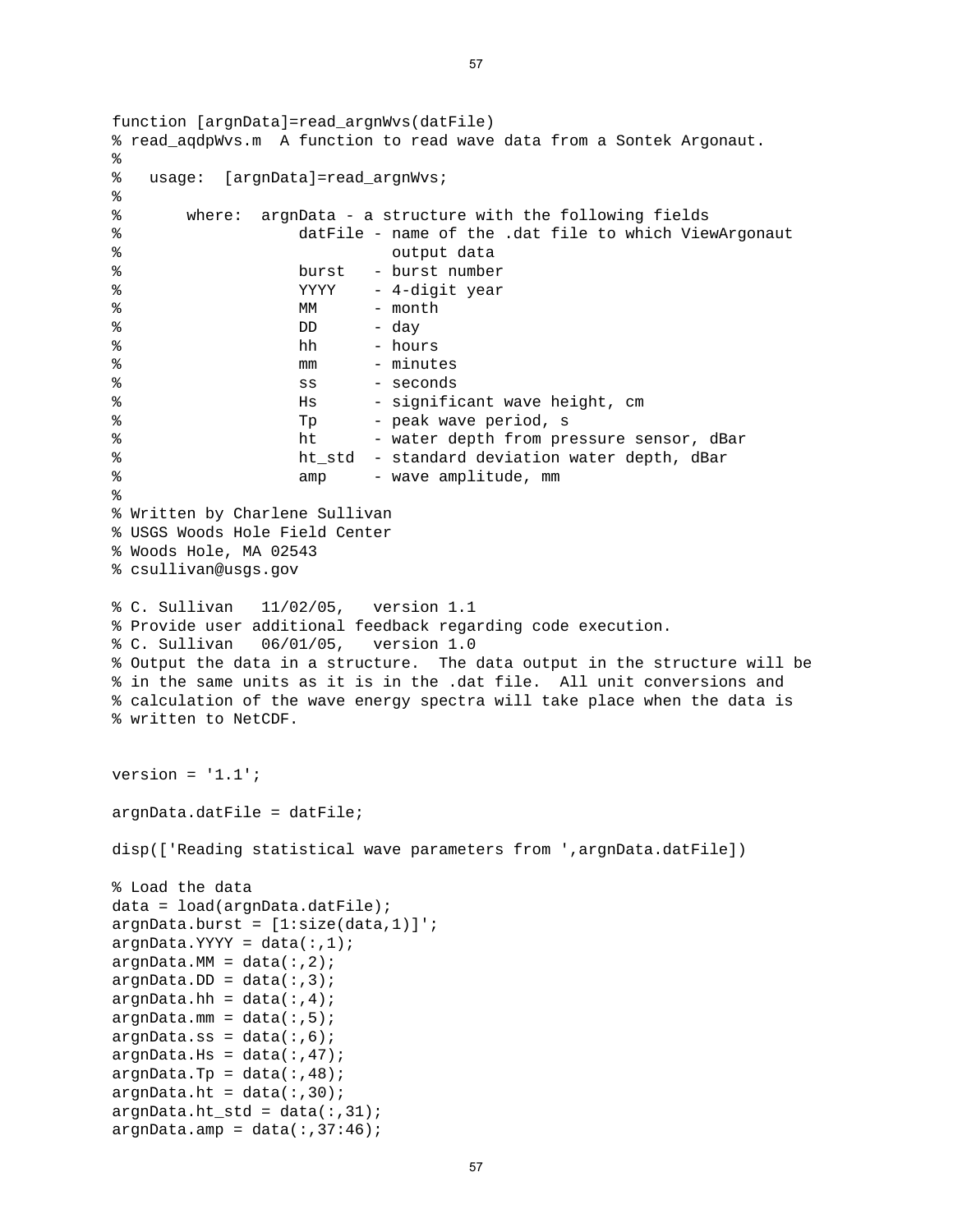```
function [argnData]=read_argnWvs(datFile)
% read_aqdpWvs.m  A function to read wave data from a Sontek Argonaut.
%
%   usage:  [argnData]=read_argnWvs;
%
%       where:  argnData - a structure with the following fields
%                  datFile - name of the .dat file to which ViewArgonaut
%                            output data
%                  burst   - burst number
%                  YYYY    - 4-digit year
%                  MM      - month
%                  DD      - day
%                  hh      - hours
%                  mm      - minutes
%                  ss      - seconds
%                  Hs      - significant wave height, cm
%                  Tp      - peak wave period, s
%                  ht      - water depth from pressure sensor, dBar
%                  ht_std  - standard deviation water depth, dBar
%                  amp     - wave amplitude, mm
%
% Written by Charlene Sullivan
% USGS Woods Hole Field Center
% Woods Hole, MA 02543
% csullivan@usgs.gov

% C. Sullivan   11/02/05,   version 1.1
% Provide user additional feedback regarding code execution.
% C. Sullivan   06/01/05,   version 1.0
% Output the data in a structure.  The data output in the structure will be
% in the same units as it is in the .dat file.  All unit conversions and
% calculation of the wave energy spectra will take place when the data is
% written to NetCDF.


version = '1.1';

argnData.datFile = datFile;

disp(['Reading statistical wave parameters from ',argnData.datFile])

% Load the data
data = load(argnData.datFile);
argnData.burst = [1:size(data,1)]';
argnData.YYYY = data(:,1);
argnData.MM = data(:,2);
argnData.DD = data(:,3);
argnData.hh = data(:,4);
argnData.mm = data(:,5);
argnData.ss = data(:,6);
argnData.Hs = data(:,47);
argnData.Tp = data(:,48);
argnData.ht = data(:,30);
argnData.ht_std = data(:,31);
argnData.amp = data(:,37:46);
```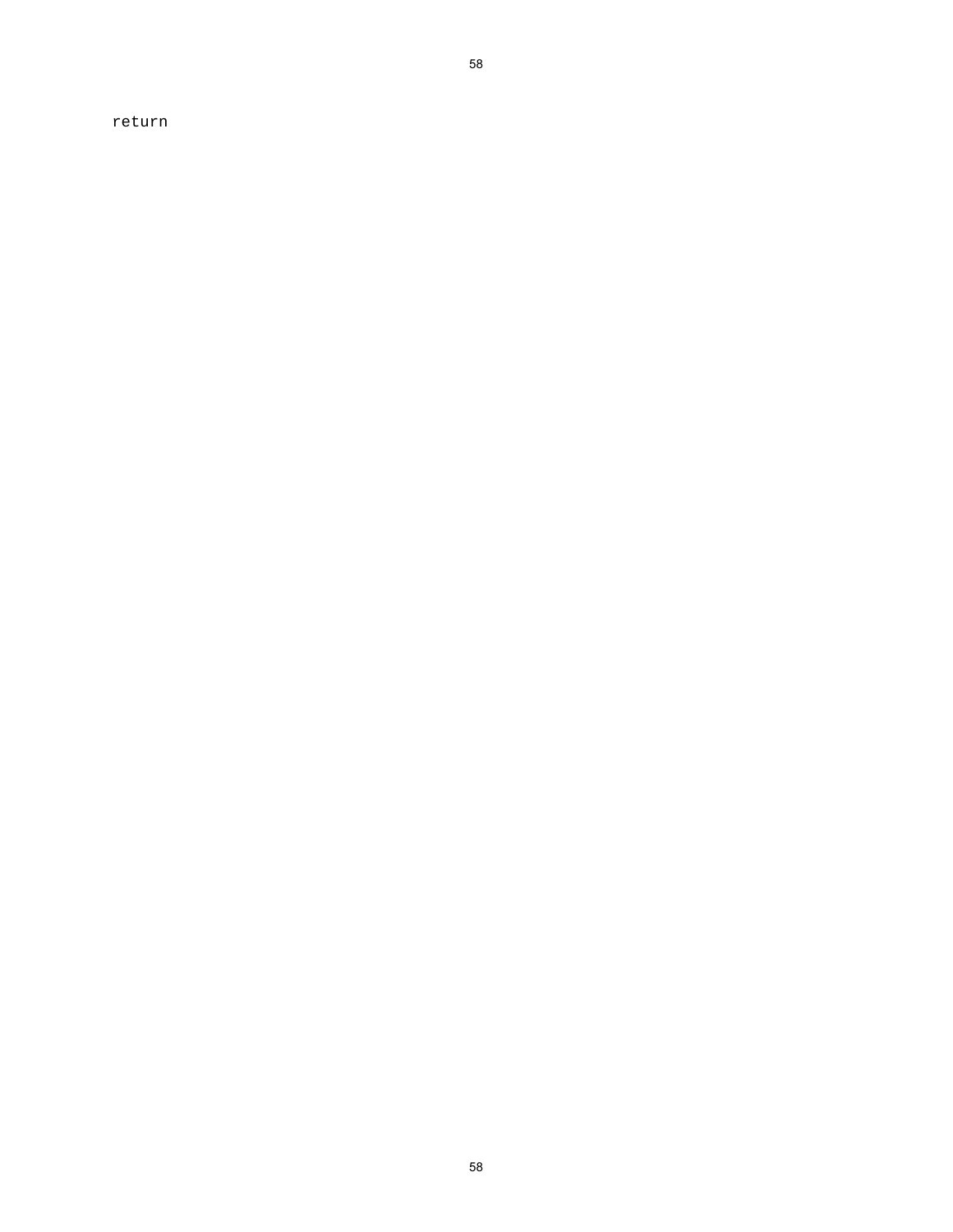```
return
```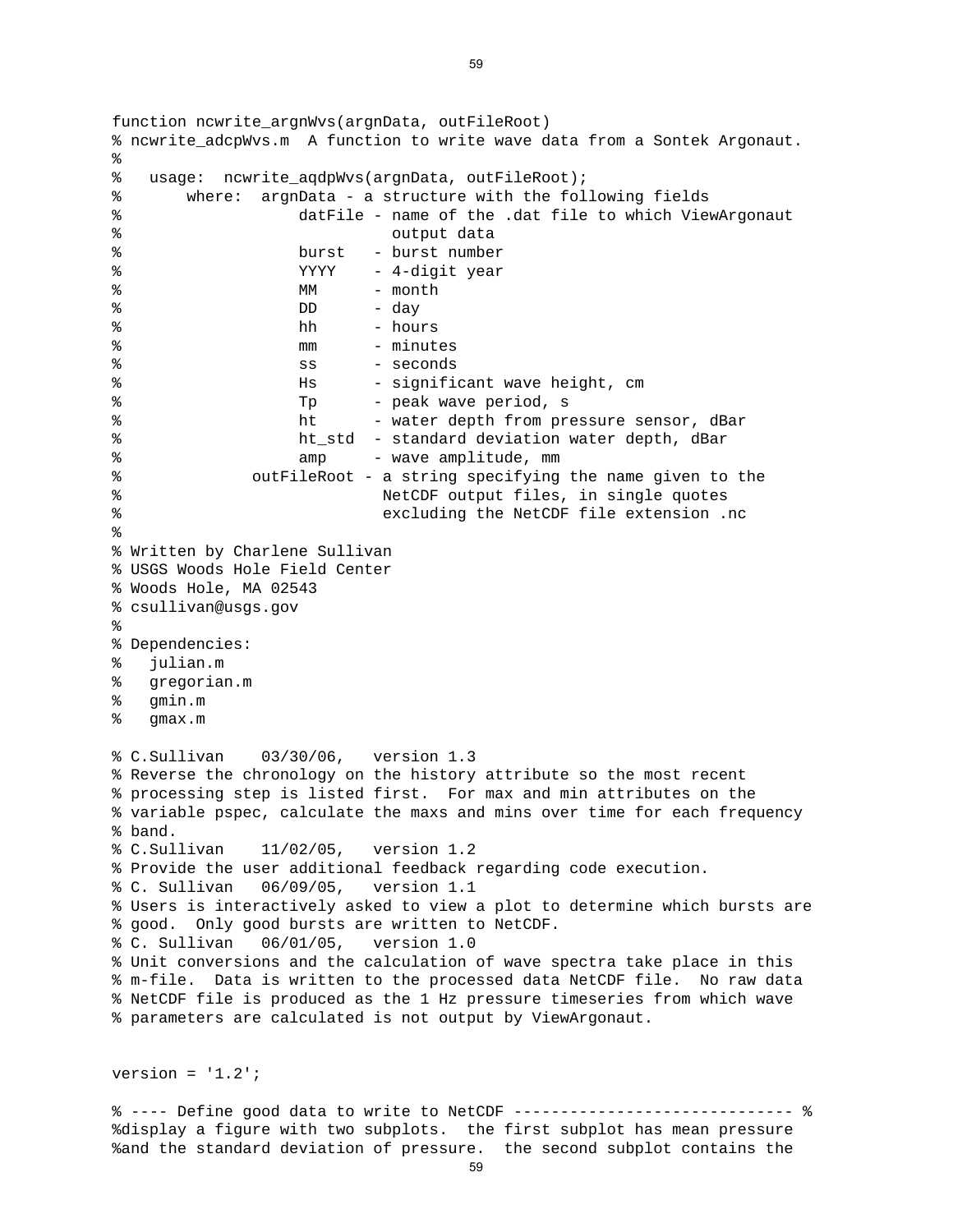```
function ncwrite_argnWvs(argnData, outFileRoot)
% ncwrite_adcpWvs.m  A function to write wave data from a Sontek Argonaut.
%
%   usage:  ncwrite_aqdpWvs(argnData, outFileRoot);
%       where:  argnData - a structure with the following fields
%                  datFile - name of the .dat file to which ViewArgonaut
%                            output data
%                  burst   - burst number
%                  YYYY    - 4-digit year
%                  MM      - month
%                  DD      - day
%                  hh      - hours
%                  mm      - minutes
%                  ss      - seconds
%                  Hs      - significant wave height, cm
%                  Tp      - peak wave period, s
%                  ht      - water depth from pressure sensor, dBar
%                  ht_std  - standard deviation water depth, dBar
%                  amp     - wave amplitude, mm
%             outFileRoot - a string specifying the name given to the
%                           NetCDF output files, in single quotes
%                           excluding the NetCDF file extension .nc
%
% Written by Charlene Sullivan
% USGS Woods Hole Field Center
% Woods Hole, MA 02543
% csullivan@usgs.gov
%
% Dependencies:
%   julian.m
%   gregorian.m
%   gmin.m
%   gmax.m

% C.Sullivan    03/30/06,   version 1.3
% Reverse the chronology on the history attribute so the most recent
% processing step is listed first.  For max and min attributes on the
% variable pspec, calculate the maxs and mins over time for each frequency
% band.
% C.Sullivan    11/02/05,   version 1.2
% Provide the user additional feedback regarding code execution.
% C. Sullivan   06/09/05,   version 1.1
% Users is interactively asked to view a plot to determine which bursts are
% good.  Only good bursts are written to NetCDF.
% C. Sullivan   06/01/05,   version 1.0
% Unit conversions and the calculation of wave spectra take place in this
% m-file.  Data is written to the processed data NetCDF file.  No raw data
% NetCDF file is produced as the 1 Hz pressure timeseries from which wave
% parameters are calculated is not output by ViewArgonaut.


version = '1.2';

% ---- Define good data to write to NetCDF ------------------------------ %
%display a figure with two subplots.  the first subplot has mean pressure
%and the standard deviation of pressure.  the second subplot contains the
```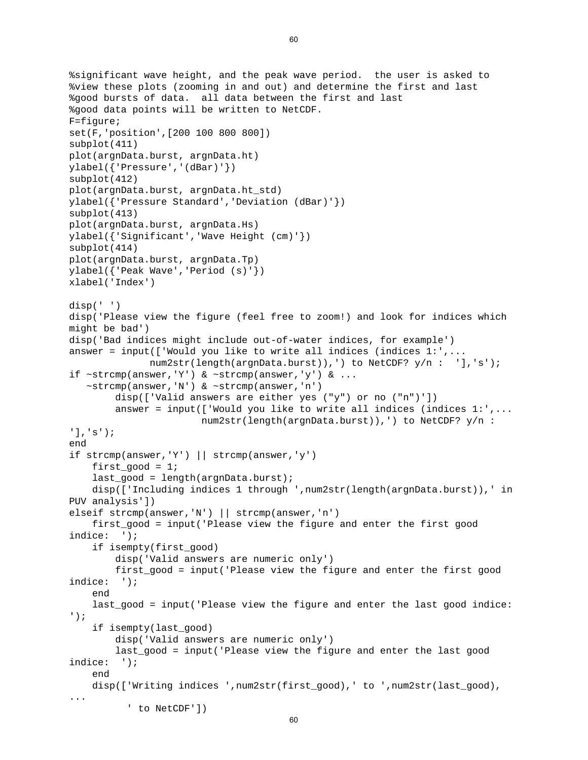```
%significant wave height, and the peak wave period.  the user is asked to
%view these plots (zooming in and out) and determine the first and last
%good bursts of data.  all data between the first and last
%good data points will be written to NetCDF.
F=figure;
set(F,'position',[200 100 800 800])
subplot(411)
plot(argnData.burst, argnData.ht)
ylabel({'Pressure','(dBar)'})
subplot(412)
plot(argnData.burst, argnData.ht_std)
ylabel({'Pressure Standard','Deviation (dBar)'})
subplot(413)
plot(argnData.burst, argnData.Hs)
ylabel({'Significant','Wave Height (cm)'})
subplot(414)
plot(argnData.burst, argnData.Tp)
ylabel({'Peak Wave','Period (s)'})
xlabel('Index')

disp(' ')
disp('Please view the figure (feel free to zoom!) and look for indices which
might be bad')
disp('Bad indices might include out-of-water indices, for example')
answer = input(['Would you like to write all indices (indices 1:',...
             num2str(length(argnData.burst)),') to NetCDF? y/n :  '],'s');
if ~strcmp(answer,'Y') & ~strcmp(answer,'y') & ...
   ~strcmp(answer,'N') & ~strcmp(answer,'n')
        disp(['Valid answers are either yes ("y") or no ("n")'])
        answer = input(['Would you like to write all indices (indices 1:',...
                       num2str(length(argnData.burst)),') to NetCDF? y/n :
'],'s');
end
if strcmp(answer,'Y') || strcmp(answer,'y')
    first_good = 1;
    last_good = length(argnData.burst);
    disp(['Including indices 1 through ',num2str(length(argnData.burst)),' in
PUV analysis'])
elseif strcmp(answer,'N') || strcmp(answer,'n')
    first_good = input('Please view the figure and enter the first good
indice:  ');
    if isempty(first_good)
        disp('Valid answers are numeric only')
        first_good = input('Please view the figure and enter the first good
indice:  ');
    end
    last_good = input('Please view the figure and enter the last good indice:
');
    if isempty(last_good)
        disp('Valid answers are numeric only')
        last_good = input('Please view the figure and enter the last good
indice:  ');
    end
    disp(['Writing indices ',num2str(first_good),' to ',num2str(last_good),
...
          ' to NetCDF'])
```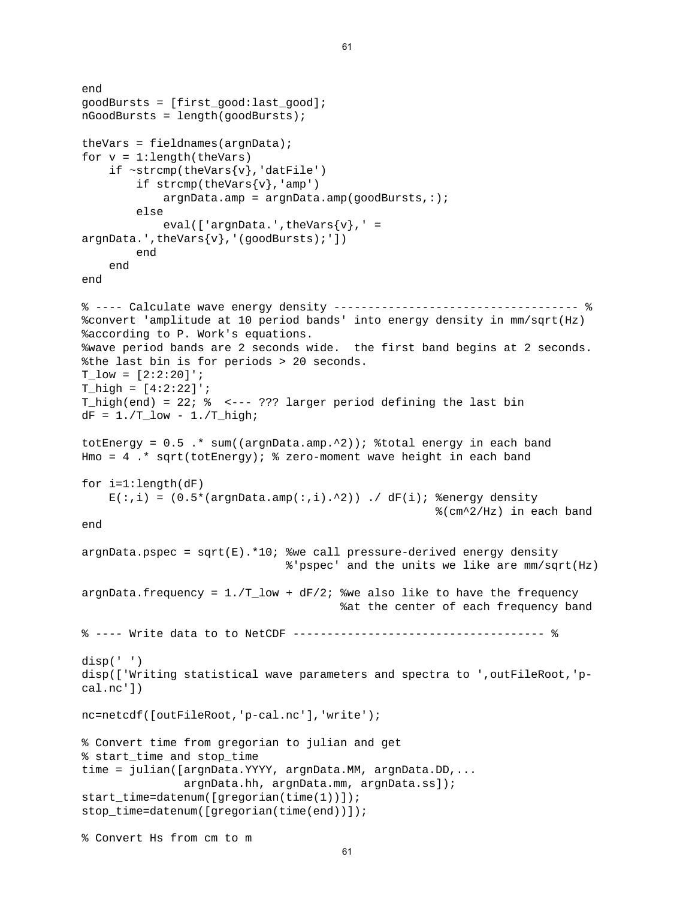```
end
goodBursts = [first_good:last_good];
nGoodBursts = length(goodBursts);

theVars = fieldnames(argnData);
for v = 1:length(theVars)
    if ~strcmp(theVars{v},'datFile')
        if strcmp(theVars{v},'amp')
            argnData.amp = argnData.amp(goodBursts,:);
        else
            eval(['argnData.',theVars{v},' =
argnData.',theVars{v},'(goodBursts);'])
        end
    end
end

% ---- Calculate wave energy density ------------------------------------ %
%convert 'amplitude at 10 period bands' into energy density in mm/sqrt(Hz)
%according to P. Work's equations.
%wave period bands are 2 seconds wide.  the first band begins at 2 seconds.
%the last bin is for periods > 20 seconds.
T_low = [2:2:20]';
T_high = [4:2:22]';
T_high(end) = 22; %  <--- ??? larger period defining the last bin
dF = 1./T_low - 1./T_high;

totEnergy = 0.5 .* sum((argnData.amp.^2)); %total energy in each band
Hmo = 4 .* sqrt(totEnergy); % zero-moment wave height in each band

for i=1:length(dF)
    E(:,i) = (0.5*(argnData.amp(:,i).^2)) ./ dF(i); %energy density
                                                     %(cm^2/Hz) in each band
end

argnData.pspec = sqrt(E).*10; %we call pressure-derived energy density
                              %'pspec' and the units we like are mm/sqrt(Hz)

argnData.frequency = 1./T_low + dF/2; %we also like to have the frequency
                                      %at the center of each frequency band

% ---- Write data to to NetCDF ------------------------------------------ %

disp(' ')
disp(['Writing statistical wave parameters and spectra to ',outFileRoot,'p-
cal.nc'])

nc=netcdf([outFileRoot,'p-cal.nc'],'write');

% Convert time from gregorian to julian and get
% start_time and stop_time
time = julian([argnData.YYYY, argnData.MM, argnData.DD,...
               argnData.hh, argnData.mm, argnData.ss]);
start_time=datenum([gregorian(time(1))]);
stop_time=datenum([gregorian(time(end))]);

% Convert Hs from cm to m
```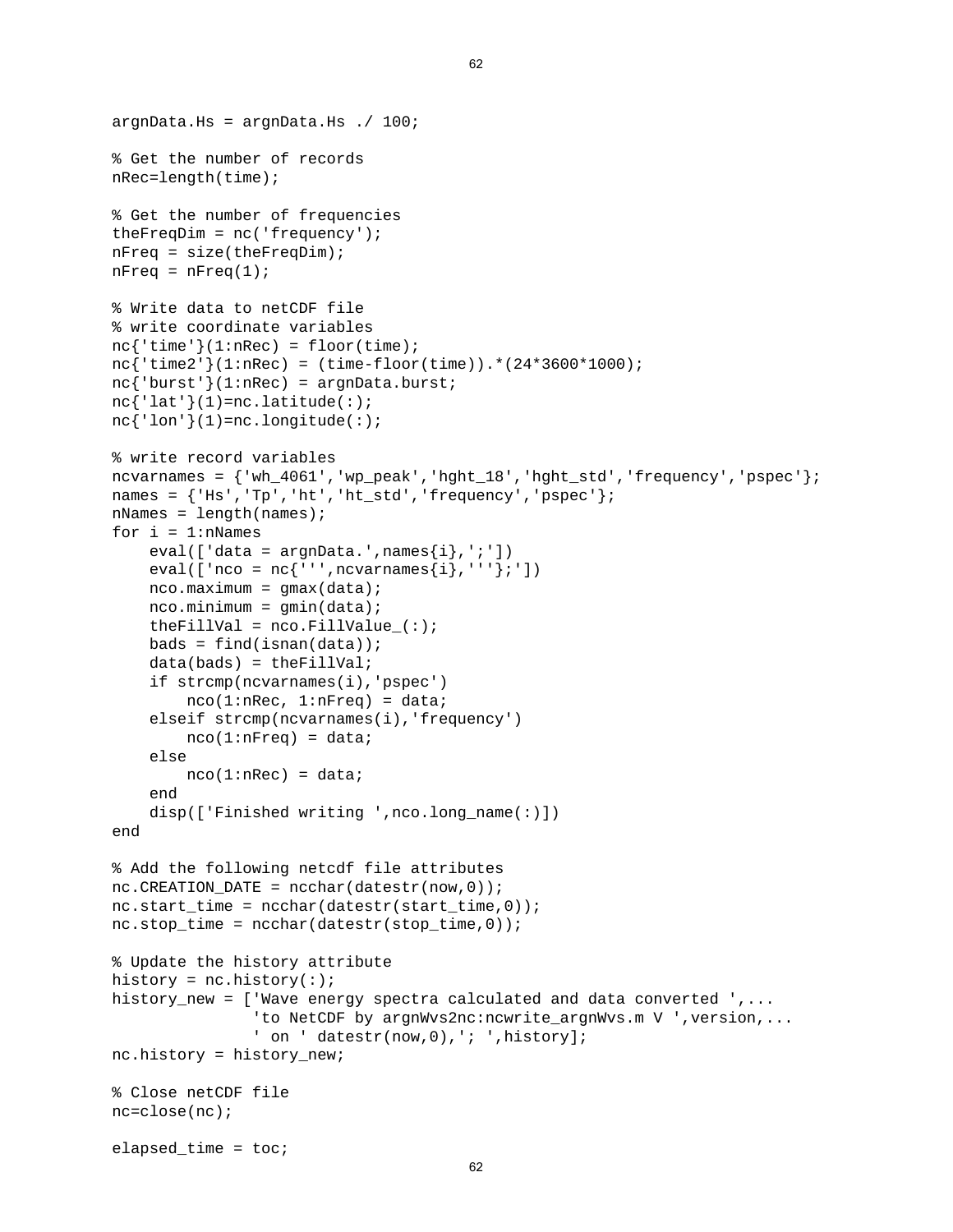```
argnData.Hs = argnData.Hs ./ 100;

% Get the number of records
nRec=length(time);

% Get the number of frequencies
theFreqDim = nc('frequency');
nFreq = size(theFreqDim);
nFreq = nFreq(1);

% Write data to netCDF file
% write coordinate variables
nc{'time'}(1:nRec) = floor(time);
nc{'time2'}(1:nRec) = (time-floor(time)).*(24*3600*1000);
nc{'burst'}(1:nRec) = argnData.burst;
nc{'lat'}(1)=nc.latitude(:);
nc{'lon'}(1)=nc.longitude(:);

% write record variables
ncvarnames = {'wh_4061','wp_peak','hght_18','hght_std','frequency','pspec'};
names = {'Hs','Tp','ht','ht_std','frequency','pspec'};
nNames = length(names);
for i = 1:nNames
    eval(['data = argnData.',names{i},';'])
    eval(['nco = nc{''',ncvarnames{i},'''};'])
    nco.maximum = gmax(data);
    nco.minimum = gmin(data);
    theFillVal = nco.FillValue_(:);
    bads = find(isnan(data));
    data(bads) = theFillVal;
    if strcmp(ncvarnames(i),'pspec')
        nco(1:nRec, 1:nFreq) = data;
    elseif strcmp(ncvarnames(i),'frequency')
        nco(1:nFreq) = data;
    else
        nco(1:nRec) = data;
    end
    disp(['Finished writing ',nco.long_name(:)])
end

% Add the following netcdf file attributes
nc.CREATION_DATE = ncchar(datestr(now,0));
nc.start_time = ncchar(datestr(start_time,0));
nc.stop_time = ncchar(datestr(stop_time,0));

% Update the history attribute
history = nc.history(:);
history_new = ['Wave energy spectra calculated and data converted ',...
               'to NetCDF by argnWvs2nc:ncwrite_argnWvs.m V ',version,...
               ' on ' datestr(now,0),'; ',history];
nc.history = history_new;

% Close netCDF file
nc=close(nc);

elapsed_time = toc;
```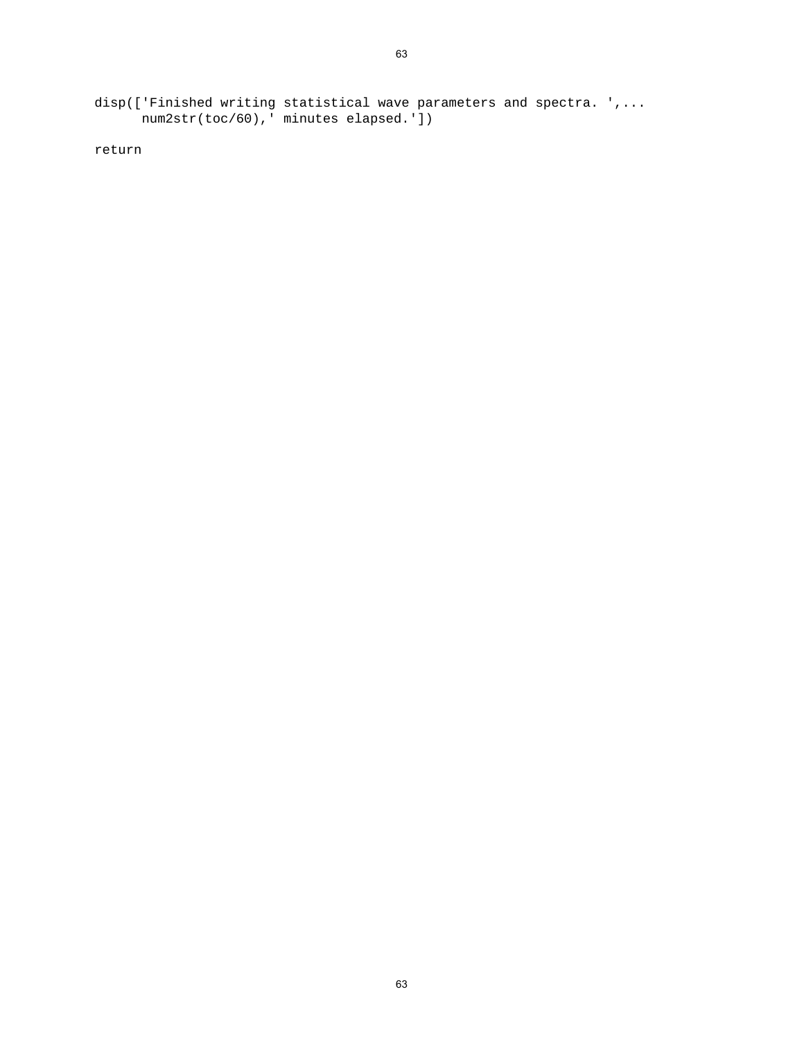```
disp(['Finished writing statistical wave parameters and spectra. ',...
      num2str(toc/60),' minutes elapsed.'])

return
```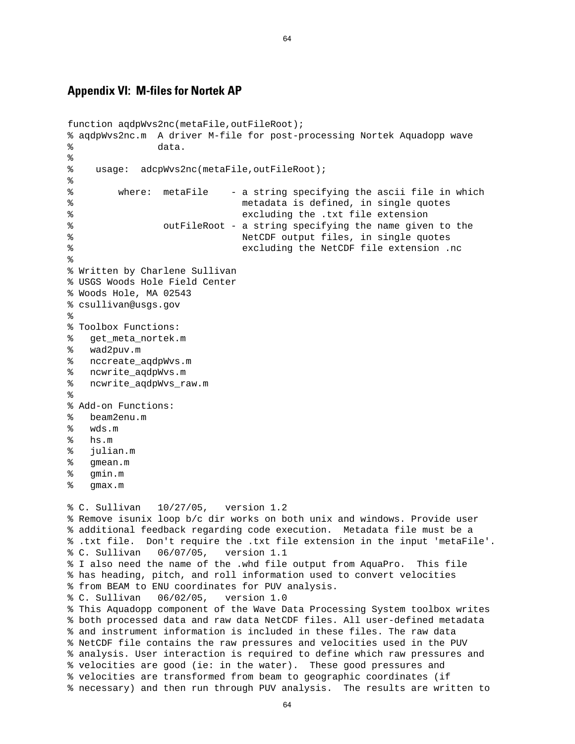## Appendix VI: M-files for Nortek AP

```
function aqdpWvs2nc(metaFile,outFileRoot);
% aqdpWvs2nc.m  A driver M-file for post-processing Nortek Aquadopp wave
%               data.
%
%    usage:  adcpWvs2nc(metaFile,outFileRoot);
%
%        where:  metaFile    - a string specifying the ascii file in which
%                              metadata is defined, in single quotes
%                              excluding the .txt file extension
%                outFileRoot - a string specifying the name given to the
%                              NetCDF output files, in single quotes
%                              excluding the NetCDF file extension .nc
%
% Written by Charlene Sullivan
% USGS Woods Hole Field Center
% Woods Hole, MA 02543
% csullivan@usgs.gov
%
% Toolbox Functions:
%   get_meta_nortek.m
%   wad2puv.m
%   nccreate_aqdpWvs.m
%   ncwrite_aqdpWvs.m
%   ncwrite_aqdpWvs_raw.m
%
% Add-on Functions:
%   beam2enu.m
%   wds.m
%   hs.m
%   julian.m
%   gmean.m
%   gmin.m
%   gmax.m

% C. Sullivan   10/27/05,   version 1.2
% Remove isunix loop b/c dir works on both unix and windows. Provide user
% additional feedback regarding code execution.  Metadata file must be a
% .txt file.  Don't require the .txt file extension in the input 'metaFile'.
% C. Sullivan   06/07/05,   version 1.1
% I also need the name of the .whd file output from AquaPro.  This file
% has heading, pitch, and roll information used to convert velocities
% from BEAM to ENU coordinates for PUV analysis.
% C. Sullivan   06/02/05,   version 1.0
% This Aquadopp component of the Wave Data Processing System toolbox writes
% both processed data and raw data NetCDF files. All user-defined metadata
% and instrument information is included in these files. The raw data
% NetCDF file contains the raw pressures and velocities used in the PUV
% analysis. User interaction is required to define which raw pressures and
% velocities are good (ie: in the water).  These good pressures and
% velocities are transformed from beam to geographic coordinates (if
% necessary) and then run through PUV analysis.  The results are written to
```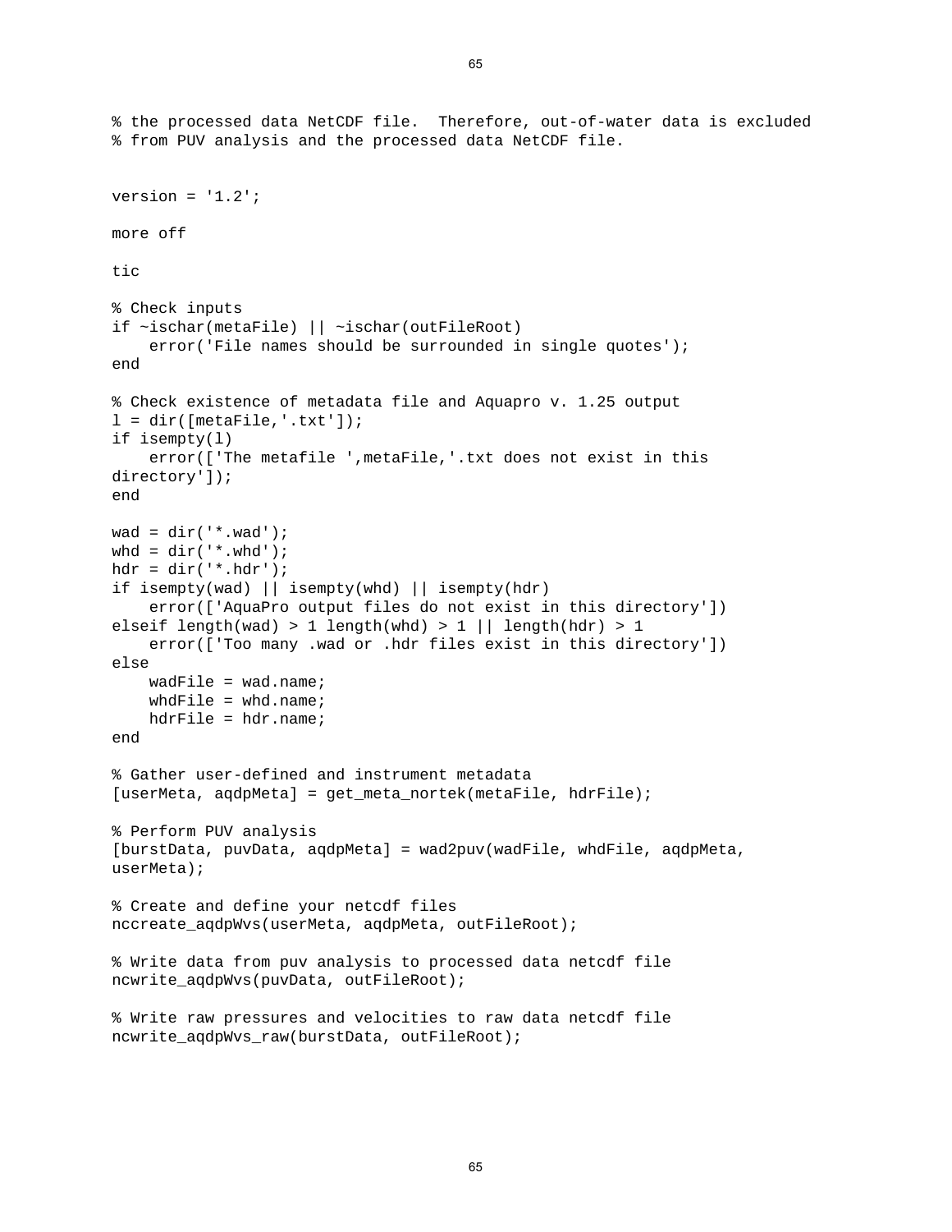```
% the processed data NetCDF file.  Therefore, out-of-water data is excluded
% from PUV analysis and the processed data NetCDF file.


version = '1.2';

more off

tic

% Check inputs
if ~ischar(metaFile) || ~ischar(outFileRoot)
    error('File names should be surrounded in single quotes');
end

% Check existence of metadata file and Aquapro v. 1.25 output
l = dir([metaFile,'.txt']);
if isempty(l)
    error(['The metafile ',metaFile,'.txt does not exist in this
directory']);
end

wad = dir('*.wad');
whd = dir('*.whd');
hdr = dir('*.hdr');
if isempty(wad) || isempty(whd) || isempty(hdr)
    error(['AquaPro output files do not exist in this directory'])
elseif length(wad) > 1 length(whd) > 1 || length(hdr) > 1
    error(['Too many .wad or .hdr files exist in this directory'])
else
    wadFile = wad.name;
    whdFile = whd.name;
    hdrFile = hdr.name;
end

% Gather user-defined and instrument metadata
[userMeta, aqdpMeta] = get_meta_nortek(metaFile, hdrFile);

% Perform PUV analysis
[burstData, puvData, aqdpMeta] = wad2puv(wadFile, whdFile, aqdpMeta,
userMeta);

% Create and define your netcdf files
nccreate_aqdpWvs(userMeta, aqdpMeta, outFileRoot);

% Write data from puv analysis to processed data netcdf file
ncwrite_aqdpWvs(puvData, outFileRoot);

% Write raw pressures and velocities to raw data netcdf file
ncwrite_aqdpWvs_raw(burstData, outFileRoot);
```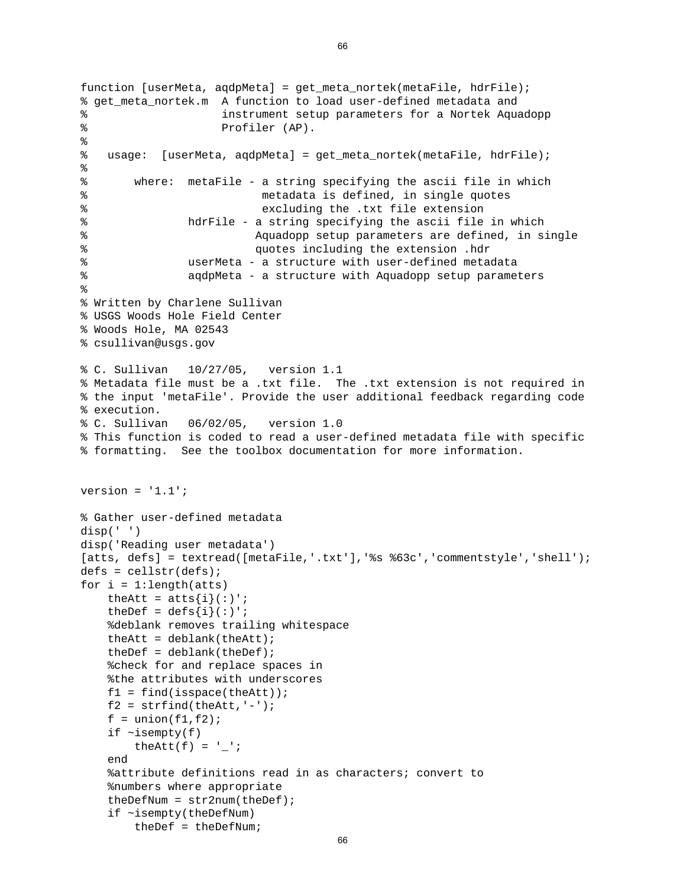```
function [userMeta, aqdpMeta] = get_meta_nortek(metaFile, hdrFile);
% get_meta_nortek.m  A function to load user-defined metadata and
%                    instrument setup parameters for a Nortek Aquadopp
%                    Profiler (AP).
%
%   usage:  [userMeta, aqdpMeta] = get_meta_nortek(metaFile, hdrFile);
%
%       where:  metaFile - a string specifying the ascii file in which
%                          metadata is defined, in single quotes
%                          excluding the .txt file extension
%               hdrFile - a string specifying the ascii file in which
%                         Aquadopp setup parameters are defined, in single
%                         quotes including the extension .hdr
%               userMeta - a structure with user-defined metadata
%               aqdpMeta - a structure with Aquadopp setup parameters
%
% Written by Charlene Sullivan
% USGS Woods Hole Field Center
% Woods Hole, MA 02543
% csullivan@usgs.gov

% C. Sullivan   10/27/05,   version 1.1
% Metadata file must be a .txt file.  The .txt extension is not required in
% the input 'metaFile'. Provide the user additional feedback regarding code
% execution.
% C. Sullivan   06/02/05,   version 1.0
% This function is coded to read a user-defined metadata file with specific
% formatting.  See the toolbox documentation for more information.


version = '1.1';

% Gather user-defined metadata
disp(' ')
disp('Reading user metadata')
[atts, defs] = textread([metaFile,'.txt'],'%s %63c','commentstyle','shell');
defs = cellstr(defs);
for i = 1:length(atts)
    theAtt = atts{i}(:)';
    theDef = defs{i}(:)';
    %deblank removes trailing whitespace
    theAtt = deblank(theAtt);
    theDef = deblank(theDef);
    %check for and replace spaces in
    %the attributes with underscores
    f1 = find(isspace(theAtt));
    f2 = strfind(theAtt,'-');
    f = union(f1,f2);
    if ~isempty(f)
        theAtt(f) = '_';
    end
    %attribute definitions read in as characters; convert to
    %numbers where appropriate
    theDefNum = str2num(theDef);
    if ~isempty(theDefNum)
        theDef = theDefNum;
```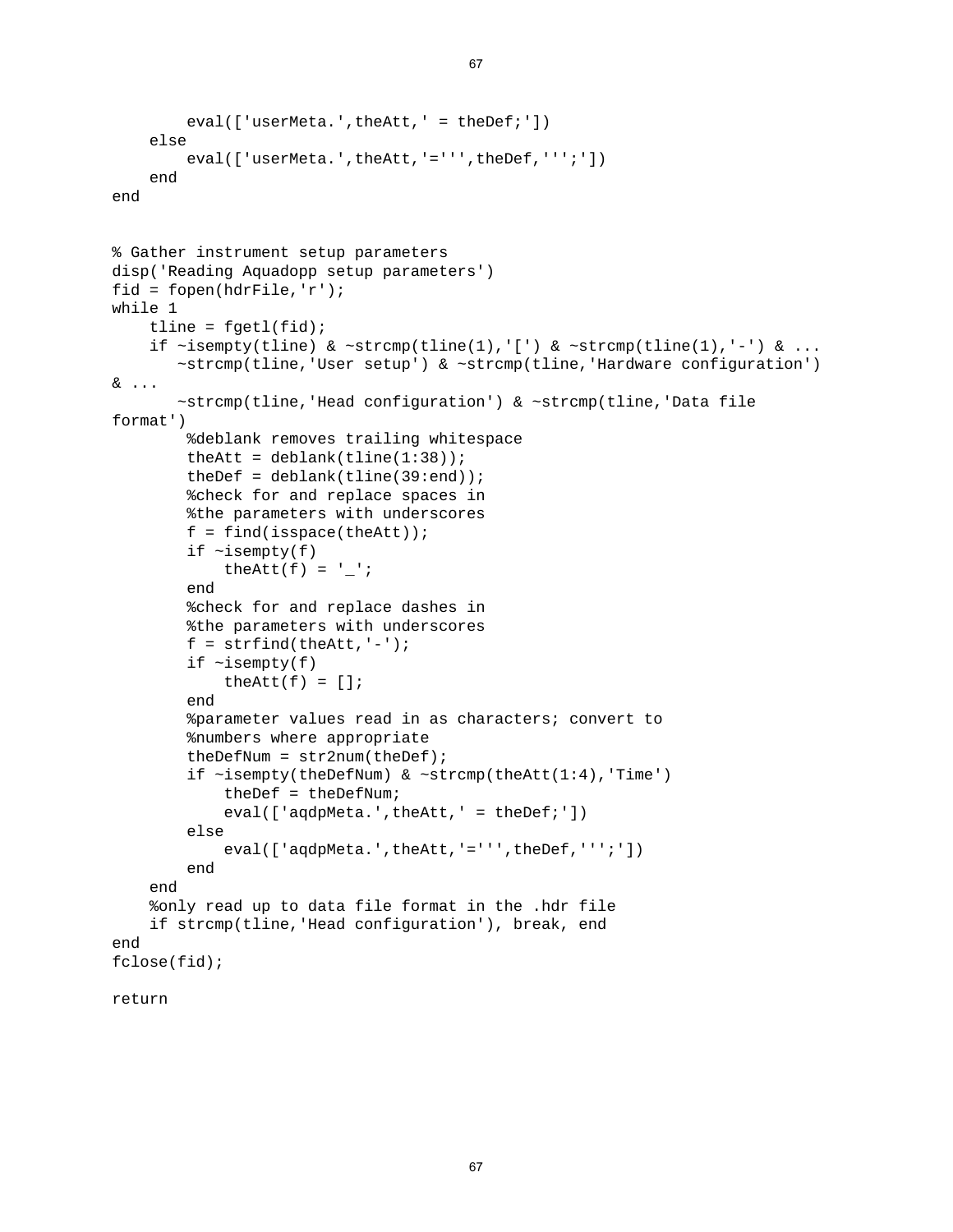```
        eval(['userMeta.',theAtt,' = theDef;'])
    else
        eval(['userMeta.',theAtt,'=''',theDef,''';'])
    end
end


% Gather instrument setup parameters
disp('Reading Aquadopp setup parameters')
fid = fopen(hdrFile,'r');
while 1
    tline = fgetl(fid);
    if ~isempty(tline) & ~strcmp(tline(1),'[') & ~strcmp(tline(1),'-') & ...
       ~strcmp(tline,'User setup') & ~strcmp(tline,'Hardware configuration')
& ...
       ~strcmp(tline,'Head configuration') & ~strcmp(tline,'Data file
format')
        %deblank removes trailing whitespace
        theAtt = deblank(tline(1:38));
        theDef = deblank(tline(39:end));
        %check for and replace spaces in
        %the parameters with underscores
        f = find(isspace(theAtt));
        if ~isempty(f)
            theAtt(f) = '_';
        end
        %check for and replace dashes in
        %the parameters with underscores
        f = strfind(theAtt,'-');
        if ~isempty(f)
            theAtt(f) = [];
        end
        %parameter values read in as characters; convert to
        %numbers where appropriate
        theDefNum = str2num(theDef);
        if ~isempty(theDefNum) & ~strcmp(theAtt(1:4),'Time')
            theDef = theDefNum;
            eval(['aqdpMeta.',theAtt,' = theDef;'])
        else
            eval(['aqdpMeta.',theAtt,'=''',theDef,''';'])
        end
    end
    %only read up to data file format in the .hdr file
    if strcmp(tline,'Head configuration'), break, end
end
fclose(fid);

return
```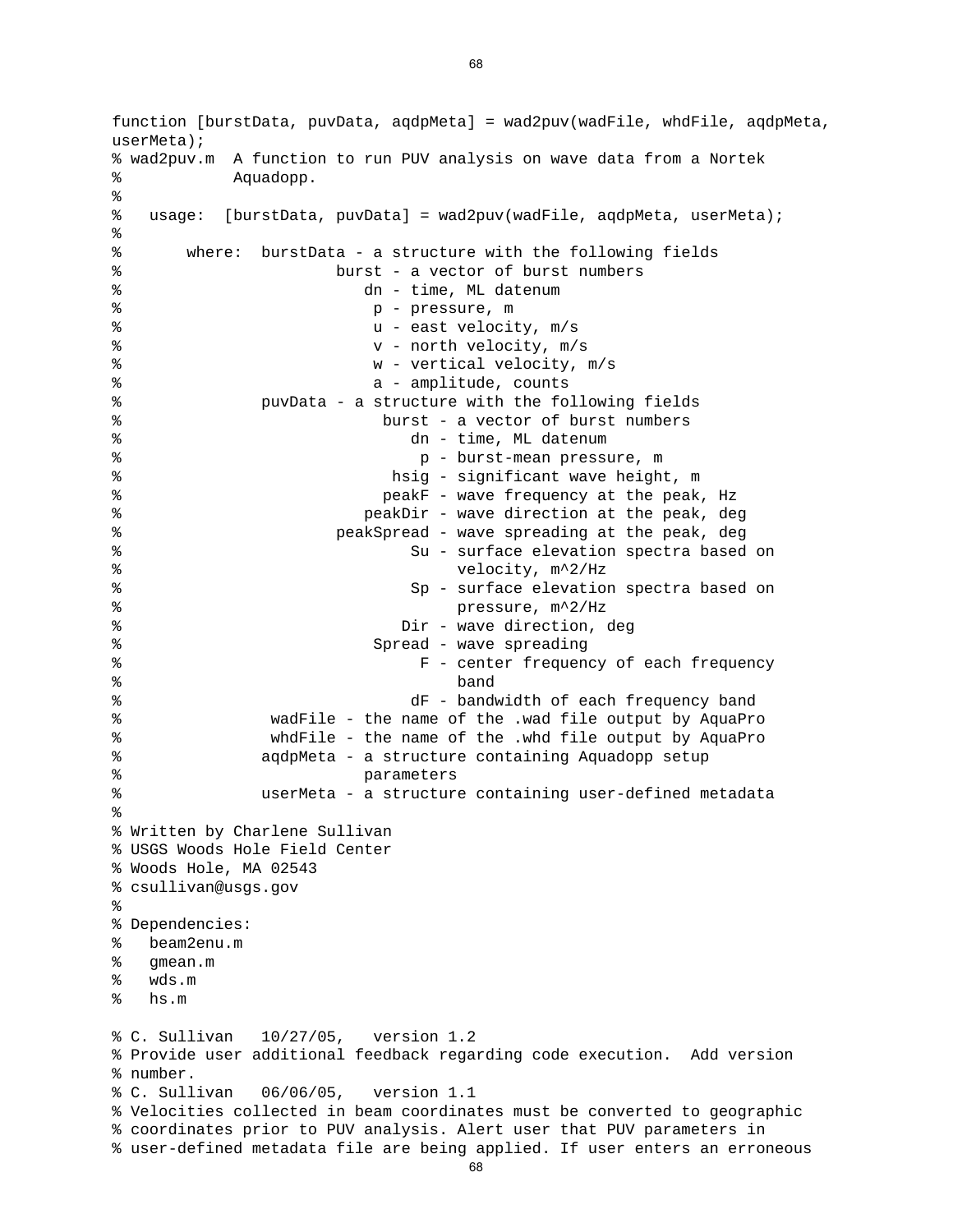```
function [burstData, puvData, aqdpMeta] = wad2puv(wadFile, whdFile, aqdpMeta,
userMeta);
% wad2puv.m  A function to run PUV analysis on wave data from a Nortek
%            Aquadopp.
%
%   usage:  [burstData, puvData] = wad2puv(wadFile, aqdpMeta, userMeta);
%
%       where:  burstData - a structure with the following fields
%                       burst - a vector of burst numbers
%                          dn - time, ML datenum
%                           p - pressure, m
%                           u - east velocity, m/s
%                           v - north velocity, m/s
%                           w - vertical velocity, m/s
%                           a - amplitude, counts
%               puvData - a structure with the following fields
%                            burst - a vector of burst numbers
%                               dn - time, ML datenum
%                                p - burst-mean pressure, m
%                             hsig - significant wave height, m
%                            peakF - wave frequency at the peak, Hz
%                          peakDir - wave direction at the peak, deg
%                       peakSpread - wave spreading at the peak, deg
%                               Su - surface elevation spectra based on
%                                    velocity, m^2/Hz
%                               Sp - surface elevation spectra based on
%                                    pressure, m^2/Hz
%                              Dir - wave direction, deg
%                           Spread - wave spreading
%                                F - center frequency of each frequency
%                                    band
%                               dF - bandwidth of each frequency band
%                wadFile - the name of the .wad file output by AquaPro
%                whdFile - the name of the .whd file output by AquaPro
%               aqdpMeta - a structure containing Aquadopp setup
%                          parameters
%               userMeta - a structure containing user-defined metadata
%
% Written by Charlene Sullivan
% USGS Woods Hole Field Center
% Woods Hole, MA 02543
% csullivan@usgs.gov
%
% Dependencies:
%   beam2enu.m
%   gmean.m
%   wds.m
%   hs.m

% C. Sullivan   10/27/05,   version 1.2
% Provide user additional feedback regarding code execution.  Add version
% number.
% C. Sullivan   06/06/05,   version 1.1
% Velocities collected in beam coordinates must be converted to geographic
% coordinates prior to PUV analysis. Alert user that PUV parameters in
% user-defined metadata file are being applied. If user enters an erroneous
```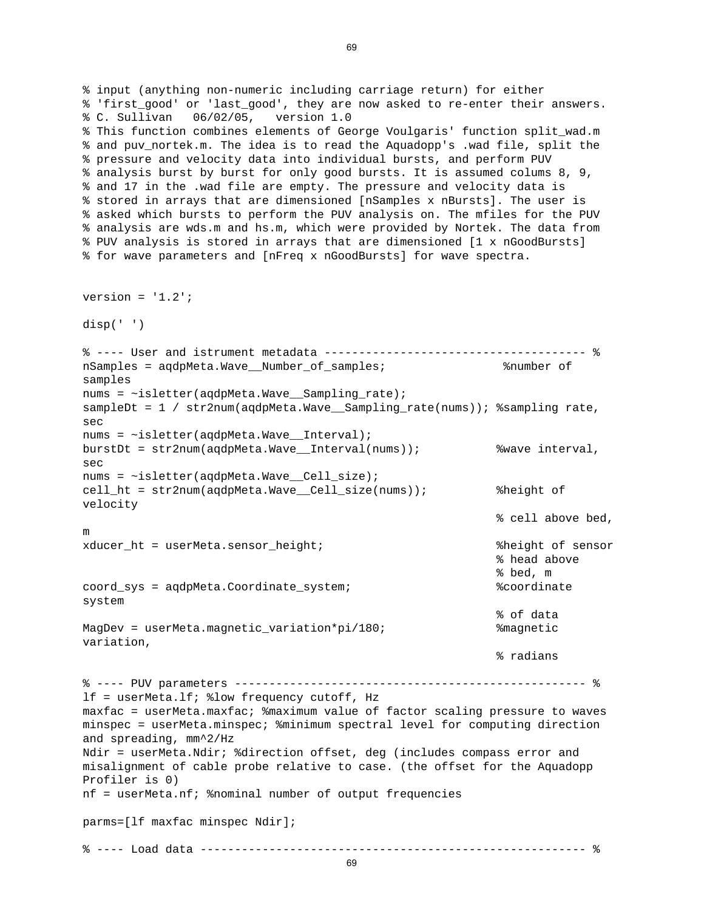```
% input (anything non-numeric including carriage return) for either
% 'first_good' or 'last_good', they are now asked to re-enter their answers.
% C. Sullivan   06/02/05,   version 1.0
% This function combines elements of George Voulgaris' function split_wad.m
% and puv_nortek.m. The idea is to read the Aquadopp's .wad file, split the
% pressure and velocity data into individual bursts, and perform PUV
% analysis burst by burst for only good bursts. It is assumed colums 8, 9,
% and 17 in the .wad file are empty. The pressure and velocity data is
% stored in arrays that are dimensioned [nSamples x nBursts]. The user is
% asked which bursts to perform the PUV analysis on. The mfiles for the PUV
% analysis are wds.m and hs.m, which were provided by Nortek. The data from
% PUV analysis is stored in arrays that are dimensioned [1 x nGoodBursts]
% for wave parameters and [nFreq x nGoodBursts] for wave spectra.


version = '1.2';

disp(' ')

% ---- User and istrument metadata -------------------------------------- %
nSamples = aqdpMeta.Wave__Number_of_samples;                 %number of
samples
nums = ~isletter(aqdpMeta.Wave__Sampling_rate);
sampleDt = 1 / str2num(aqdpMeta.Wave__Sampling_rate(nums)); %sampling rate,
sec
nums = ~isletter(aqdpMeta.Wave__Interval);
burstDt = str2num(aqdpMeta.Wave__Interval(nums));           %wave interval,
sec
nums = ~isletter(aqdpMeta.Wave__Cell_size);
cell_ht = str2num(aqdpMeta.Wave__Cell_size(nums));          %height of
velocity
                                                            % cell above bed,
m
xducer_ht = userMeta.sensor_height;                         %height of sensor
                                                            % head above
                                                            % bed, m
coord_sys = aqdpMeta.Coordinate_system;                     %coordinate
system
                                                            % of data
MagDev = userMeta.magnetic_variation*pi/180;                %magnetic
variation,
                                                            % radians

% ---- PUV parameters --------------------------------------------------- %
lf = userMeta.lf; %low frequency cutoff, Hz
maxfac = userMeta.maxfac; %maximum value of factor scaling pressure to waves
minspec = userMeta.minspec; %minimum spectral level for computing direction
and spreading, mm^2/Hz
Ndir = userMeta.Ndir; %direction offset, deg (includes compass error and
misalignment of cable probe relative to case. (the offset for the Aquadopp
Profiler is 0)
nf = userMeta.nf; %nominal number of output frequencies

parms=[lf maxfac minspec Ndir];

% ---- Load data -------------------------------------------------------- %
```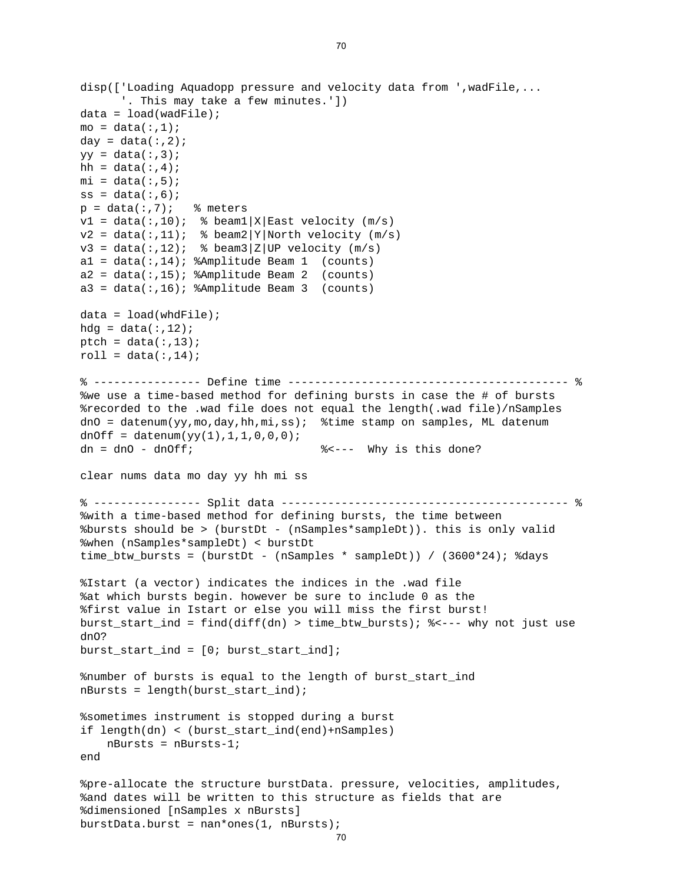```
disp(['Loading Aquadopp pressure and velocity data from ',wadFile,...
      '. This may take a few minutes.'])
data = load(wadFile);
mo = data(:,1);
day = data(:,2);
yy = data(:,3);
hh = data(:,4);
mi = data(:,5);
ss = data(:,6);
p = data(:,7);   % meters
v1 = data(:,10);  % beam1|X|East velocity (m/s)
v2 = data(:,11);  % beam2|Y|North velocity (m/s)
v3 = data(:,12);  % beam3|Z|UP velocity (m/s)
a1 = data(:,14); %Amplitude Beam 1  (counts)
a2 = data(:,15); %Amplitude Beam 2  (counts)
a3 = data(:,16); %Amplitude Beam 3  (counts)

data = load(whdFile);
hdg = data(:,12);
ptch = data(:,13);
roll = data(:,14);

% ---------------- Define time ------------------------------------------ %
%we use a time-based method for defining bursts in case the # of bursts
%recorded to the .wad file does not equal the length(.wad file)/nSamples
dnO = datenum(yy,mo,day,hh,mi,ss);  %time stamp on samples, ML datenum
dnOff = datenum(yy(1),1,1,0,0,0);
dn = dnO - dnOff;                  %<---  Why is this done?

clear nums data mo day yy hh mi ss

% ---------------- Split data ------------------------------------------- %
%with a time-based method for defining bursts, the time between
%bursts should be > (burstDt - (nSamples*sampleDt)). this is only valid
%when (nSamples*sampleDt) < burstDt
time_btw_bursts = (burstDt - (nSamples * sampleDt)) / (3600*24); %days

%Istart (a vector) indicates the indices in the .wad file
%at which bursts begin. however be sure to include 0 as the
%first value in Istart or else you will miss the first burst!
burst_start_ind = find(diff(dn) > time_btw_bursts); %<--- why not just use
dnO?
burst_start_ind = [0; burst_start_ind];

%number of bursts is equal to the length of burst_start_ind
nBursts = length(burst_start_ind);

%sometimes instrument is stopped during a burst
if length(dn) < (burst_start_ind(end)+nSamples)
    nBursts = nBursts-1;
end

%pre-allocate the structure burstData. pressure, velocities, amplitudes,
%and dates will be written to this structure as fields that are
%dimensioned [nSamples x nBursts]
burstData.burst = nan*ones(1, nBursts);
```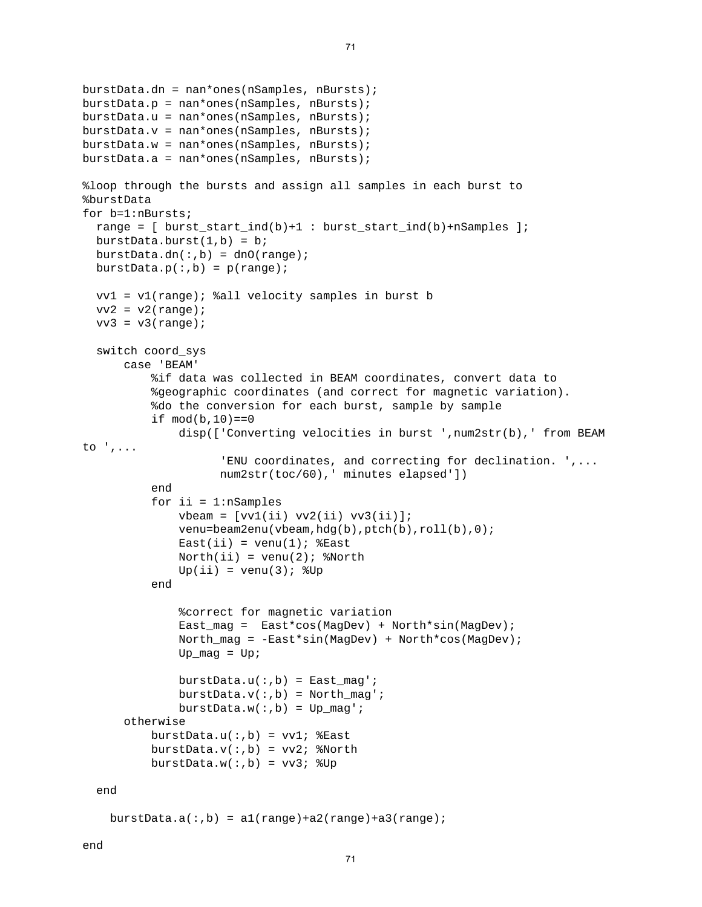```
burstData.dn = nan*ones(nSamples, nBursts);
burstData.p = nan*ones(nSamples, nBursts);
burstData.u = nan*ones(nSamples, nBursts);
burstData.v = nan*ones(nSamples, nBursts);
burstData.w = nan*ones(nSamples, nBursts);
burstData.a = nan*ones(nSamples, nBursts);

%loop through the bursts and assign all samples in each burst to
%burstData
for b=1:nBursts;
  range = [ burst_start_ind(b)+1 : burst_start_ind(b)+nSamples ];
  burstData.burst(1,b) = b;
  burstData.dn(:,b) = dnO(range);
  burstData.p(:,b) = p(range);

  vv1 = v1(range); %all velocity samples in burst b
  vv2 = v2(range);
  vv3 = v3(range);

  switch coord_sys
      case 'BEAM'
          %if data was collected in BEAM coordinates, convert data to
          %geographic coordinates (and correct for magnetic variation).
          %do the conversion for each burst, sample by sample
          if mod(b,10)==0
              disp(['Converting velocities in burst ',num2str(b),' from BEAM
to ',...
                    'ENU coordinates, and correcting for declination. ',...
                    num2str(toc/60),' minutes elapsed'])
          end
          for ii = 1:nSamples
              vbeam = [vv1(ii) vv2(ii) vv3(ii)];
              venu=beam2enu(vbeam,hdg(b),ptch(b),roll(b),0);
              East(ii) = venu(1); %East
              North(ii) = venu(2); %North
              Up(ii) = venu(3); %Up
          end

              %correct for magnetic variation
              East_mag =  East*cos(MagDev) + North*sin(MagDev);
              North_mag = -East*sin(MagDev) + North*cos(MagDev);
              Up_mag = Up;

              burstData.u(:,b) = East_mag';
              burstData.v(:,b) = North_mag';
              burstData.w(:,b) = Up_mag';
      otherwise
          burstData.u(:,b) = vv1; %East
          burstData.v(:,b) = vv2; %North
          burstData.w(:,b) = vv3; %Up

  end

    burstData.a(:,b) = a1(range)+a2(range)+a3(range);

end
```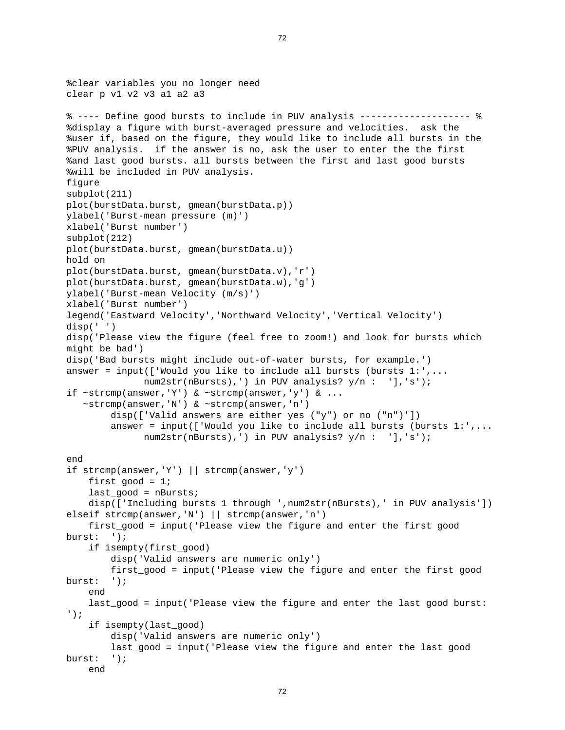```
%clear variables you no longer need
clear p v1 v2 v3 a1 a2 a3

% ---- Define good bursts to include in PUV analysis -------------------- %
%display a figure with burst-averaged pressure and velocities.  ask the
%user if, based on the figure, they would like to include all bursts in the
%PUV analysis.  if the answer is no, ask the user to enter the the first
%and last good bursts. all bursts between the first and last good bursts
%will be included in PUV analysis.
figure
subplot(211)
plot(burstData.burst, gmean(burstData.p))
ylabel('Burst-mean pressure (m)')
xlabel('Burst number')
subplot(212)
plot(burstData.burst, gmean(burstData.u))
hold on
plot(burstData.burst, gmean(burstData.v),'r')
plot(burstData.burst, gmean(burstData.w),'g')
ylabel('Burst-mean Velocity (m/s)')
xlabel('Burst number')
legend('Eastward Velocity','Northward Velocity','Vertical Velocity')
disp(' ')
disp('Please view the figure (feel free to zoom!) and look for bursts which
might be bad')
disp('Bad bursts might include out-of-water bursts, for example.')
answer = input(['Would you like to include all bursts (bursts 1:',...
            num2str(nBursts),') in PUV analysis? y/n :  '],'s');
if ~strcmp(answer,'Y') & ~strcmp(answer,'y') & ...
   ~strcmp(answer,'N') & ~strcmp(answer,'n')
        disp(['Valid answers are either yes ("y") or no ("n")'])
        answer = input(['Would you like to include all bursts (bursts 1:',...
            num2str(nBursts),') in PUV analysis? y/n :  '],'s');

end
if strcmp(answer,'Y') || strcmp(answer,'y')
    first_good = 1;
    last_good = nBursts;
    disp(['Including bursts 1 through ',num2str(nBursts),' in PUV analysis'])
elseif strcmp(answer,'N') || strcmp(answer,'n')
    first_good = input('Please view the figure and enter the first good
burst:  ');
    if isempty(first_good)
        disp('Valid answers are numeric only')
        first_good = input('Please view the figure and enter the first good
burst:  ');
    end
    last_good = input('Please view the figure and enter the last good burst:
');
    if isempty(last_good)
        disp('Valid answers are numeric only')
        last_good = input('Please view the figure and enter the last good
burst:  ');
    end
```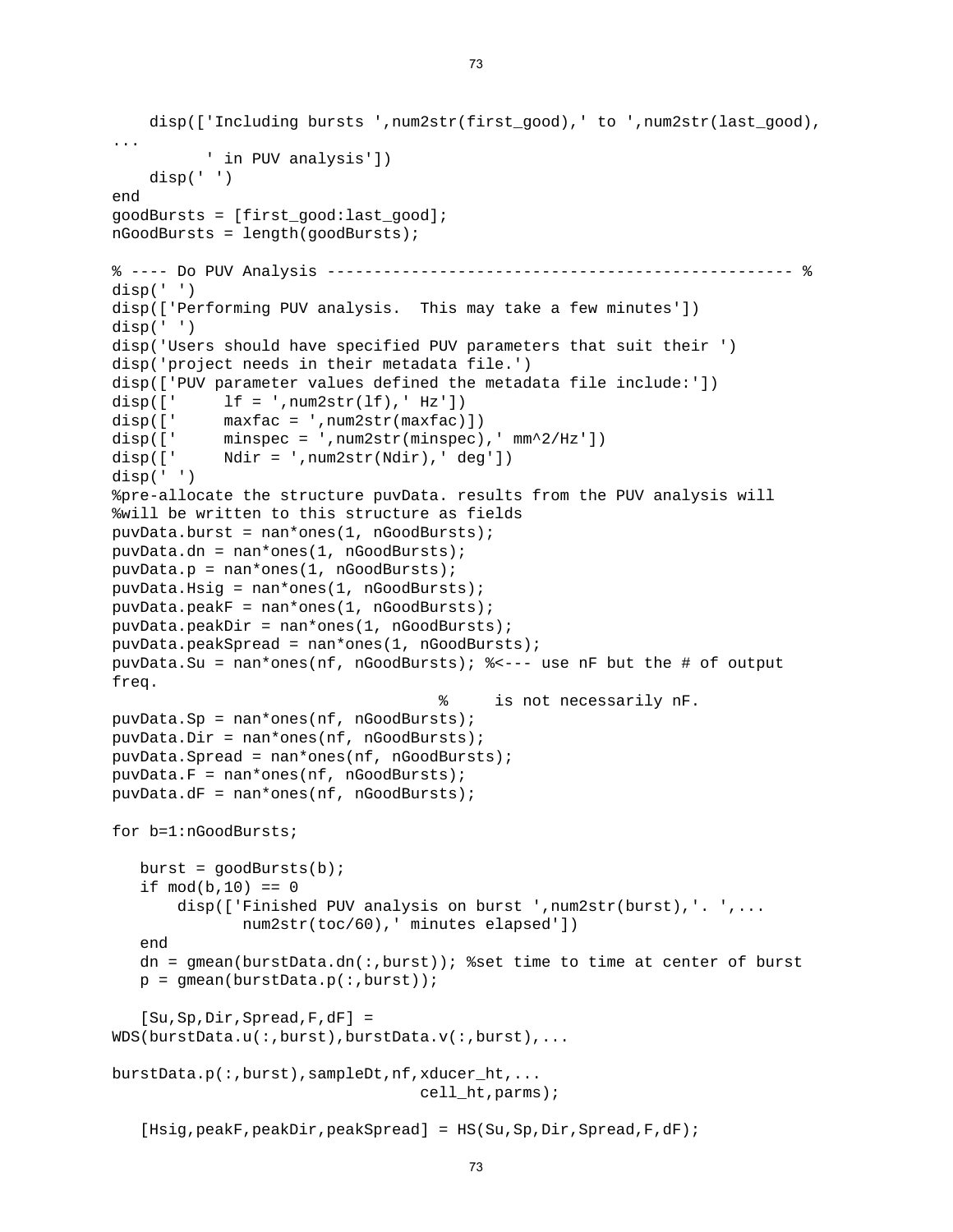```
    disp(['Including bursts ',num2str(first_good),' to ',num2str(last_good),
...
          ' in PUV analysis'])
    disp(' ')
end
goodBursts = [first_good:last_good];
nGoodBursts = length(goodBursts);

% ---- Do PUV Analysis -------------------------------------------------- %
disp(' ')
disp(['Performing PUV analysis.  This may take a few minutes'])
disp(' ')
disp('Users should have specified PUV parameters that suit their ')
disp('project needs in their metadata file.')
disp(['PUV parameter values defined the metadata file include:'])
disp(['     lf = ',num2str(lf),' Hz'])
disp(['     maxfac = ',num2str(maxfac)])
disp(['     minspec = ',num2str(minspec),' mm^2/Hz'])
disp(['     Ndir = ',num2str(Ndir),' deg'])
disp(' ')
%pre-allocate the structure puvData. results from the PUV analysis will
%will be written to this structure as fields
puvData.burst = nan*ones(1, nGoodBursts);
puvData.dn = nan*ones(1, nGoodBursts);
puvData.p = nan*ones(1, nGoodBursts);
puvData.Hsig = nan*ones(1, nGoodBursts);
puvData.peakF = nan*ones(1, nGoodBursts);
puvData.peakDir = nan*ones(1, nGoodBursts);
puvData.peakSpread = nan*ones(1, nGoodBursts);
puvData.Su = nan*ones(nf, nGoodBursts); %<--- use nF but the # of output
freq.
                                   %     is not necessarily nF.
puvData.Sp = nan*ones(nf, nGoodBursts);
puvData.Dir = nan*ones(nf, nGoodBursts);
puvData.Spread = nan*ones(nf, nGoodBursts);
puvData.F = nan*ones(nf, nGoodBursts);
puvData.dF = nan*ones(nf, nGoodBursts);

for b=1:nGoodBursts;

   burst = goodBursts(b);
   if mod(b,10) == 0
       disp(['Finished PUV analysis on burst ',num2str(burst),'. ',...
             num2str(toc/60),' minutes elapsed'])
   end
   dn = gmean(burstData.dn(:,burst)); %set time to time at center of burst
   p = gmean(burstData.p(:,burst));

   [Su,Sp,Dir,Spread,F,dF] =
WDS(burstData.u(:,burst),burstData.v(:,burst),...

burstData.p(:,burst),sampleDt,nf,xducer_ht,...
                                 cell_ht,parms);

   [Hsig,peakF,peakDir,peakSpread] = HS(Su,Sp,Dir,Spread,F,dF);
```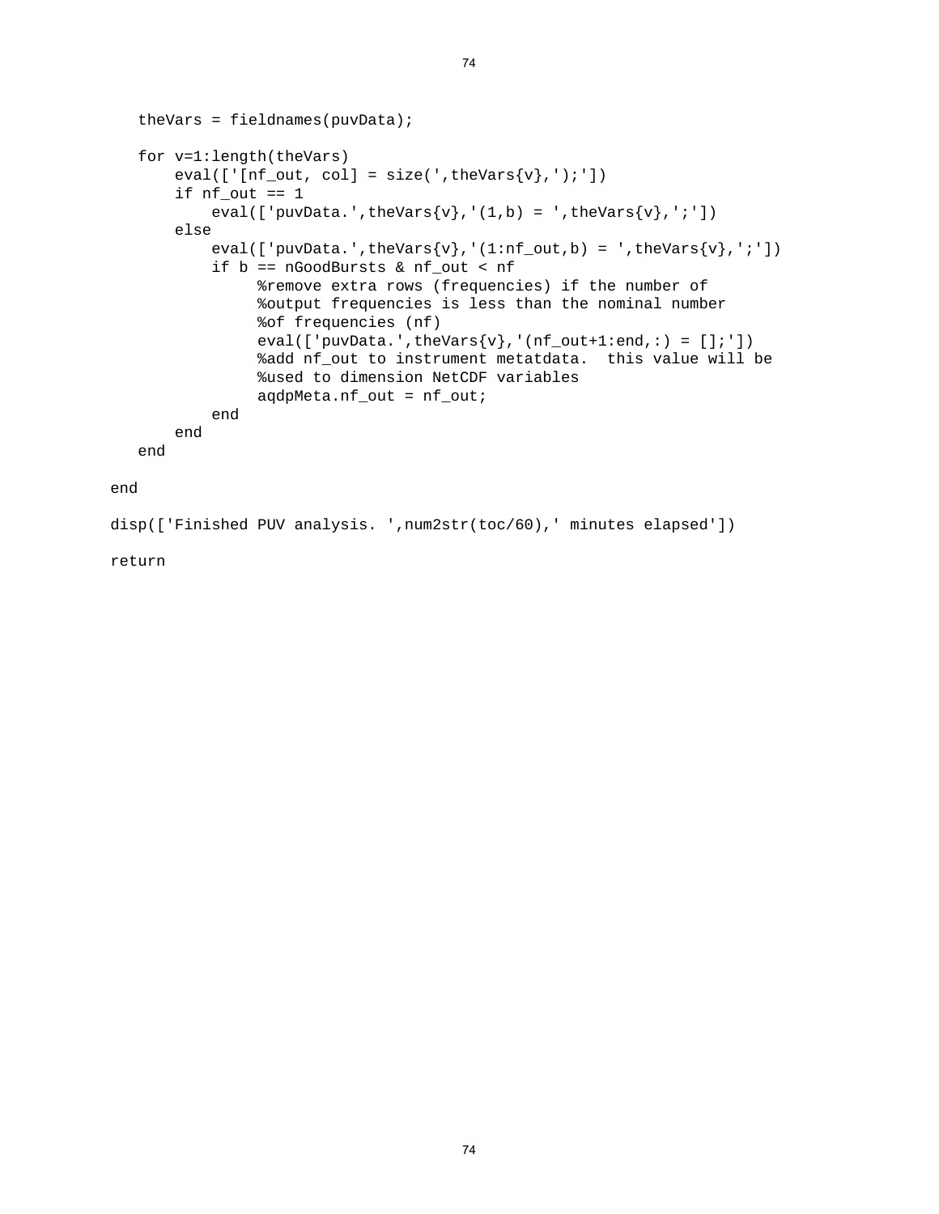```
    theVars = fieldnames(puvData);

    for v=1:length(theVars)
        eval(['[nf_out, col] = size(',theVars{v},');'])
        if nf_out == 1
            eval(['puvData.',theVars{v},'(1,b) = ',theVars{v},';'])
        else
            eval(['puvData.',theVars{v},'(1:nf_out,b) = ',theVars{v},';'])
            if b == nGoodBursts & nf_out < nf
                %remove extra rows (frequencies) if the number of
                %output frequencies is less than the nominal number
                %of frequencies (nf)
                eval(['puvData.',theVars{v},'(nf_out+1:end,:) = [];'])
                %add nf_out to instrument metatdata.  this value will be
                %used to dimension NetCDF variables
                aqdpMeta.nf_out = nf_out;
            end
        end
    end

end

disp(['Finished PUV analysis. ',num2str(toc/60),' minutes elapsed'])

return
```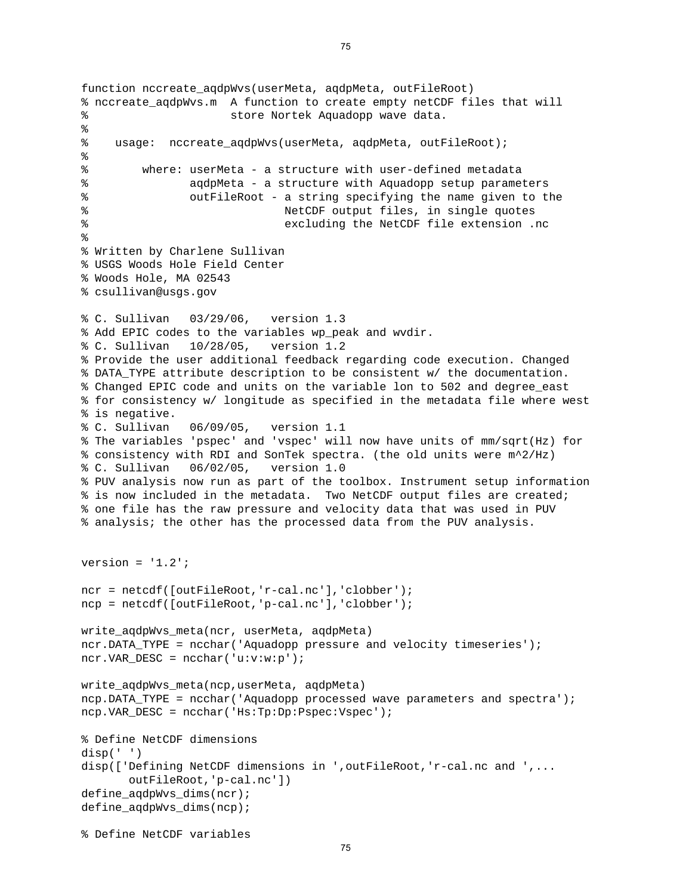```
function nccreate_aqdpWvs(userMeta, aqdpMeta, outFileRoot)
% nccreate_aqdpWvs.m  A function to create empty netCDF files that will
%                     store Nortek Aquadopp wave data.
%
%    usage:  nccreate_aqdpWvs(userMeta, aqdpMeta, outFileRoot);
%
%        where: userMeta - a structure with user-defined metadata
%               aqdpMeta - a structure with Aquadopp setup parameters
%               outFileRoot - a string specifying the name given to the
%                             NetCDF output files, in single quotes
%                             excluding the NetCDF file extension .nc
%
% Written by Charlene Sullivan
% USGS Woods Hole Field Center
% Woods Hole, MA 02543
% csullivan@usgs.gov

% C. Sullivan   03/29/06,   version 1.3
% Add EPIC codes to the variables wp_peak and wvdir.
% C. Sullivan   10/28/05,   version 1.2
% Provide the user additional feedback regarding code execution. Changed
% DATA_TYPE attribute description to be consistent w/ the documentation.
% Changed EPIC code and units on the variable lon to 502 and degree_east
% for consistency w/ longitude as specified in the metadata file where west
% is negative.
% C. Sullivan   06/09/05,   version 1.1
% The variables 'pspec' and 'vspec' will now have units of mm/sqrt(Hz) for
% consistency with RDI and SonTek spectra. (the old units were m^2/Hz)
% C. Sullivan   06/02/05,   version 1.0
% PUV analysis now run as part of the toolbox. Instrument setup information
% is now included in the metadata.  Two NetCDF output files are created;
% one file has the raw pressure and velocity data that was used in PUV
% analysis; the other has the processed data from the PUV analysis.


version = '1.2';

ncr = netcdf([outFileRoot,'r-cal.nc'],'clobber');
ncp = netcdf([outFileRoot,'p-cal.nc'],'clobber');

write_aqdpWvs_meta(ncr, userMeta, aqdpMeta)
ncr.DATA_TYPE = ncchar('Aquadopp pressure and velocity timeseries');
ncr.VAR_DESC = ncchar('u:v:w:p');

write_aqdpWvs_meta(ncp,userMeta, aqdpMeta)
ncp.DATA_TYPE = ncchar('Aquadopp processed wave parameters and spectra');
ncp.VAR_DESC = ncchar('Hs:Tp:Dp:Pspec:Vspec');

% Define NetCDF dimensions
disp(' ')
disp(['Defining NetCDF dimensions in ',outFileRoot,'r-cal.nc and ',...
      outFileRoot,'p-cal.nc'])
define_aqdpWvs_dims(ncr);
define_aqdpWvs_dims(ncp);

% Define NetCDF variables
```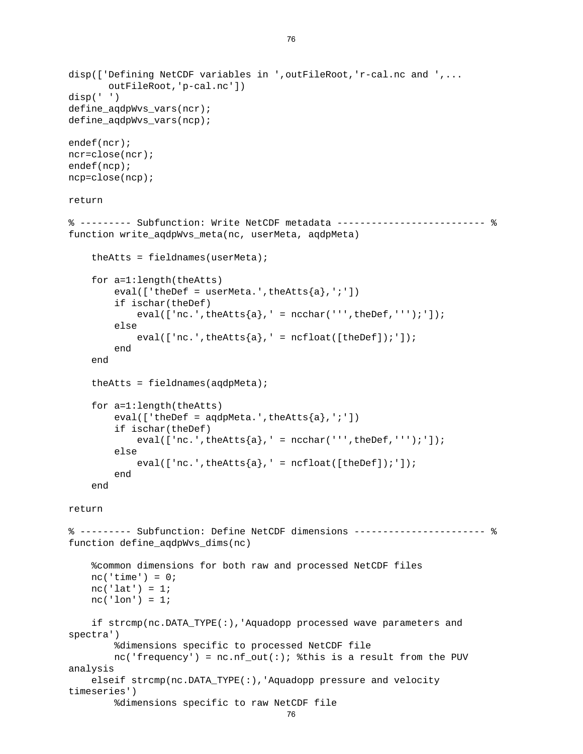```
disp(['Defining NetCDF variables in ',outFileRoot,'r-cal.nc and ',...
      outFileRoot,'p-cal.nc'])
disp(' ')
define_aqdpWvs_vars(ncr);
define_aqdpWvs_vars(ncp);

endef(ncr);
ncr=close(ncr);
endef(ncp);
ncp=close(ncp);

return

% --------- Subfunction: Write NetCDF metadata -------------------------- %
function write_aqdpWvs_meta(nc, userMeta, aqdpMeta)

    theAtts = fieldnames(userMeta);

    for a=1:length(theAtts)
        eval(['theDef = userMeta.',theAtts{a},';'])
        if ischar(theDef)
            eval(['nc.',theAtts{a},' = ncchar(''',theDef,''');']);
        else
            eval(['nc.',theAtts{a},' = ncfloat([theDef]);']);
        end
    end

    theAtts = fieldnames(aqdpMeta);

    for a=1:length(theAtts)
        eval(['theDef = aqdpMeta.',theAtts{a},';'])
        if ischar(theDef)
            eval(['nc.',theAtts{a},' = ncchar(''',theDef,''');']);
        else
            eval(['nc.',theAtts{a},' = ncfloat([theDef]);']);
        end
    end

return

% --------- Subfunction: Define NetCDF dimensions ----------------------- %
function define_aqdpWvs_dims(nc)

    %common dimensions for both raw and processed NetCDF files
    nc('time') = 0;
    nc('lat') = 1;
    nc('lon') = 1;

    if strcmp(nc.DATA_TYPE(:),'Aquadopp processed wave parameters and
spectra')
        %dimensions specific to processed NetCDF file
        nc('frequency') = nc.nf_out(:); %this is a result from the PUV
analysis
    elseif strcmp(nc.DATA_TYPE(:),'Aquadopp pressure and velocity
timeseries')
        %dimensions specific to raw NetCDF file
```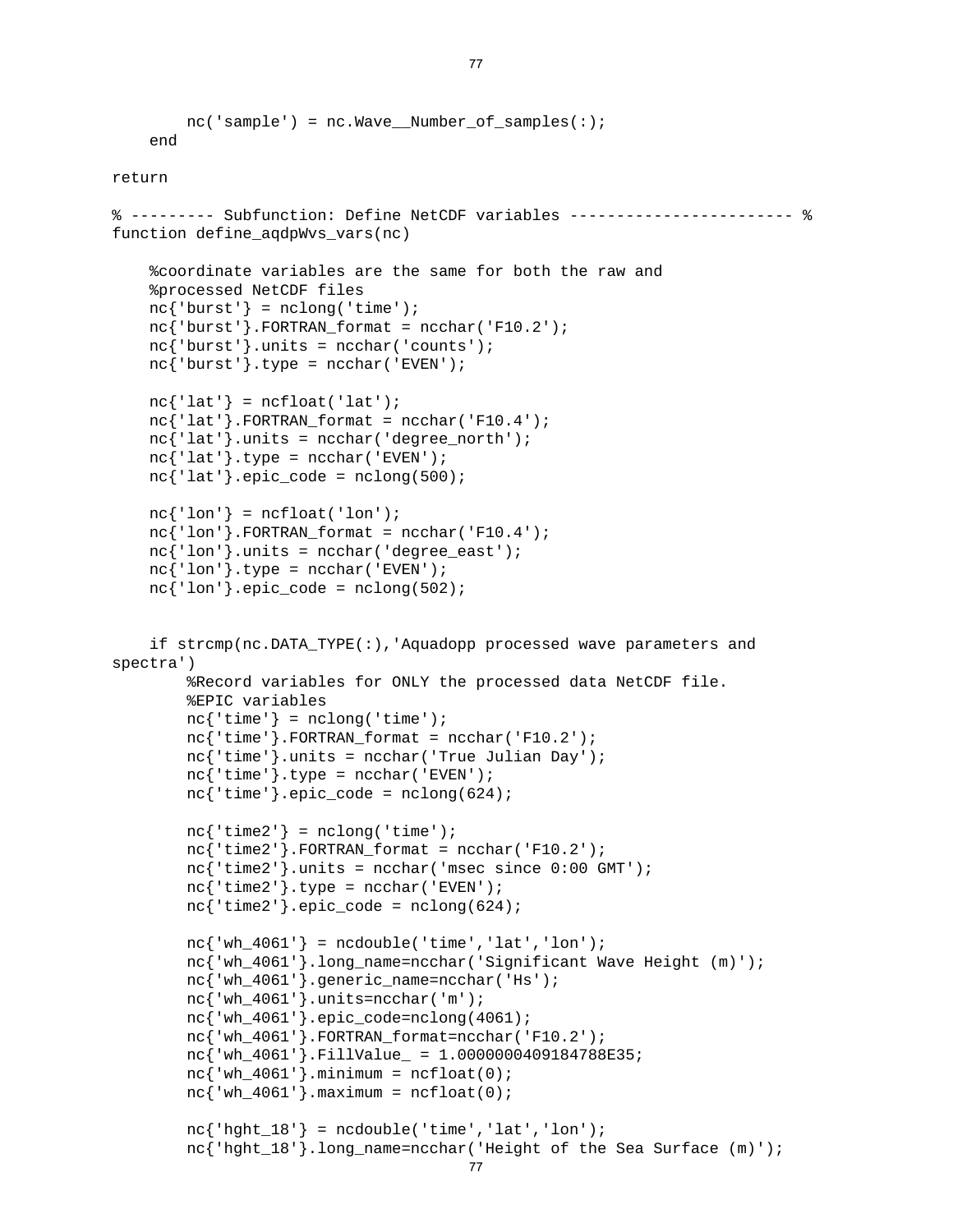```
        nc('sample') = nc.Wave__Number_of_samples(:);
    end

return

% --------- Subfunction: Define NetCDF variables ------------------------ %
function define_aqdpWvs_vars(nc)

    %coordinate variables are the same for both the raw and
    %processed NetCDF files
    nc{'burst'} = nclong('time');
    nc{'burst'}.FORTRAN_format = ncchar('F10.2');
    nc{'burst'}.units = ncchar('counts');
    nc{'burst'}.type = ncchar('EVEN');

    nc{'lat'} = ncfloat('lat');
    nc{'lat'}.FORTRAN_format = ncchar('F10.4');
    nc{'lat'}.units = ncchar('degree_north');
    nc{'lat'}.type = ncchar('EVEN');
    nc{'lat'}.epic_code = nclong(500);

    nc{'lon'} = ncfloat('lon');
    nc{'lon'}.FORTRAN_format = ncchar('F10.4');
    nc{'lon'}.units = ncchar('degree_east');
    nc{'lon'}.type = ncchar('EVEN');
    nc{'lon'}.epic_code = nclong(502);


    if strcmp(nc.DATA_TYPE(:),'Aquadopp processed wave parameters and
spectra')
        %Record variables for ONLY the processed data NetCDF file.
        %EPIC variables
        nc{'time'} = nclong('time');
        nc{'time'}.FORTRAN_format = ncchar('F10.2');
        nc{'time'}.units = ncchar('True Julian Day');
        nc{'time'}.type = ncchar('EVEN');
        nc{'time'}.epic_code = nclong(624);

        nc{'time2'} = nclong('time');
        nc{'time2'}.FORTRAN_format = ncchar('F10.2');
        nc{'time2'}.units = ncchar('msec since 0:00 GMT');
        nc{'time2'}.type = ncchar('EVEN');
        nc{'time2'}.epic_code = nclong(624);

        nc{'wh_4061'} = ncdouble('time','lat','lon');
        nc{'wh_4061'}.long_name=ncchar('Significant Wave Height (m)');
        nc{'wh_4061'}.generic_name=ncchar('Hs');
        nc{'wh_4061'}.units=ncchar('m');
        nc{'wh_4061'}.epic_code=nclong(4061);
        nc{'wh_4061'}.FORTRAN_format=ncchar('F10.2');
        nc{'wh_4061'}.FillValue_ = 1.0000000409184788E35;
        nc{'wh_4061'}.minimum = ncfloat(0);
        nc{'wh_4061'}.maximum = ncfloat(0);

        nc{'hght_18'} = ncdouble('time','lat','lon');
        nc{'hght_18'}.long_name=ncchar('Height of the Sea Surface (m)');
```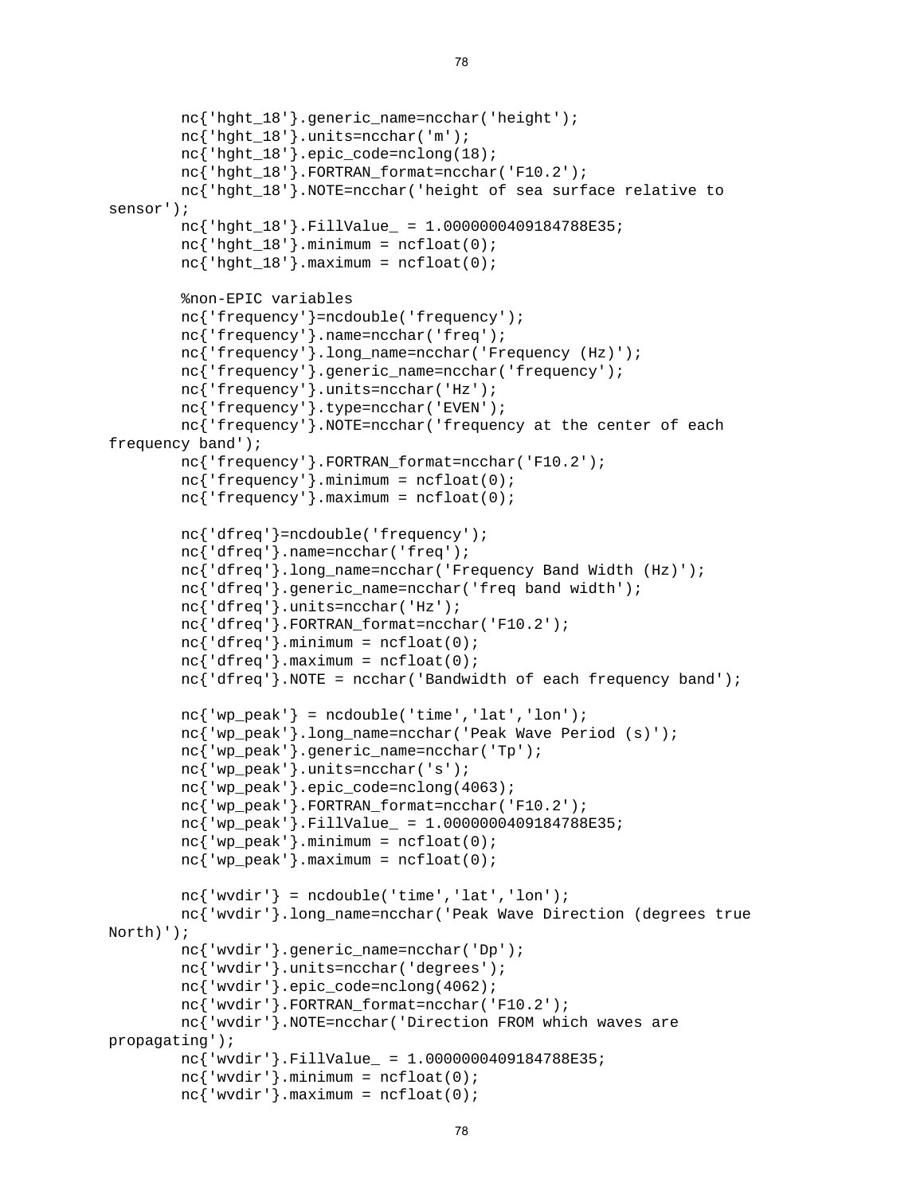```
        nc{'hght_18'}.generic_name=ncchar('height');
        nc{'hght_18'}.units=ncchar('m');
        nc{'hght_18'}.epic_code=nclong(18);
        nc{'hght_18'}.FORTRAN_format=ncchar('F10.2');
        nc{'hght_18'}.NOTE=ncchar('height of sea surface relative to
sensor');
        nc{'hght_18'}.FillValue_ = 1.0000000409184788E35;
        nc{'hght_18'}.minimum = ncfloat(0);
        nc{'hght_18'}.maximum = ncfloat(0);

        %non-EPIC variables
        nc{'frequency'}=ncdouble('frequency');
        nc{'frequency'}.name=ncchar('freq');
        nc{'frequency'}.long_name=ncchar('Frequency (Hz)');
        nc{'frequency'}.generic_name=ncchar('frequency');
        nc{'frequency'}.units=ncchar('Hz');
        nc{'frequency'}.type=ncchar('EVEN');
        nc{'frequency'}.NOTE=ncchar('frequency at the center of each
frequency band');
        nc{'frequency'}.FORTRAN_format=ncchar('F10.2');
        nc{'frequency'}.minimum = ncfloat(0);
        nc{'frequency'}.maximum = ncfloat(0);

        nc{'dfreq'}=ncdouble('frequency');
        nc{'dfreq'}.name=ncchar('freq');
        nc{'dfreq'}.long_name=ncchar('Frequency Band Width (Hz)');
        nc{'dfreq'}.generic_name=ncchar('freq band width');
        nc{'dfreq'}.units=ncchar('Hz');
        nc{'dfreq'}.FORTRAN_format=ncchar('F10.2');
        nc{'dfreq'}.minimum = ncfloat(0);
        nc{'dfreq'}.maximum = ncfloat(0);
        nc{'dfreq'}.NOTE = ncchar('Bandwidth of each frequency band');

        nc{'wp_peak'} = ncdouble('time','lat','lon');
        nc{'wp_peak'}.long_name=ncchar('Peak Wave Period (s)');
        nc{'wp_peak'}.generic_name=ncchar('Tp');
        nc{'wp_peak'}.units=ncchar('s');
        nc{'wp_peak'}.epic_code=nclong(4063);
        nc{'wp_peak'}.FORTRAN_format=ncchar('F10.2');
        nc{'wp_peak'}.FillValue_ = 1.0000000409184788E35;
        nc{'wp_peak'}.minimum = ncfloat(0);
        nc{'wp_peak'}.maximum = ncfloat(0);

        nc{'wvdir'} = ncdouble('time','lat','lon');
        nc{'wvdir'}.long_name=ncchar('Peak Wave Direction (degrees true
North)');
        nc{'wvdir'}.generic_name=ncchar('Dp');
        nc{'wvdir'}.units=ncchar('degrees');
        nc{'wvdir'}.epic_code=nclong(4062);
        nc{'wvdir'}.FORTRAN_format=ncchar('F10.2');
        nc{'wvdir'}.NOTE=ncchar('Direction FROM which waves are
propagating');
        nc{'wvdir'}.FillValue_ = 1.0000000409184788E35;
        nc{'wvdir'}.minimum = ncfloat(0);
        nc{'wvdir'}.maximum = ncfloat(0);
```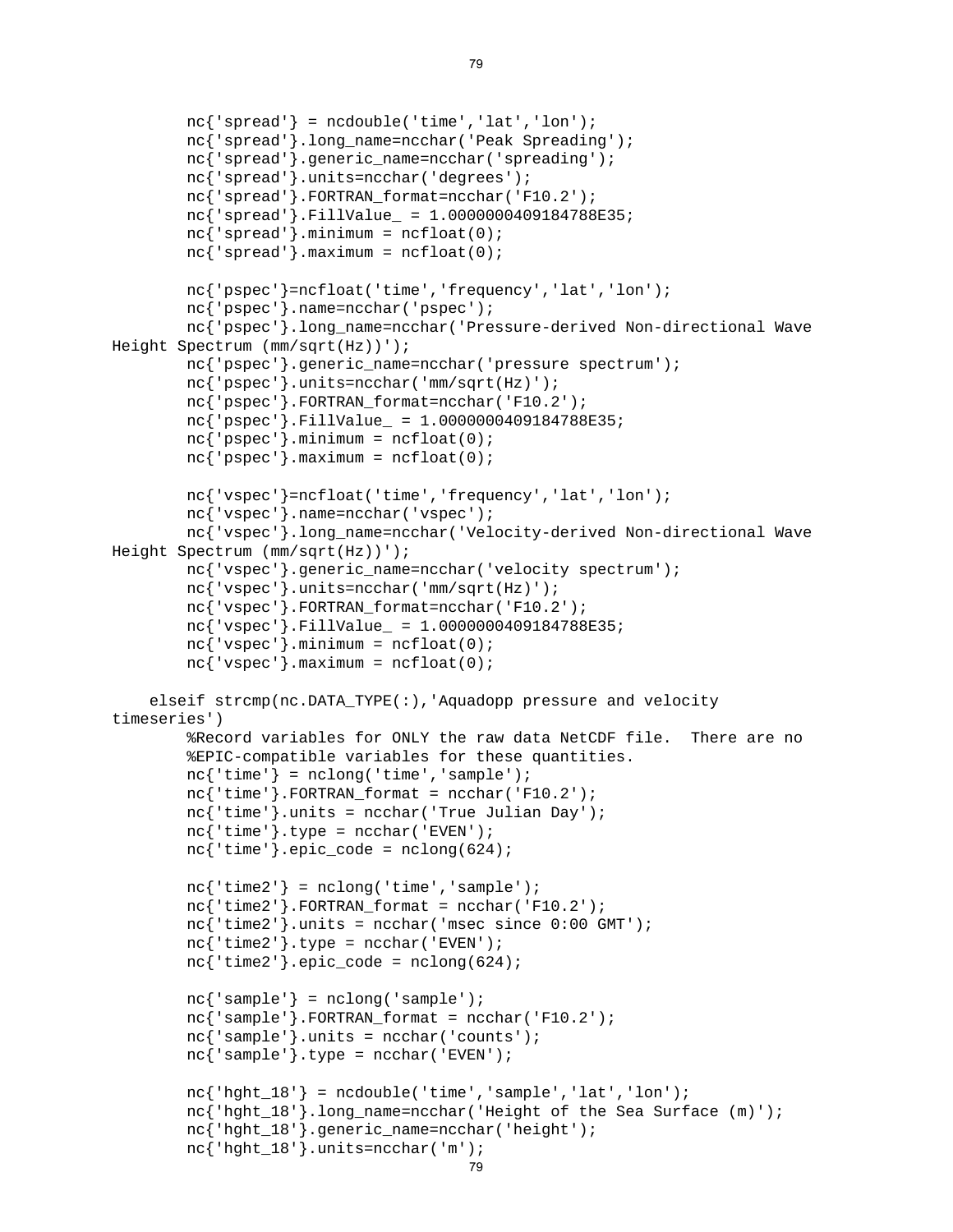```
        nc{'spread'} = ncdouble('time','lat','lon');
        nc{'spread'}.long_name=ncchar('Peak Spreading');
        nc{'spread'}.generic_name=ncchar('spreading');
        nc{'spread'}.units=ncchar('degrees');
        nc{'spread'}.FORTRAN_format=ncchar('F10.2');
        nc{'spread'}.FillValue_ = 1.0000000409184788E35;
        nc{'spread'}.minimum = ncfloat(0);
        nc{'spread'}.maximum = ncfloat(0);

        nc{'pspec'}=ncfloat('time','frequency','lat','lon');
        nc{'pspec'}.name=ncchar('pspec');
        nc{'pspec'}.long_name=ncchar('Pressure-derived Non-directional Wave
Height Spectrum (mm/sqrt(Hz))');
        nc{'pspec'}.generic_name=ncchar('pressure spectrum');
        nc{'pspec'}.units=ncchar('mm/sqrt(Hz)');
        nc{'pspec'}.FORTRAN_format=ncchar('F10.2');
        nc{'pspec'}.FillValue_ = 1.0000000409184788E35;
        nc{'pspec'}.minimum = ncfloat(0);
        nc{'pspec'}.maximum = ncfloat(0);

        nc{'vspec'}=ncfloat('time','frequency','lat','lon');
        nc{'vspec'}.name=ncchar('vspec');
        nc{'vspec'}.long_name=ncchar('Velocity-derived Non-directional Wave
Height Spectrum (mm/sqrt(Hz))');
        nc{'vspec'}.generic_name=ncchar('velocity spectrum');
        nc{'vspec'}.units=ncchar('mm/sqrt(Hz)');
        nc{'vspec'}.FORTRAN_format=ncchar('F10.2');
        nc{'vspec'}.FillValue_ = 1.0000000409184788E35;
        nc{'vspec'}.minimum = ncfloat(0);
        nc{'vspec'}.maximum = ncfloat(0);

    elseif strcmp(nc.DATA_TYPE(:),'Aquadopp pressure and velocity
timeseries')
        %Record variables for ONLY the raw data NetCDF file.  There are no
        %EPIC-compatible variables for these quantities.
        nc{'time'} = nclong('time','sample');
        nc{'time'}.FORTRAN_format = ncchar('F10.2');
        nc{'time'}.units = ncchar('True Julian Day');
        nc{'time'}.type = ncchar('EVEN');
        nc{'time'}.epic_code = nclong(624);

        nc{'time2'} = nclong('time','sample');
        nc{'time2'}.FORTRAN_format = ncchar('F10.2');
        nc{'time2'}.units = ncchar('msec since 0:00 GMT');
        nc{'time2'}.type = ncchar('EVEN');
        nc{'time2'}.epic_code = nclong(624);

        nc{'sample'} = nclong('sample');
        nc{'sample'}.FORTRAN_format = ncchar('F10.2');
        nc{'sample'}.units = ncchar('counts');
        nc{'sample'}.type = ncchar('EVEN');

        nc{'hght_18'} = ncdouble('time','sample','lat','lon');
        nc{'hght_18'}.long_name=ncchar('Height of the Sea Surface (m)');
        nc{'hght_18'}.generic_name=ncchar('height');
        nc{'hght_18'}.units=ncchar('m');
```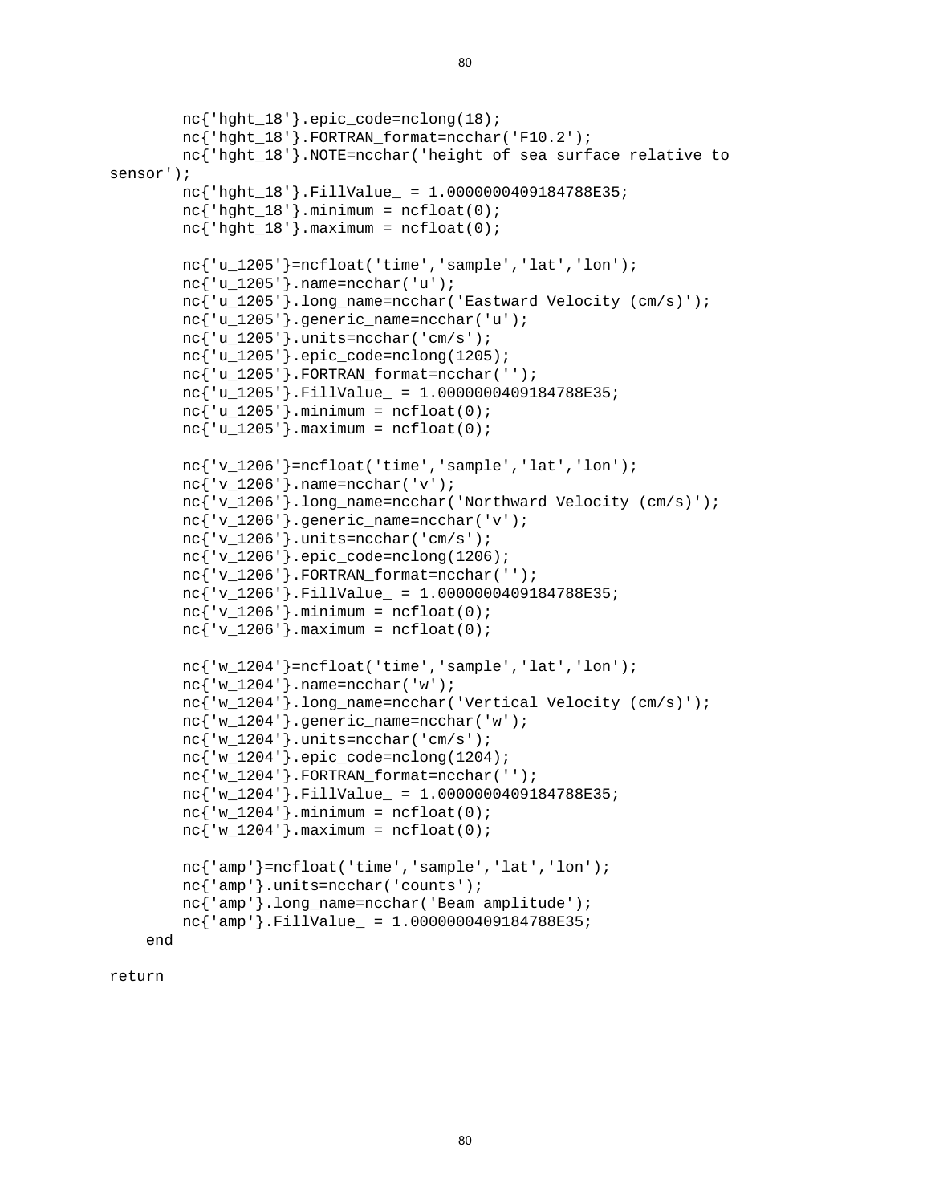```
        nc{'hght_18'}.epic_code=nclong(18);
        nc{'hght_18'}.FORTRAN_format=ncchar('F10.2');
        nc{'hght_18'}.NOTE=ncchar('height of sea surface relative to
sensor');
        nc{'hght_18'}.FillValue_ = 1.0000000409184788E35;
        nc{'hght_18'}.minimum = ncfloat(0);
        nc{'hght_18'}.maximum = ncfloat(0);

        nc{'u_1205'}=ncfloat('time','sample','lat','lon');
        nc{'u_1205'}.name=ncchar('u');
        nc{'u_1205'}.long_name=ncchar('Eastward Velocity (cm/s)');
        nc{'u_1205'}.generic_name=ncchar('u');
        nc{'u_1205'}.units=ncchar('cm/s');
        nc{'u_1205'}.epic_code=nclong(1205);
        nc{'u_1205'}.FORTRAN_format=ncchar('');
        nc{'u_1205'}.FillValue_ = 1.0000000409184788E35;
        nc{'u_1205'}.minimum = ncfloat(0);
        nc{'u_1205'}.maximum = ncfloat(0);

        nc{'v_1206'}=ncfloat('time','sample','lat','lon');
        nc{'v_1206'}.name=ncchar('v');
        nc{'v_1206'}.long_name=ncchar('Northward Velocity (cm/s)');
        nc{'v_1206'}.generic_name=ncchar('v');
        nc{'v_1206'}.units=ncchar('cm/s');
        nc{'v_1206'}.epic_code=nclong(1206);
        nc{'v_1206'}.FORTRAN_format=ncchar('');
        nc{'v_1206'}.FillValue_ = 1.0000000409184788E35;
        nc{'v_1206'}.minimum = ncfloat(0);
        nc{'v_1206'}.maximum = ncfloat(0);

        nc{'w_1204'}=ncfloat('time','sample','lat','lon');
        nc{'w_1204'}.name=ncchar('w');
        nc{'w_1204'}.long_name=ncchar('Vertical Velocity (cm/s)');
        nc{'w_1204'}.generic_name=ncchar('w');
        nc{'w_1204'}.units=ncchar('cm/s');
        nc{'w_1204'}.epic_code=nclong(1204);
        nc{'w_1204'}.FORTRAN_format=ncchar('');
        nc{'w_1204'}.FillValue_ = 1.0000000409184788E35;
        nc{'w_1204'}.minimum = ncfloat(0);
        nc{'w_1204'}.maximum = ncfloat(0);

        nc{'amp'}=ncfloat('time','sample','lat','lon');
        nc{'amp'}.units=ncchar('counts');
        nc{'amp'}.long_name=ncchar('Beam amplitude');
        nc{'amp'}.FillValue_ = 1.0000000409184788E35;
    end

return
```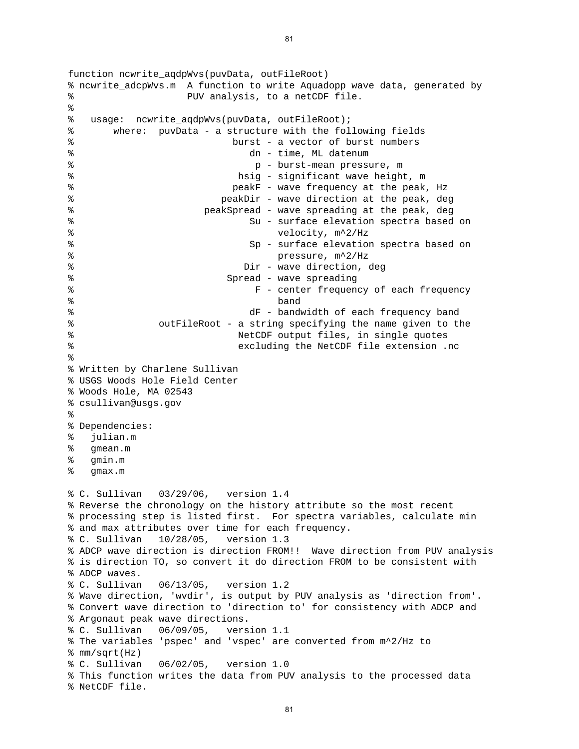```
function ncwrite_aqdpWvs(puvData, outFileRoot)
% ncwrite_adcpWvs.m  A function to write Aquadopp wave data, generated by
%                    PUV analysis, to a netCDF file.
%
%   usage:  ncwrite_aqdpWvs(puvData, outFileRoot);
%       where:  puvData - a structure with the following fields
%                           burst - a vector of burst numbers
%                              dn - time, ML datenum
%                               p - burst-mean pressure, m
%                            hsig - significant wave height, m
%                           peakF - wave frequency at the peak, Hz
%                         peakDir - wave direction at the peak, deg
%                      peakSpread - wave spreading at the peak, deg
%                              Su - surface elevation spectra based on
%                                   velocity, m^2/Hz
%                              Sp - surface elevation spectra based on
%                                   pressure, m^2/Hz
%                             Dir - wave direction, deg
%                          Spread - wave spreading
%                               F - center frequency of each frequency
%                                   band
%                              dF - bandwidth of each frequency band
%              outFileRoot - a string specifying the name given to the
%                            NetCDF output files, in single quotes
%                            excluding the NetCDF file extension .nc
%
% Written by Charlene Sullivan
% USGS Woods Hole Field Center
% Woods Hole, MA 02543
% csullivan@usgs.gov
%
% Dependencies:
%   julian.m
%   gmean.m
%   gmin.m
%   gmax.m

% C. Sullivan   03/29/06,   version 1.4
% Reverse the chronology on the history attribute so the most recent
% processing step is listed first.  For spectra variables, calculate min
% and max attributes over time for each frequency.
% C. Sullivan   10/28/05,   version 1.3
% ADCP wave direction is direction FROM!!  Wave direction from PUV analysis
% is direction TO, so convert it do direction FROM to be consistent with
% ADCP waves.
% C. Sullivan   06/13/05,   version 1.2
% Wave direction, 'wvdir', is output by PUV analysis as 'direction from'.
% Convert wave direction to 'direction to' for consistency with ADCP and
% Argonaut peak wave directions.
% C. Sullivan   06/09/05,   version 1.1
% The variables 'pspec' and 'vspec' are converted from m^2/Hz to
% mm/sqrt(Hz)
% C. Sullivan   06/02/05,   version 1.0
% This function writes the data from PUV analysis to the processed data
% NetCDF file.
```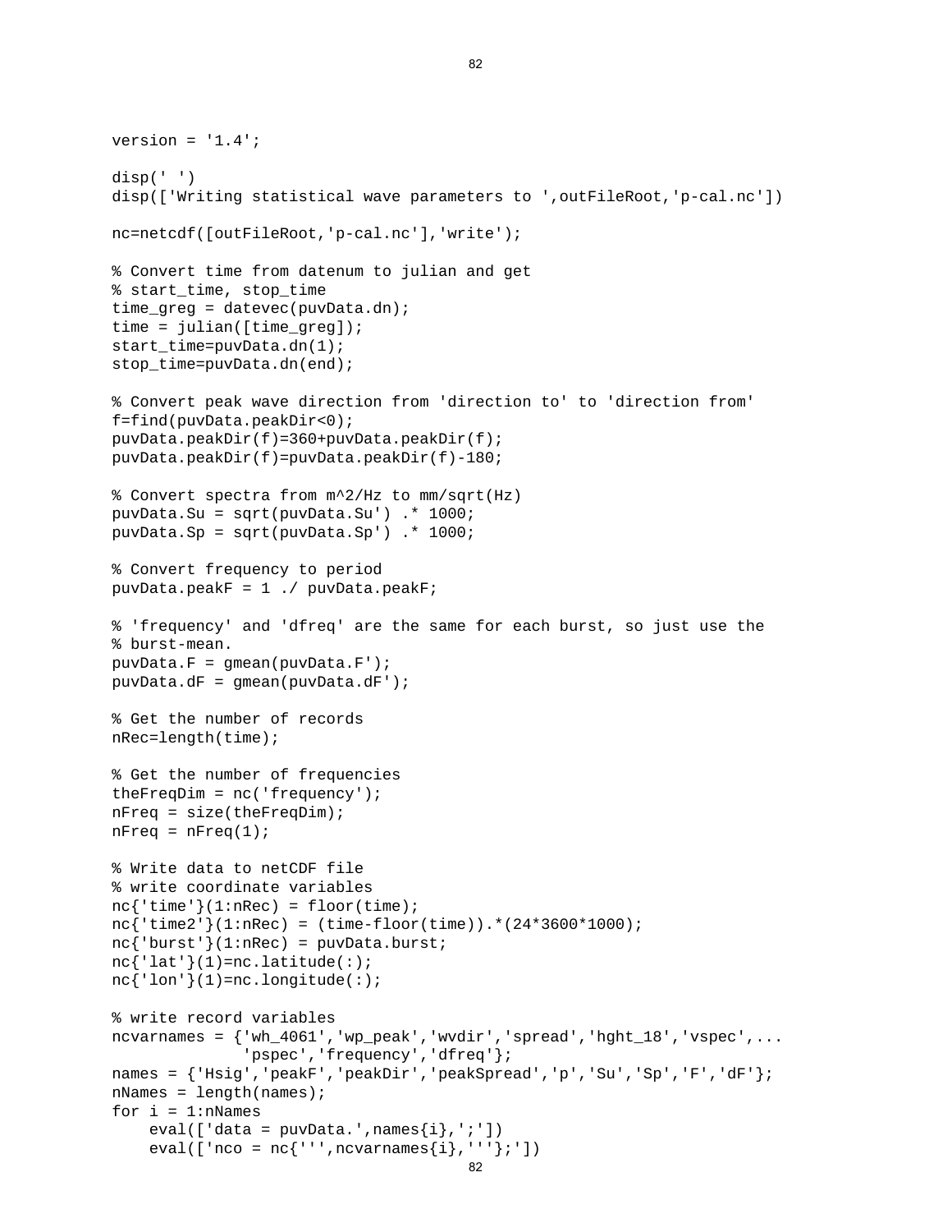```
version = '1.4';

disp(' ')
disp(['Writing statistical wave parameters to ',outFileRoot,'p-cal.nc'])

nc=netcdf([outFileRoot,'p-cal.nc'],'write');

% Convert time from datenum to julian and get
% start_time, stop_time
time_greg = datevec(puvData.dn);
time = julian([time_greg]);
start_time=puvData.dn(1);
stop_time=puvData.dn(end);

% Convert peak wave direction from 'direction to' to 'direction from'
f=find(puvData.peakDir<0);
puvData.peakDir(f)=360+puvData.peakDir(f);
puvData.peakDir(f)=puvData.peakDir(f)-180;

% Convert spectra from m^2/Hz to mm/sqrt(Hz)
puvData.Su = sqrt(puvData.Su') .* 1000;
puvData.Sp = sqrt(puvData.Sp') .* 1000;

% Convert frequency to period
puvData.peakF = 1 ./ puvData.peakF;

% 'frequency' and 'dfreq' are the same for each burst, so just use the
% burst-mean.
puvData.F = gmean(puvData.F');
puvData.dF = gmean(puvData.dF');

% Get the number of records
nRec=length(time);

% Get the number of frequencies
theFreqDim = nc('frequency');
nFreq = size(theFreqDim);
nFreq = nFreq(1);

% Write data to netCDF file
% write coordinate variables
nc{'time'}(1:nRec) = floor(time);
nc{'time2'}(1:nRec) = (time-floor(time)).*(24*3600*1000);
nc{'burst'}(1:nRec) = puvData.burst;
nc{'lat'}(1)=nc.latitude(:);
nc{'lon'}(1)=nc.longitude(:);

% write record variables
ncvarnames = {'wh_4061','wp_peak','wvdir','spread','hght_18','vspec',...
              'pspec','frequency','dfreq'};
names = {'Hsig','peakF','peakDir','peakSpread','p','Su','Sp','F','dF'};
nNames = length(names);
for i = 1:nNames
    eval(['data = puvData.',names{i},';'])
    eval(['nco = nc{''',ncvarnames{i},'''};'])
```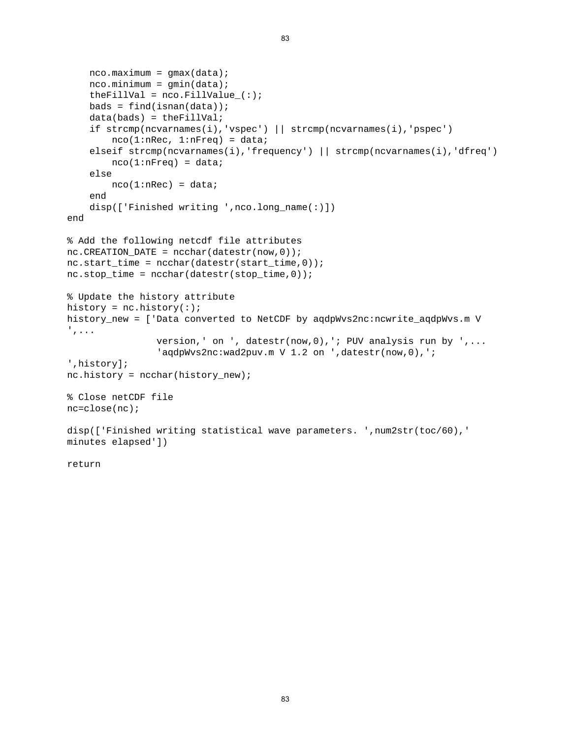```
    nco.maximum = gmax(data);
    nco.minimum = gmin(data);
    theFillVal = nco.FillValue_(:);
    bads = find(isnan(data));
    data(bads) = theFillVal;
    if strcmp(ncvarnames(i),'vspec') || strcmp(ncvarnames(i),'pspec')
        nco(1:nRec, 1:nFreq) = data;
    elseif strcmp(ncvarnames(i),'frequency') || strcmp(ncvarnames(i),'dfreq')
        nco(1:nFreq) = data;
    else
        nco(1:nRec) = data;
    end
    disp(['Finished writing ',nco.long_name(:)])
end

% Add the following netcdf file attributes
nc.CREATION_DATE = ncchar(datestr(now,0));
nc.start_time = ncchar(datestr(start_time,0));
nc.stop_time = ncchar(datestr(stop_time,0));

% Update the history attribute
history = nc.history(:);
history_new = ['Data converted to NetCDF by aqdpWvs2nc:ncwrite_aqdpWvs.m V
',...
                version,' on ', datestr(now,0),'; PUV analysis run by ',...
                'aqdpWvs2nc:wad2puv.m V 1.2 on ',datestr(now,0),';
',history];
nc.history = ncchar(history_new);

% Close netCDF file
nc=close(nc);

disp(['Finished writing statistical wave parameters. ',num2str(toc/60),'
minutes elapsed'])

return
```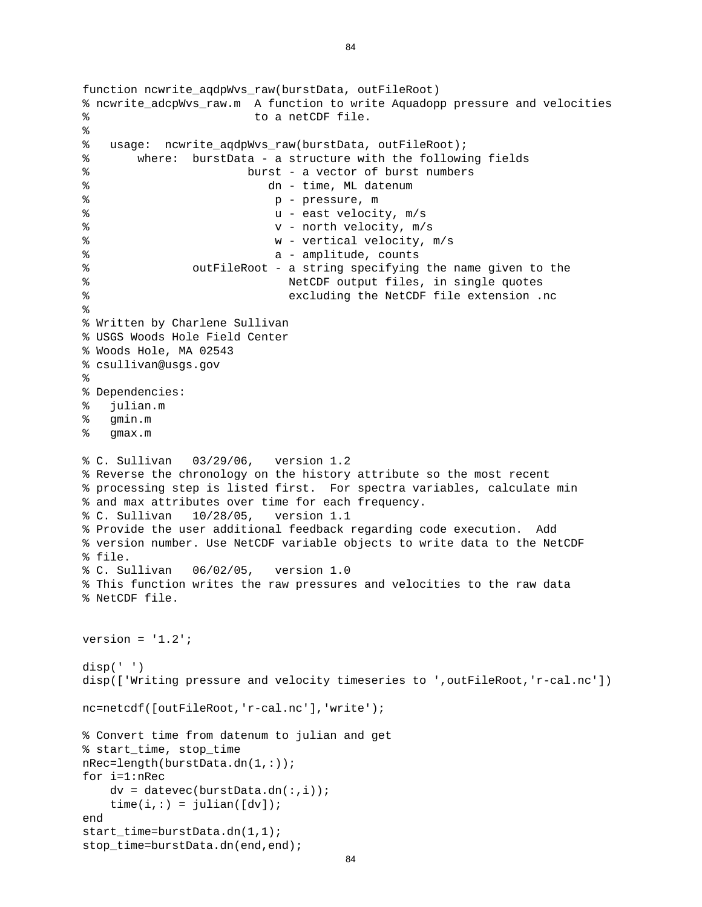```
function ncwrite_aqdpWvs_raw(burstData, outFileRoot)
% ncwrite_adcpWvs_raw.m  A function to write Aquadopp pressure and velocities
%                         to a netCDF file.
%
%   usage:  ncwrite_aqdpWvs_raw(burstData, outFileRoot);
%       where:  burstData - a structure with the following fields
%                       burst - a vector of burst numbers
%                          dn - time, ML datenum
%                           p - pressure, m
%                           u - east velocity, m/s
%                           v - north velocity, m/s
%                           w - vertical velocity, m/s
%                           a - amplitude, counts
%               outFileRoot - a string specifying the name given to the
%                             NetCDF output files, in single quotes
%                             excluding the NetCDF file extension .nc
%
% Written by Charlene Sullivan
% USGS Woods Hole Field Center
% Woods Hole, MA 02543
% csullivan@usgs.gov
%
% Dependencies:
%   julian.m
%   gmin.m
%   gmax.m

% C. Sullivan   03/29/06,   version 1.2
% Reverse the chronology on the history attribute so the most recent
% processing step is listed first.  For spectra variables, calculate min
% and max attributes over time for each frequency.
% C. Sullivan   10/28/05,   version 1.1
% Provide the user additional feedback regarding code execution.  Add
% version number. Use NetCDF variable objects to write data to the NetCDF
% file.
% C. Sullivan   06/02/05,   version 1.0
% This function writes the raw pressures and velocities to the raw data
% NetCDF file.


version = '1.2';

disp(' ')
disp(['Writing pressure and velocity timeseries to ',outFileRoot,'r-cal.nc'])

nc=netcdf([outFileRoot,'r-cal.nc'],'write');

% Convert time from datenum to julian and get
% start_time, stop_time
nRec=length(burstData.dn(1,:));
for i=1:nRec
    dv = datevec(burstData.dn(:,i));
    time(i,:) = julian([dv]);
end
start_time=burstData.dn(1,1);
stop_time=burstData.dn(end,end);
```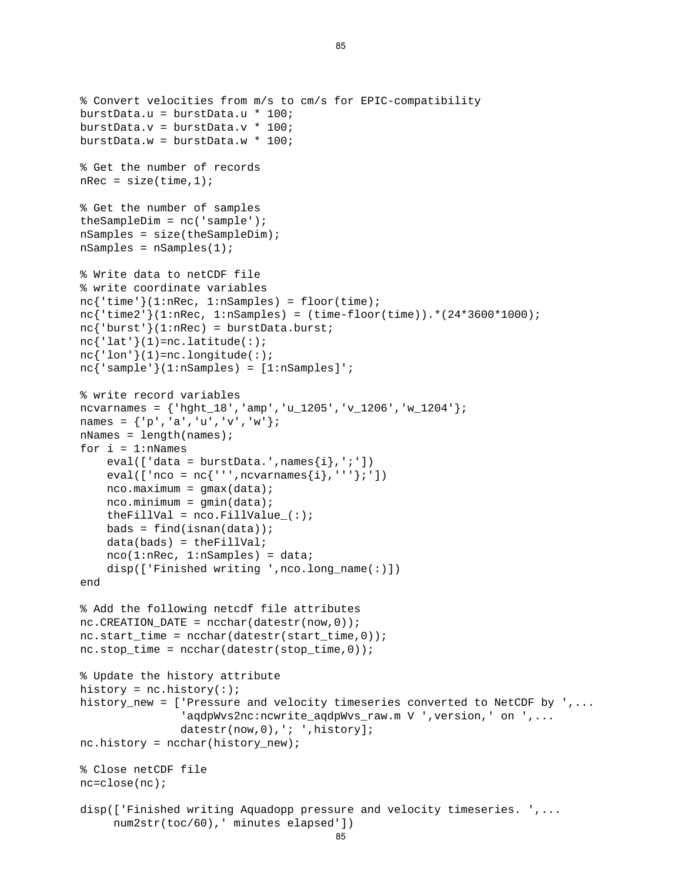```
% Convert velocities from m/s to cm/s for EPIC-compatibility
burstData.u = burstData.u * 100;
burstData.v = burstData.v * 100;
burstData.w = burstData.w * 100;

% Get the number of records
nRec = size(time,1);

% Get the number of samples
theSampleDim = nc('sample');
nSamples = size(theSampleDim);
nSamples = nSamples(1);

% Write data to netCDF file
% write coordinate variables
nc{'time'}(1:nRec, 1:nSamples) = floor(time);
nc{'time2'}(1:nRec, 1:nSamples) = (time-floor(time)).*(24*3600*1000);
nc{'burst'}(1:nRec) = burstData.burst;
nc{'lat'}(1)=nc.latitude(:);
nc{'lon'}(1)=nc.longitude(:);
nc{'sample'}(1:nSamples) = [1:nSamples]';

% write record variables
ncvarnames = {'hght_18','amp','u_1205','v_1206','w_1204'};
names = {'p','a','u','v','w'};
nNames = length(names);
for i = 1:nNames
    eval(['data = burstData.',names{i},';'])
    eval(['nco = nc{''',ncvarnames{i},'''};'])
    nco.maximum = gmax(data);
    nco.minimum = gmin(data);
    theFillVal = nco.FillValue_(:);
    bads = find(isnan(data));
    data(bads) = theFillVal;
    nco(1:nRec, 1:nSamples) = data;
    disp(['Finished writing ',nco.long_name(:)])
end

% Add the following netcdf file attributes
nc.CREATION_DATE = ncchar(datestr(now,0));
nc.start_time = ncchar(datestr(start_time,0));
nc.stop_time = ncchar(datestr(stop_time,0));

% Update the history attribute
history = nc.history(:);
history_new = ['Pressure and velocity timeseries converted to NetCDF by ',...
               'aqdpWvs2nc:ncwrite_aqdpWvs_raw.m V ',version,' on ',...
               datestr(now,0),'; ',history];
nc.history = ncchar(history_new);

% Close netCDF file
nc=close(nc);

disp(['Finished writing Aquadopp pressure and velocity timeseries. ',...
     num2str(toc/60),' minutes elapsed'])
```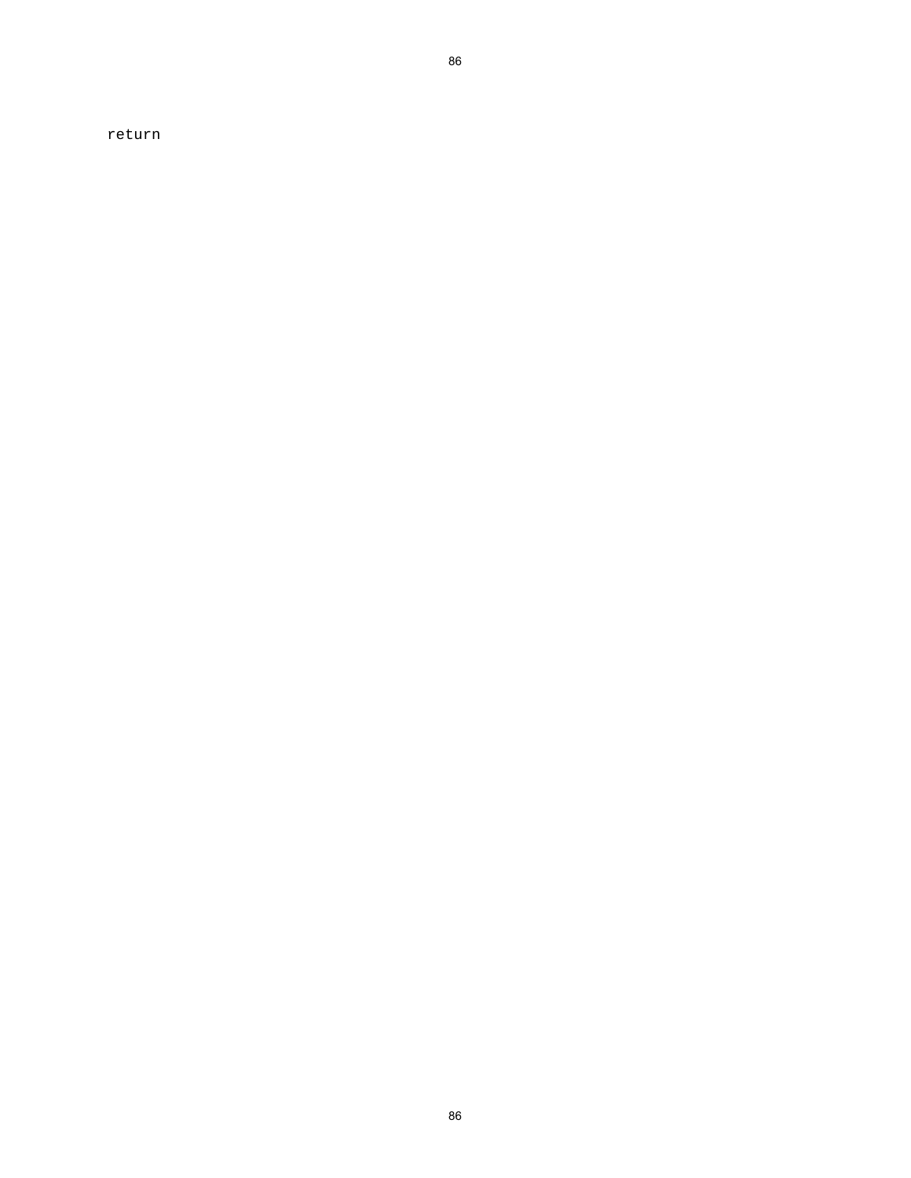```
return
```